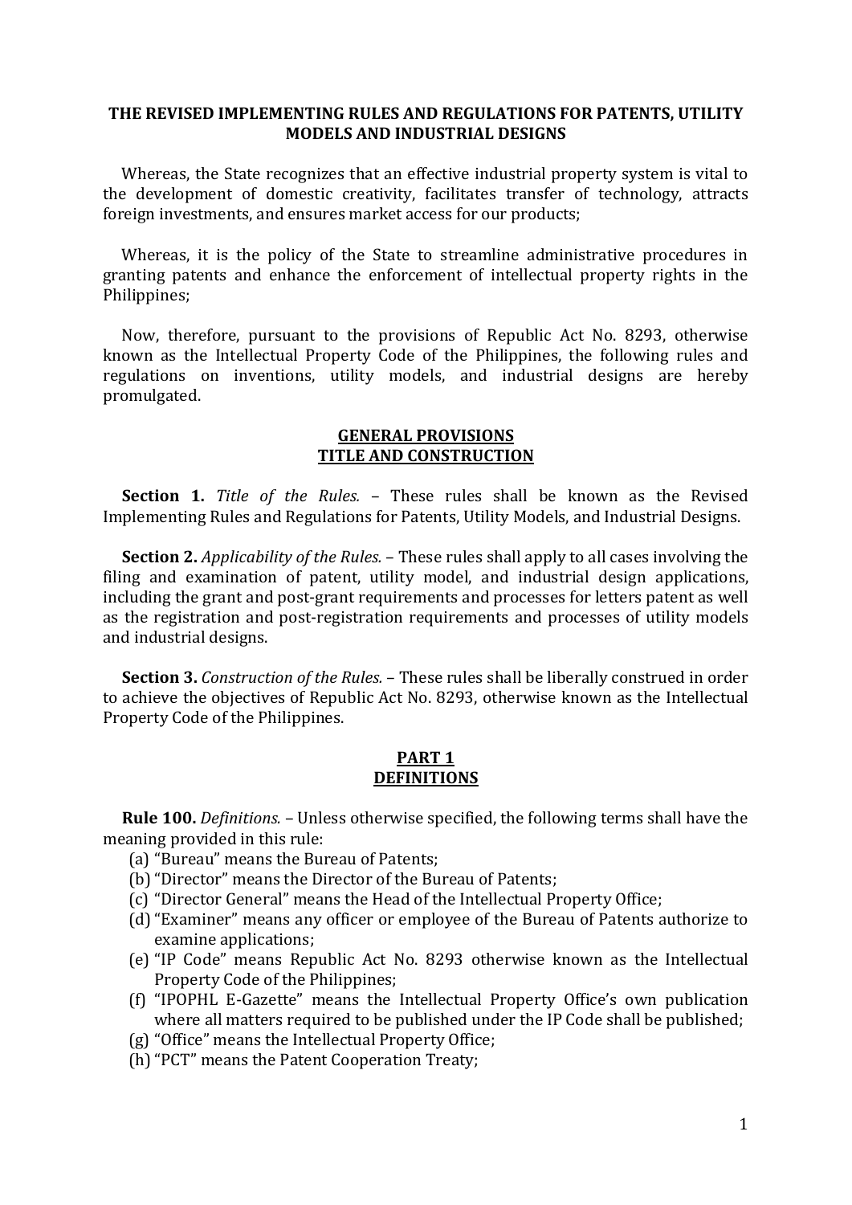# THE REVISED IMPLEMENTING RULES AND REGULATIONS FOR PATENTS, UTILITY MODELS AND INDUSTRIAL DESIGNS

Whereas, the State recognizes that an effective industrial property system is vital to the development of domestic creativity, facilitates transfer of technology, attracts foreign investments, and ensures market access for our products;

Whereas, it is the policy of the State to streamline administrative procedures in granting patents and enhance the enforcement of intellectual property rights in the Philippines;

Now, therefore, pursuant to the provisions of Republic Act No. 8293, otherwise known as the Intellectual Property Code of the Philippines, the following rules and regulations on inventions, utility models, and industrial designs are hereby promulgated.

## GENERAL PROVISIONS
## TITLE AND CONSTRUCTION

**Section 1.** *Title of the Rules.* – These rules shall be known as the Revised Implementing Rules and Regulations for Patents, Utility Models, and Industrial Designs.

**Section 2.** *Applicability of the Rules.* – These rules shall apply to all cases involving the filing and examination of patent, utility model, and industrial design applications, including the grant and post-grant requirements and processes for letters patent as well as the registration and post-registration requirements and processes of utility models and industrial designs.

**Section 3.** *Construction of the Rules.* – These rules shall be liberally construed in order to achieve the objectives of Republic Act No. 8293, otherwise known as the Intellectual Property Code of the Philippines.

## PART 1
## DEFINITIONS

**Rule 100.** *Definitions.* – Unless otherwise specified, the following terms shall have the meaning provided in this rule:

(a) "Bureau" means the Bureau of Patents;
(b) "Director" means the Director of the Bureau of Patents;
(c) "Director General" means the Head of the Intellectual Property Office;
(d) "Examiner" means any officer or employee of the Bureau of Patents authorize to examine applications;
(e) "IP Code" means Republic Act No. 8293 otherwise known as the Intellectual Property Code of the Philippines;
(f) "IPOPHL E-Gazette" means the Intellectual Property Office's own publication where all matters required to be published under the IP Code shall be published;
(g) "Office" means the Intellectual Property Office;
(h) "PCT" means the Patent Cooperation Treaty;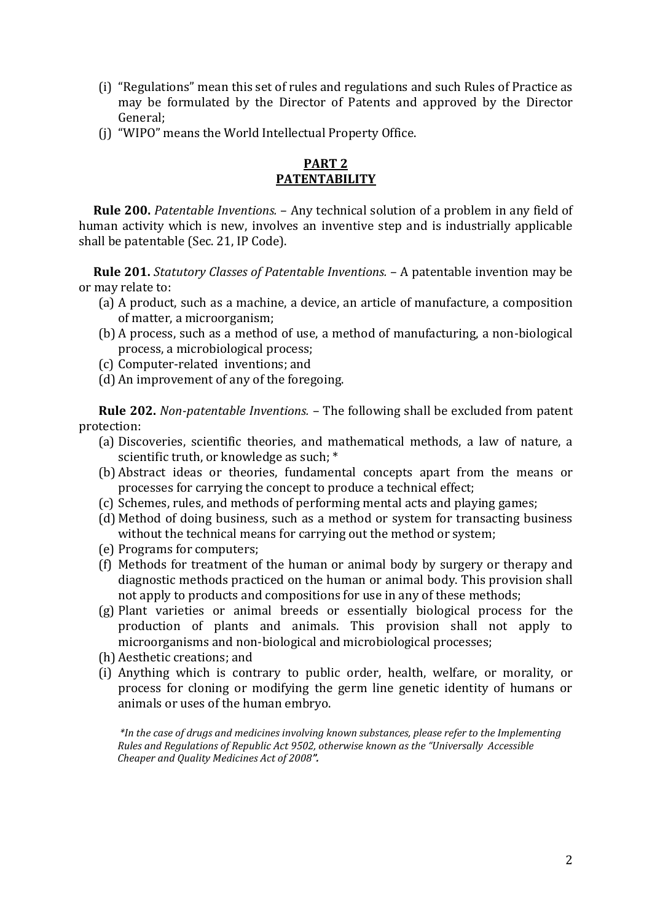(i) "Regulations" mean this set of rules and regulations and such Rules of Practice as may be formulated by the Director of Patents and approved by the Director General;

(j) "WIPO" means the World Intellectual Property Office.

## PART 2
## PATENTABILITY

**Rule 200.** *Patentable Inventions.* – Any technical solution of a problem in any field of human activity which is new, involves an inventive step and is industrially applicable shall be patentable (Sec. 21, IP Code).

**Rule 201.** *Statutory Classes of Patentable Inventions.* – A patentable invention may be or may relate to:

(a) A product, such as a machine, a device, an article of manufacture, a composition of matter, a microorganism;

(b) A process, such as a method of use, a method of manufacturing, a non-biological process, a microbiological process;

(c) Computer-related inventions; and

(d) An improvement of any of the foregoing.

**Rule 202.** *Non-patentable Inventions.* – The following shall be excluded from patent protection:

(a) Discoveries, scientific theories, and mathematical methods, a law of nature, a scientific truth, or knowledge as such; *

(b) Abstract ideas or theories, fundamental concepts apart from the means or processes for carrying the concept to produce a technical effect;

(c) Schemes, rules, and methods of performing mental acts and playing games;

(d) Method of doing business, such as a method or system for transacting business without the technical means for carrying out the method or system;

(e) Programs for computers;

(f) Methods for treatment of the human or animal body by surgery or therapy and diagnostic methods practiced on the human or animal body. This provision shall not apply to products and compositions for use in any of these methods;

(g) Plant varieties or animal breeds or essentially biological process for the production of plants and animals. This provision shall not apply to microorganisms and non-biological and microbiological processes;

(h) Aesthetic creations; and

(i) Anything which is contrary to public order, health, welfare, or morality, or process for cloning or modifying the germ line genetic identity of humans or animals or uses of the human embryo.

*\*In the case of drugs and medicines involving known substances, please refer to the Implementing Rules and Regulations of Republic Act 9502, otherwise known as the "Universally Accessible Cheaper and Quality Medicines Act of 2008".*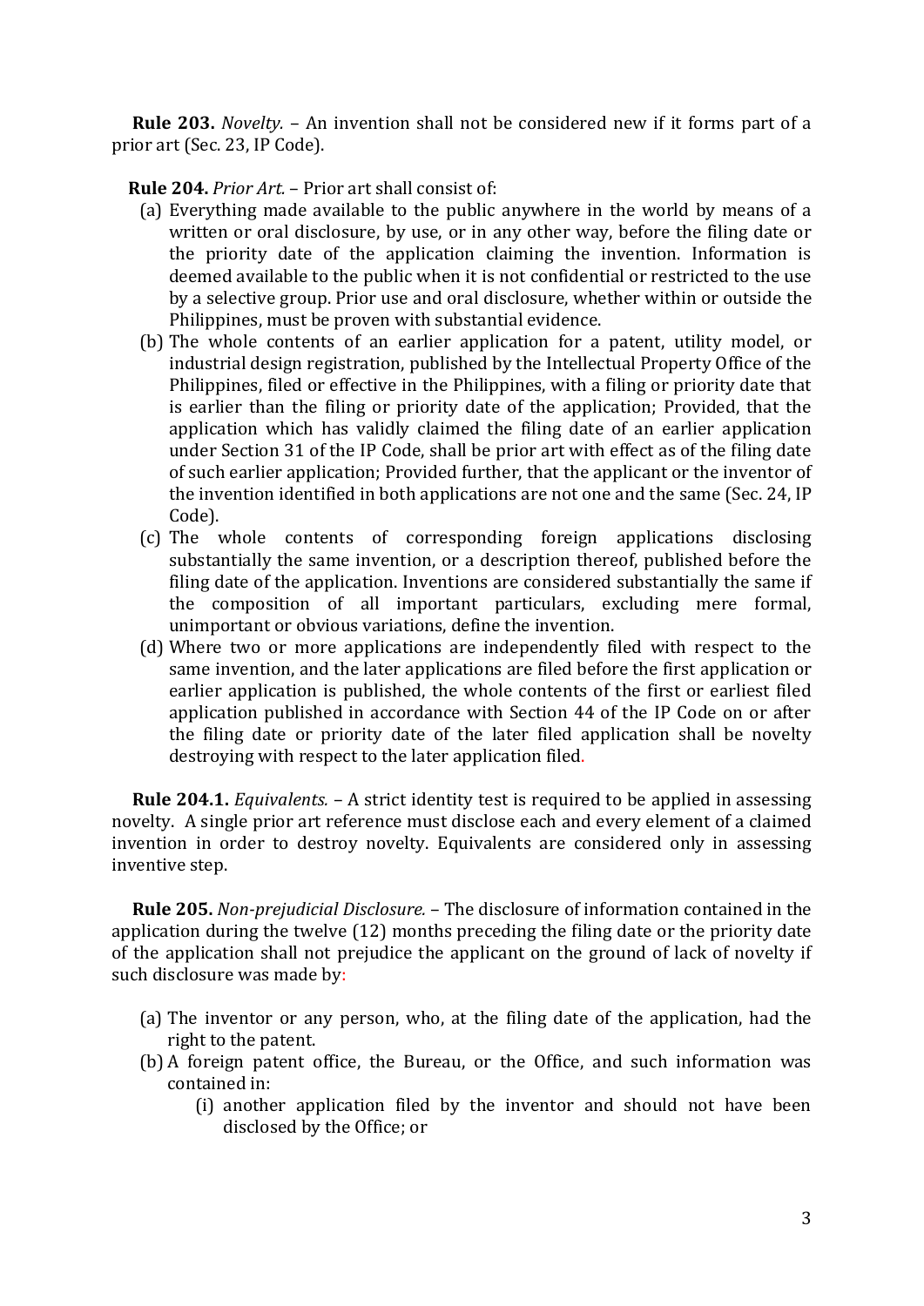**Rule 203.** *Novelty.* – An invention shall not be considered new if it forms part of a prior art (Sec. 23, IP Code).

**Rule 204.** *Prior Art.* – Prior art shall consist of:

(a) Everything made available to the public anywhere in the world by means of a written or oral disclosure, by use, or in any other way, before the filing date or the priority date of the application claiming the invention. Information is deemed available to the public when it is not confidential or restricted to the use by a selective group. Prior use and oral disclosure, whether within or outside the Philippines, must be proven with substantial evidence.

(b) The whole contents of an earlier application for a patent, utility model, or industrial design registration, published by the Intellectual Property Office of the Philippines, filed or effective in the Philippines, with a filing or priority date that is earlier than the filing or priority date of the application; Provided, that the application which has validly claimed the filing date of an earlier application under Section 31 of the IP Code, shall be prior art with effect as of the filing date of such earlier application; Provided further, that the applicant or the inventor of the invention identified in both applications are not one and the same (Sec. 24, IP Code).

(c) The whole contents of corresponding foreign applications disclosing substantially the same invention, or a description thereof, published before the filing date of the application. Inventions are considered substantially the same if the composition of all important particulars, excluding mere formal, unimportant or obvious variations, define the invention.

(d) Where two or more applications are independently filed with respect to the same invention, and the later applications are filed before the first application or earlier application is published, the whole contents of the first or earliest filed application published in accordance with Section 44 of the IP Code on or after the filing date or priority date of the later filed application shall be novelty destroying with respect to the later application filed.

**Rule 204.1.** *Equivalents.* – A strict identity test is required to be applied in assessing novelty. A single prior art reference must disclose each and every element of a claimed invention in order to destroy novelty. Equivalents are considered only in assessing inventive step.

**Rule 205.** *Non-prejudicial Disclosure.* – The disclosure of information contained in the application during the twelve (12) months preceding the filing date or the priority date of the application shall not prejudice the applicant on the ground of lack of novelty if such disclosure was made by:

(a) The inventor or any person, who, at the filing date of the application, had the right to the patent.

(b) A foreign patent office, the Bureau, or the Office, and such information was contained in:

 (i) another application filed by the inventor and should not have been disclosed by the Office; or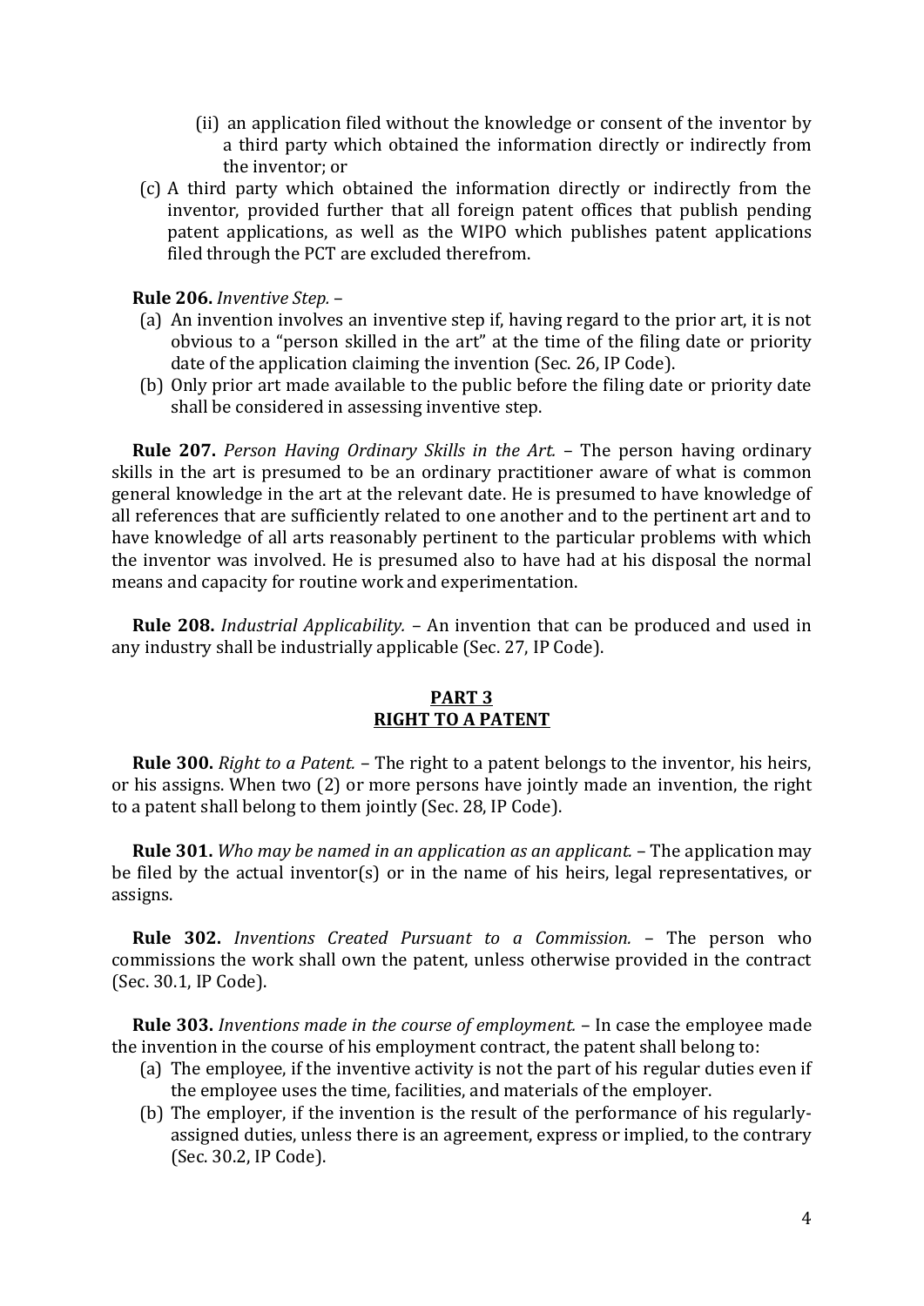(ii) an application filed without the knowledge or consent of the inventor by a third party which obtained the information directly or indirectly from the inventor; or

(c) A third party which obtained the information directly or indirectly from the inventor, provided further that all foreign patent offices that publish pending patent applications, as well as the WIPO which publishes patent applications filed through the PCT are excluded therefrom.

**Rule 206.** *Inventive Step.* –

(a) An invention involves an inventive step if, having regard to the prior art, it is not obvious to a "person skilled in the art" at the time of the filing date or priority date of the application claiming the invention (Sec. 26, IP Code).

(b) Only prior art made available to the public before the filing date or priority date shall be considered in assessing inventive step.

**Rule 207.** *Person Having Ordinary Skills in the Art.* – The person having ordinary skills in the art is presumed to be an ordinary practitioner aware of what is common general knowledge in the art at the relevant date. He is presumed to have knowledge of all references that are sufficiently related to one another and to the pertinent art and to have knowledge of all arts reasonably pertinent to the particular problems with which the inventor was involved. He is presumed also to have had at his disposal the normal means and capacity for routine work and experimentation.

**Rule 208.** *Industrial Applicability.* – An invention that can be produced and used in any industry shall be industrially applicable (Sec. 27, IP Code).

## PART 3
## RIGHT TO A PATENT

**Rule 300.** *Right to a Patent.* – The right to a patent belongs to the inventor, his heirs, or his assigns. When two (2) or more persons have jointly made an invention, the right to a patent shall belong to them jointly (Sec. 28, IP Code).

**Rule 301.** *Who may be named in an application as an applicant.* – The application may be filed by the actual inventor(s) or in the name of his heirs, legal representatives, or assigns.

**Rule 302.** *Inventions Created Pursuant to a Commission.* – The person who commissions the work shall own the patent, unless otherwise provided in the contract (Sec. 30.1, IP Code).

**Rule 303.** *Inventions made in the course of employment.* – In case the employee made the invention in the course of his employment contract, the patent shall belong to:

(a) The employee, if the inventive activity is not the part of his regular duties even if the employee uses the time, facilities, and materials of the employer.

(b) The employer, if the invention is the result of the performance of his regularly-assigned duties, unless there is an agreement, express or implied, to the contrary (Sec. 30.2, IP Code).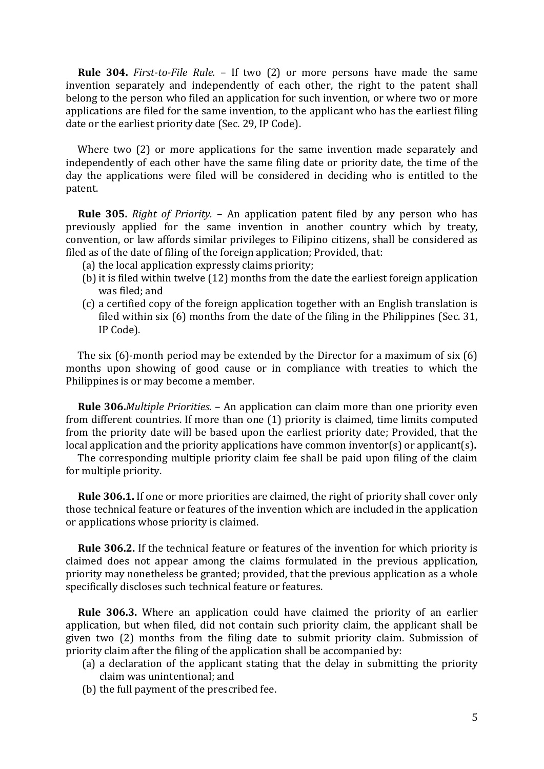**Rule 304.** *First-to-File Rule.* – If two (2) or more persons have made the same invention separately and independently of each other, the right to the patent shall belong to the person who filed an application for such invention, or where two or more applications are filed for the same invention, to the applicant who has the earliest filing date or the earliest priority date (Sec. 29, IP Code).

Where two (2) or more applications for the same invention made separately and independently of each other have the same filing date or priority date, the time of the day the applications were filed will be considered in deciding who is entitled to the patent.

**Rule 305.** *Right of Priority.* – An application patent filed by any person who has previously applied for the same invention in another country which by treaty, convention, or law affords similar privileges to Filipino citizens, shall be considered as filed as of the date of filing of the foreign application; Provided, that:

(a) the local application expressly claims priority;
(b) it is filed within twelve (12) months from the date the earliest foreign application was filed; and
(c) a certified copy of the foreign application together with an English translation is filed within six (6) months from the date of the filing in the Philippines (Sec. 31, IP Code).

The six (6)-month period may be extended by the Director for a maximum of six (6) months upon showing of good cause or in compliance with treaties to which the Philippines is or may become a member.

**Rule 306.** *Multiple Priorities.* – An application can claim more than one priority even from different countries. If more than one (1) priority is claimed, time limits computed from the priority date will be based upon the earliest priority date; Provided, that the local application and the priority applications have common inventor(s) or applicant(s)**.**

The corresponding multiple priority claim fee shall be paid upon filing of the claim for multiple priority.

**Rule 306.1.** If one or more priorities are claimed, the right of priority shall cover only those technical feature or features of the invention which are included in the application or applications whose priority is claimed.

**Rule 306.2.** If the technical feature or features of the invention for which priority is claimed does not appear among the claims formulated in the previous application, priority may nonetheless be granted; provided, that the previous application as a whole specifically discloses such technical feature or features.

**Rule 306.3.** Where an application could have claimed the priority of an earlier application, but when filed, did not contain such priority claim, the applicant shall be given two (2) months from the filing date to submit priority claim. Submission of priority claim after the filing of the application shall be accompanied by:

(a) a declaration of the applicant stating that the delay in submitting the priority claim was unintentional; and
(b) the full payment of the prescribed fee.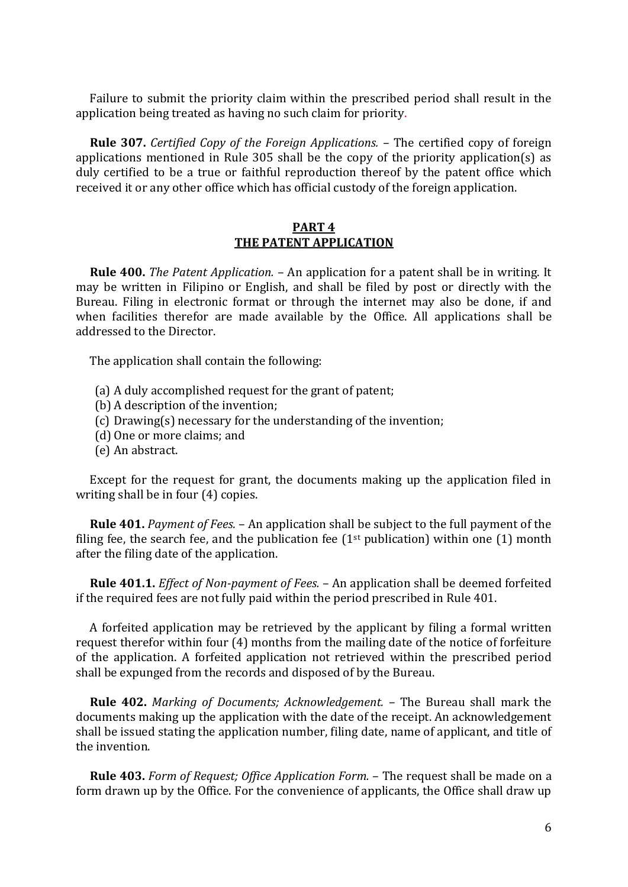Failure to submit the priority claim within the prescribed period shall result in the application being treated as having no such claim for priority.

**Rule 307.** *Certified Copy of the Foreign Applications.* – The certified copy of foreign applications mentioned in Rule 305 shall be the copy of the priority application(s) as duly certified to be a true or faithful reproduction thereof by the patent office which received it or any other office which has official custody of the foreign application.

## PART 4
## THE PATENT APPLICATION

**Rule 400.** *The Patent Application.* – An application for a patent shall be in writing. It may be written in Filipino or English, and shall be filed by post or directly with the Bureau. Filing in electronic format or through the internet may also be done, if and when facilities therefor are made available by the Office. All applications shall be addressed to the Director.

The application shall contain the following:

(a) A duly accomplished request for the grant of patent;
(b) A description of the invention;
(c) Drawing(s) necessary for the understanding of the invention;
(d) One or more claims; and
(e) An abstract.

Except for the request for grant, the documents making up the application filed in writing shall be in four (4) copies.

**Rule 401.** *Payment of Fees.* – An application shall be subject to the full payment of the filing fee, the search fee, and the publication fee (1st publication) within one (1) month after the filing date of the application.

**Rule 401.1.** *Effect of Non-payment of Fees.* – An application shall be deemed forfeited if the required fees are not fully paid within the period prescribed in Rule 401.

A forfeited application may be retrieved by the applicant by filing a formal written request therefor within four (4) months from the mailing date of the notice of forfeiture of the application. A forfeited application not retrieved within the prescribed period shall be expunged from the records and disposed of by the Bureau.

**Rule 402.** *Marking of Documents; Acknowledgement.* – The Bureau shall mark the documents making up the application with the date of the receipt. An acknowledgement shall be issued stating the application number, filing date, name of applicant, and title of the invention.

**Rule 403.** *Form of Request; Office Application Form.* – The request shall be made on a form drawn up by the Office. For the convenience of applicants, the Office shall draw up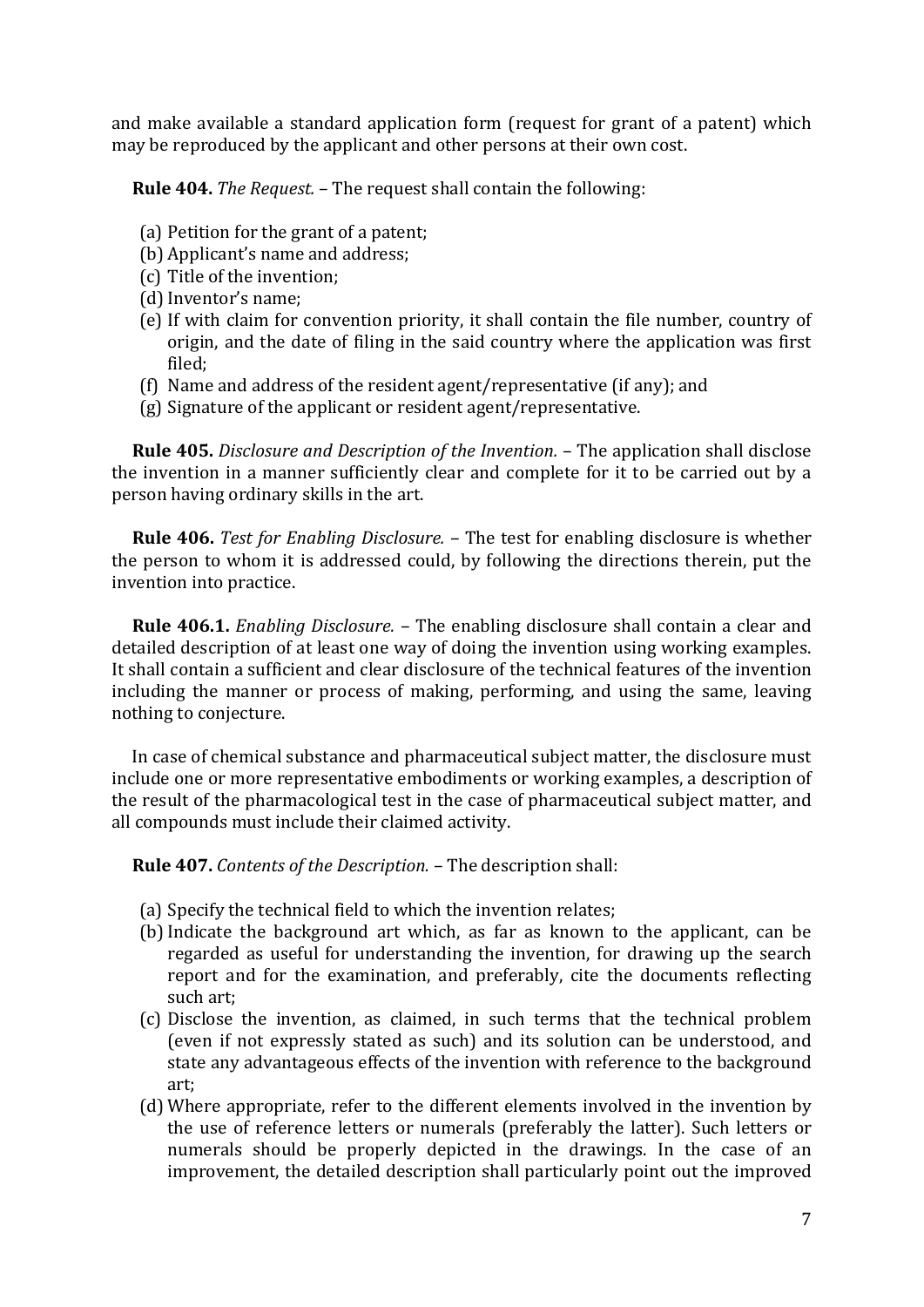and make available a standard application form (request for grant of a patent) which may be reproduced by the applicant and other persons at their own cost.

**Rule 404.** *The Request.* – The request shall contain the following:

(a) Petition for the grant of a patent;
(b) Applicant's name and address;
(c) Title of the invention;
(d) Inventor's name;
(e) If with claim for convention priority, it shall contain the file number, country of origin, and the date of filing in the said country where the application was first filed;
(f) Name and address of the resident agent/representative (if any); and
(g) Signature of the applicant or resident agent/representative.

**Rule 405.** *Disclosure and Description of the Invention.* – The application shall disclose the invention in a manner sufficiently clear and complete for it to be carried out by a person having ordinary skills in the art.

**Rule 406.** *Test for Enabling Disclosure.* – The test for enabling disclosure is whether the person to whom it is addressed could, by following the directions therein, put the invention into practice.

**Rule 406.1.** *Enabling Disclosure.* – The enabling disclosure shall contain a clear and detailed description of at least one way of doing the invention using working examples. It shall contain a sufficient and clear disclosure of the technical features of the invention including the manner or process of making, performing, and using the same, leaving nothing to conjecture.

In case of chemical substance and pharmaceutical subject matter, the disclosure must include one or more representative embodiments or working examples, a description of the result of the pharmacological test in the case of pharmaceutical subject matter, and all compounds must include their claimed activity.

**Rule 407.** *Contents of the Description.* – The description shall:

(a) Specify the technical field to which the invention relates;
(b) Indicate the background art which, as far as known to the applicant, can be regarded as useful for understanding the invention, for drawing up the search report and for the examination, and preferably, cite the documents reflecting such art;
(c) Disclose the invention, as claimed, in such terms that the technical problem (even if not expressly stated as such) and its solution can be understood, and state any advantageous effects of the invention with reference to the background art;
(d) Where appropriate, refer to the different elements involved in the invention by the use of reference letters or numerals (preferably the latter). Such letters or numerals should be properly depicted in the drawings. In the case of an improvement, the detailed description shall particularly point out the improved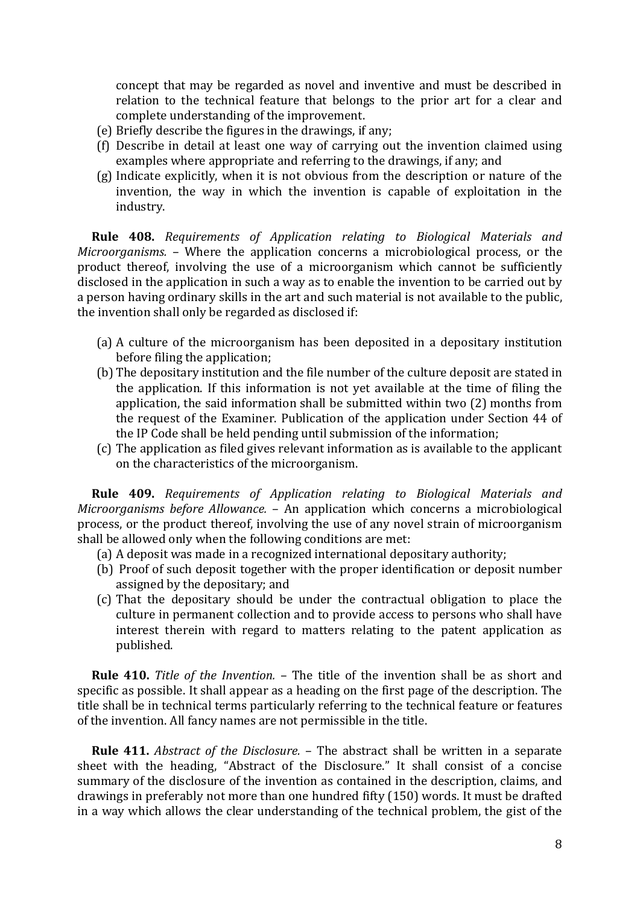concept that may be regarded as novel and inventive and must be described in relation to the technical feature that belongs to the prior art for a clear and complete understanding of the improvement.

(e) Briefly describe the figures in the drawings, if any;

(f) Describe in detail at least one way of carrying out the invention claimed using examples where appropriate and referring to the drawings, if any; and

(g) Indicate explicitly, when it is not obvious from the description or nature of the invention, the way in which the invention is capable of exploitation in the industry.

**Rule 408.** *Requirements of Application relating to Biological Materials and Microorganisms.* – Where the application concerns a microbiological process, or the product thereof, involving the use of a microorganism which cannot be sufficiently disclosed in the application in such a way as to enable the invention to be carried out by a person having ordinary skills in the art and such material is not available to the public, the invention shall only be regarded as disclosed if:

(a) A culture of the microorganism has been deposited in a depositary institution before filing the application;

(b) The depositary institution and the file number of the culture deposit are stated in the application. If this information is not yet available at the time of filing the application, the said information shall be submitted within two (2) months from the request of the Examiner. Publication of the application under Section 44 of the IP Code shall be held pending until submission of the information;

(c) The application as filed gives relevant information as is available to the applicant on the characteristics of the microorganism.

**Rule 409.** *Requirements of Application relating to Biological Materials and Microorganisms before Allowance.* – An application which concerns a microbiological process, or the product thereof, involving the use of any novel strain of microorganism shall be allowed only when the following conditions are met:

(a) A deposit was made in a recognized international depositary authority;

(b) Proof of such deposit together with the proper identification or deposit number assigned by the depositary; and

(c) That the depositary should be under the contractual obligation to place the culture in permanent collection and to provide access to persons who shall have interest therein with regard to matters relating to the patent application as published.

**Rule 410.** *Title of the Invention.* – The title of the invention shall be as short and specific as possible. It shall appear as a heading on the first page of the description. The title shall be in technical terms particularly referring to the technical feature or features of the invention. All fancy names are not permissible in the title.

**Rule 411.** *Abstract of the Disclosure.* – The abstract shall be written in a separate sheet with the heading, "Abstract of the Disclosure." It shall consist of a concise summary of the disclosure of the invention as contained in the description, claims, and drawings in preferably not more than one hundred fifty (150) words. It must be drafted in a way which allows the clear understanding of the technical problem, the gist of the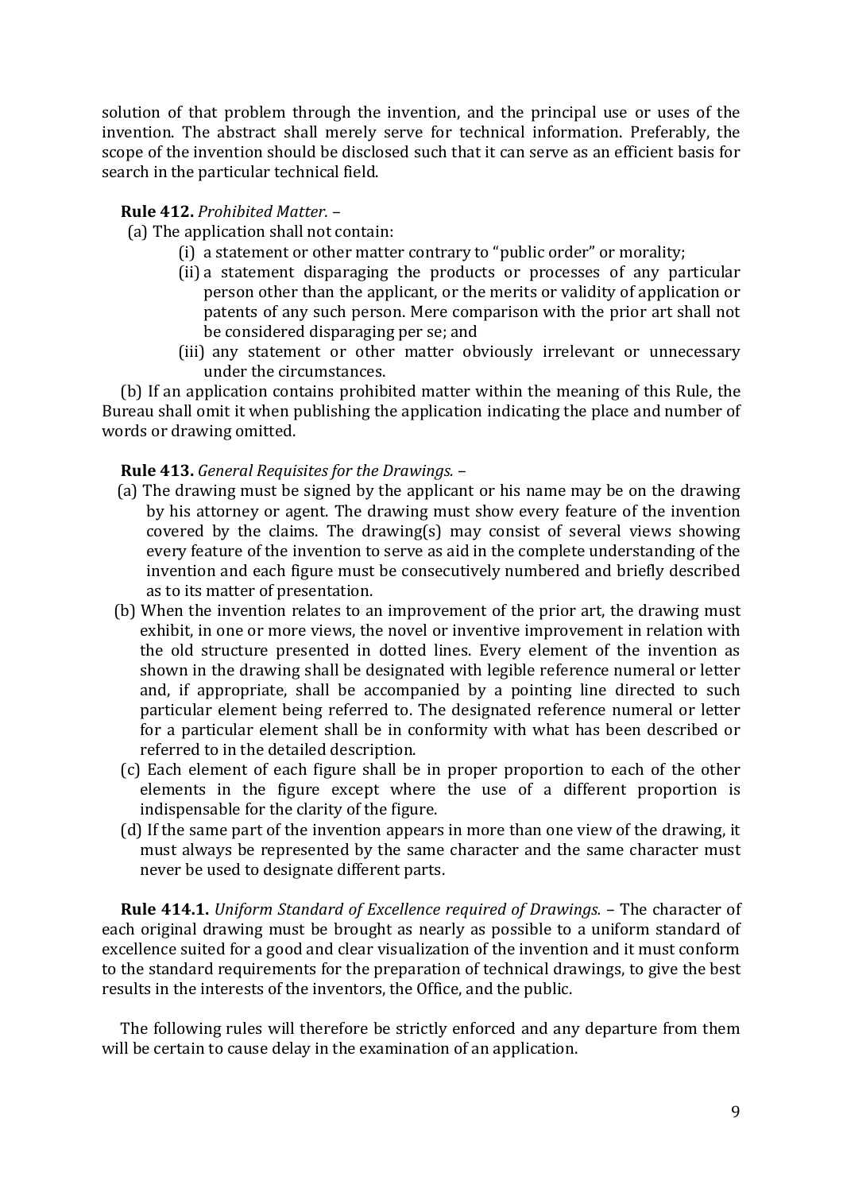solution of that problem through the invention, and the principal use or uses of the invention. The abstract shall merely serve for technical information. Preferably, the scope of the invention should be disclosed such that it can serve as an efficient basis for search in the particular technical field.

**Rule 412.** *Prohibited Matter.* –

(a) The application shall not contain:

- (i) a statement or other matter contrary to "public order" or morality;
- (ii) a statement disparaging the products or processes of any particular person other than the applicant, or the merits or validity of application or patents of any such person. Mere comparison with the prior art shall not be considered disparaging per se; and
- (iii) any statement or other matter obviously irrelevant or unnecessary under the circumstances.

(b) If an application contains prohibited matter within the meaning of this Rule, the Bureau shall omit it when publishing the application indicating the place and number of words or drawing omitted.

**Rule 413.** *General Requisites for the Drawings.* –

(a) The drawing must be signed by the applicant or his name may be on the drawing by his attorney or agent. The drawing must show every feature of the invention covered by the claims. The drawing(s) may consist of several views showing every feature of the invention to serve as aid in the complete understanding of the invention and each figure must be consecutively numbered and briefly described as to its matter of presentation.

(b) When the invention relates to an improvement of the prior art, the drawing must exhibit, in one or more views, the novel or inventive improvement in relation with the old structure presented in dotted lines. Every element of the invention as shown in the drawing shall be designated with legible reference numeral or letter and, if appropriate, shall be accompanied by a pointing line directed to such particular element being referred to. The designated reference numeral or letter for a particular element shall be in conformity with what has been described or referred to in the detailed description.

(c) Each element of each figure shall be in proper proportion to each of the other elements in the figure except where the use of a different proportion is indispensable for the clarity of the figure.

(d) If the same part of the invention appears in more than one view of the drawing, it must always be represented by the same character and the same character must never be used to designate different parts.

**Rule 414.1.** *Uniform Standard of Excellence required of Drawings.* – The character of each original drawing must be brought as nearly as possible to a uniform standard of excellence suited for a good and clear visualization of the invention and it must conform to the standard requirements for the preparation of technical drawings, to give the best results in the interests of the inventors, the Office, and the public.

The following rules will therefore be strictly enforced and any departure from them will be certain to cause delay in the examination of an application.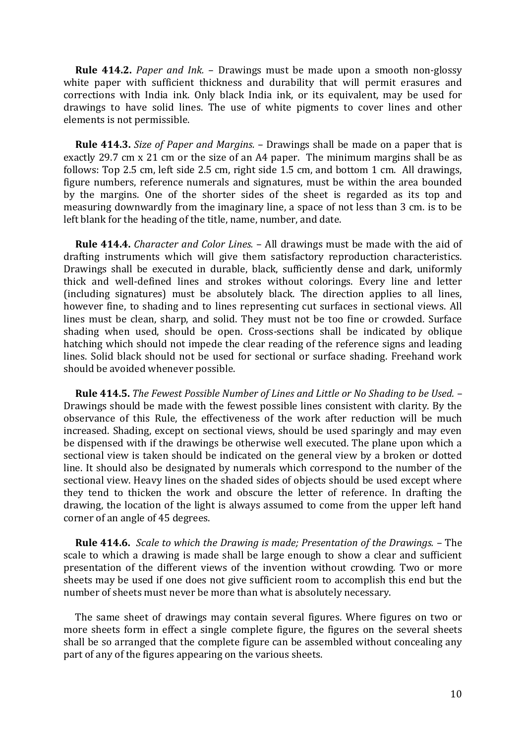**Rule 414.2.** *Paper and Ink.* – Drawings must be made upon a smooth non-glossy white paper with sufficient thickness and durability that will permit erasures and corrections with India ink. Only black India ink, or its equivalent, may be used for drawings to have solid lines. The use of white pigments to cover lines and other elements is not permissible.

**Rule 414.3.** *Size of Paper and Margins.* – Drawings shall be made on a paper that is exactly 29.7 cm x 21 cm or the size of an A4 paper. The minimum margins shall be as follows: Top 2.5 cm, left side 2.5 cm, right side 1.5 cm, and bottom 1 cm. All drawings, figure numbers, reference numerals and signatures, must be within the area bounded by the margins. One of the shorter sides of the sheet is regarded as its top and measuring downwardly from the imaginary line, a space of not less than 3 cm. is to be left blank for the heading of the title, name, number, and date.

**Rule 414.4.** *Character and Color Lines.* – All drawings must be made with the aid of drafting instruments which will give them satisfactory reproduction characteristics. Drawings shall be executed in durable, black, sufficiently dense and dark, uniformly thick and well-defined lines and strokes without colorings. Every line and letter (including signatures) must be absolutely black. The direction applies to all lines, however fine, to shading and to lines representing cut surfaces in sectional views. All lines must be clean, sharp, and solid. They must not be too fine or crowded. Surface shading when used, should be open. Cross-sections shall be indicated by oblique hatching which should not impede the clear reading of the reference signs and leading lines. Solid black should not be used for sectional or surface shading. Freehand work should be avoided whenever possible.

**Rule 414.5.** *The Fewest Possible Number of Lines and Little or No Shading to be Used.* – Drawings should be made with the fewest possible lines consistent with clarity. By the observance of this Rule, the effectiveness of the work after reduction will be much increased. Shading, except on sectional views, should be used sparingly and may even be dispensed with if the drawings be otherwise well executed. The plane upon which a sectional view is taken should be indicated on the general view by a broken or dotted line. It should also be designated by numerals which correspond to the number of the sectional view. Heavy lines on the shaded sides of objects should be used except where they tend to thicken the work and obscure the letter of reference. In drafting the drawing, the location of the light is always assumed to come from the upper left hand corner of an angle of 45 degrees.

**Rule 414.6.** *Scale to which the Drawing is made; Presentation of the Drawings.* – The scale to which a drawing is made shall be large enough to show a clear and sufficient presentation of the different views of the invention without crowding. Two or more sheets may be used if one does not give sufficient room to accomplish this end but the number of sheets must never be more than what is absolutely necessary.

The same sheet of drawings may contain several figures. Where figures on two or more sheets form in effect a single complete figure, the figures on the several sheets shall be so arranged that the complete figure can be assembled without concealing any part of any of the figures appearing on the various sheets.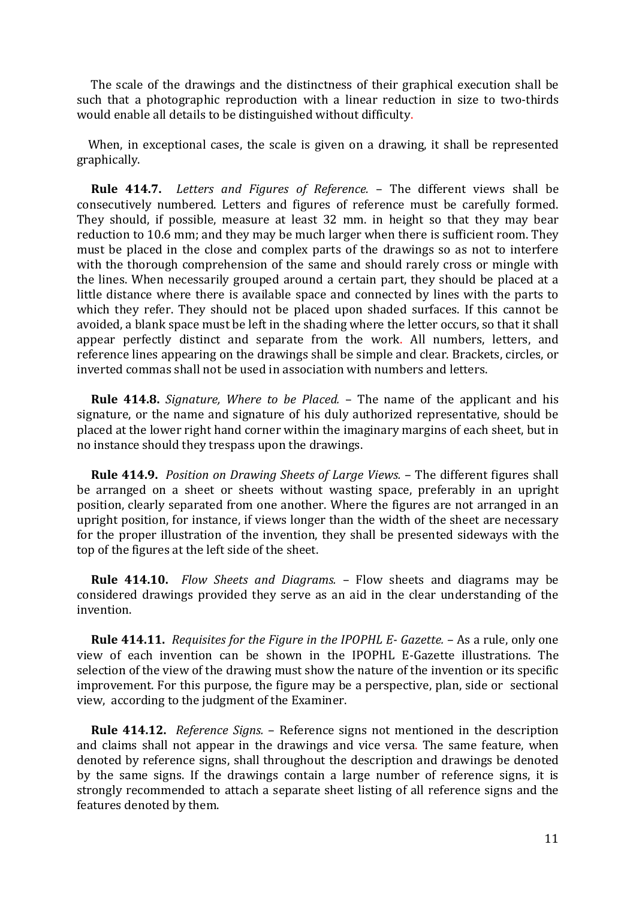The scale of the drawings and the distinctness of their graphical execution shall be such that a photographic reproduction with a linear reduction in size to two-thirds would enable all details to be distinguished without difficulty.

When, in exceptional cases, the scale is given on a drawing, it shall be represented graphically.

**Rule 414.7.** *Letters and Figures of Reference.* – The different views shall be consecutively numbered. Letters and figures of reference must be carefully formed. They should, if possible, measure at least 32 mm. in height so that they may bear reduction to 10.6 mm; and they may be much larger when there is sufficient room. They must be placed in the close and complex parts of the drawings so as not to interfere with the thorough comprehension of the same and should rarely cross or mingle with the lines. When necessarily grouped around a certain part, they should be placed at a little distance where there is available space and connected by lines with the parts to which they refer. They should not be placed upon shaded surfaces. If this cannot be avoided, a blank space must be left in the shading where the letter occurs, so that it shall appear perfectly distinct and separate from the work. All numbers, letters, and reference lines appearing on the drawings shall be simple and clear. Brackets, circles, or inverted commas shall not be used in association with numbers and letters.

**Rule 414.8.** *Signature, Where to be Placed.* – The name of the applicant and his signature, or the name and signature of his duly authorized representative, should be placed at the lower right hand corner within the imaginary margins of each sheet, but in no instance should they trespass upon the drawings.

**Rule 414.9.** *Position on Drawing Sheets of Large Views.* – The different figures shall be arranged on a sheet or sheets without wasting space, preferably in an upright position, clearly separated from one another. Where the figures are not arranged in an upright position, for instance, if views longer than the width of the sheet are necessary for the proper illustration of the invention, they shall be presented sideways with the top of the figures at the left side of the sheet.

**Rule 414.10.** *Flow Sheets and Diagrams.* – Flow sheets and diagrams may be considered drawings provided they serve as an aid in the clear understanding of the invention.

**Rule 414.11.** *Requisites for the Figure in the IPOPHL E- Gazette.* – As a rule, only one view of each invention can be shown in the IPOPHL E-Gazette illustrations. The selection of the view of the drawing must show the nature of the invention or its specific improvement. For this purpose, the figure may be a perspective, plan, side or sectional view, according to the judgment of the Examiner.

**Rule 414.12.** *Reference Signs.* – Reference signs not mentioned in the description and claims shall not appear in the drawings and vice versa. The same feature, when denoted by reference signs, shall throughout the description and drawings be denoted by the same signs. If the drawings contain a large number of reference signs, it is strongly recommended to attach a separate sheet listing of all reference signs and the features denoted by them.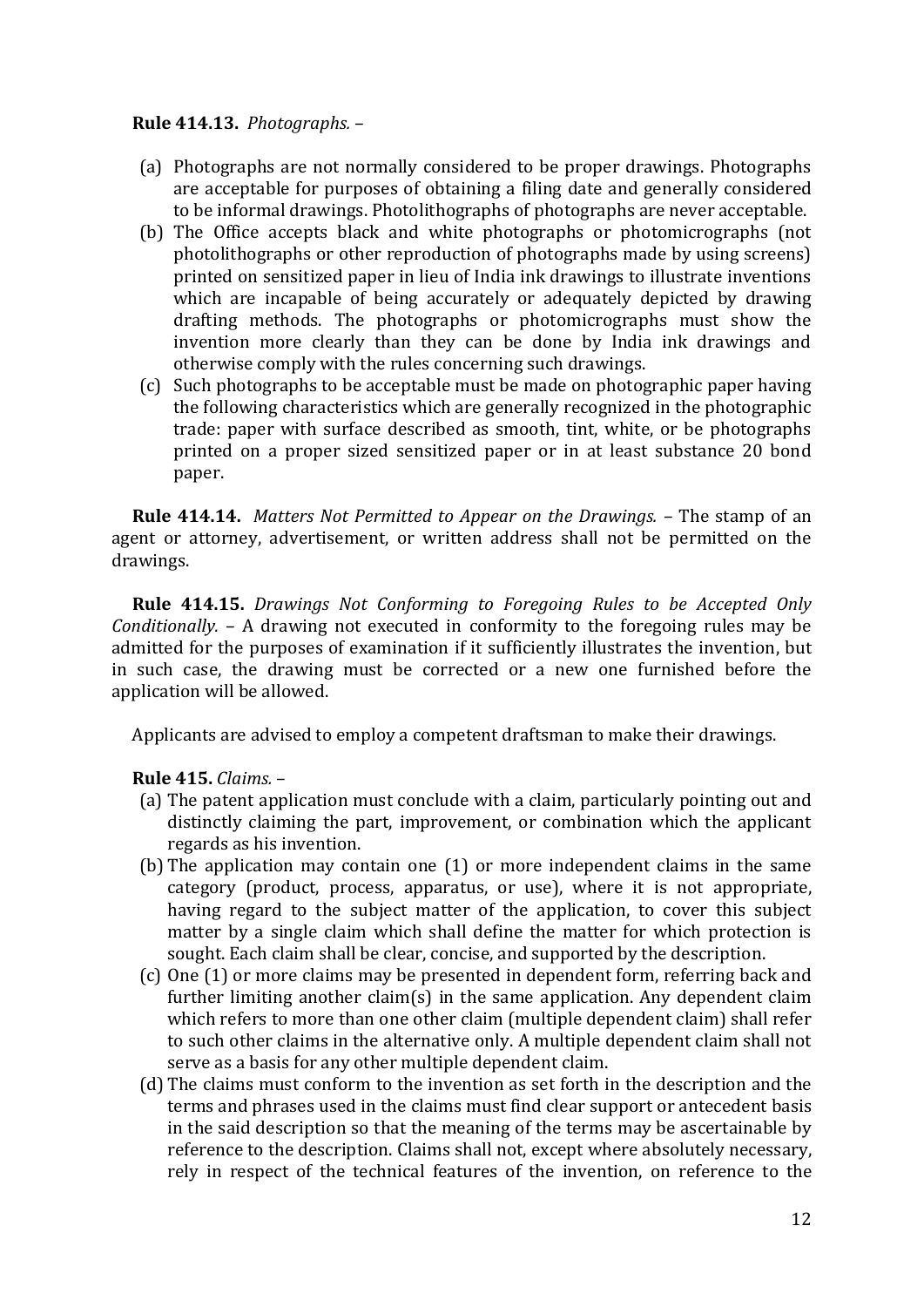**Rule 414.13.** *Photographs.* –

(a) Photographs are not normally considered to be proper drawings. Photographs are acceptable for purposes of obtaining a filing date and generally considered to be informal drawings. Photolithographs of photographs are never acceptable.
(b) The Office accepts black and white photographs or photomicrographs (not photolithographs or other reproduction of photographs made by using screens) printed on sensitized paper in lieu of India ink drawings to illustrate inventions which are incapable of being accurately or adequately depicted by drawing drafting methods. The photographs or photomicrographs must show the invention more clearly than they can be done by India ink drawings and otherwise comply with the rules concerning such drawings.
(c) Such photographs to be acceptable must be made on photographic paper having the following characteristics which are generally recognized in the photographic trade: paper with surface described as smooth, tint, white, or be photographs printed on a proper sized sensitized paper or in at least substance 20 bond paper.

**Rule 414.14.** *Matters Not Permitted to Appear on the Drawings.* – The stamp of an agent or attorney, advertisement, or written address shall not be permitted on the drawings.

**Rule 414.15.** *Drawings Not Conforming to Foregoing Rules to be Accepted Only Conditionally.* – A drawing not executed in conformity to the foregoing rules may be admitted for the purposes of examination if it sufficiently illustrates the invention, but in such case, the drawing must be corrected or a new one furnished before the application will be allowed.

Applicants are advised to employ a competent draftsman to make their drawings.

**Rule 415.** *Claims.* –

(a) The patent application must conclude with a claim, particularly pointing out and distinctly claiming the part, improvement, or combination which the applicant regards as his invention.
(b) The application may contain one (1) or more independent claims in the same category (product, process, apparatus, or use), where it is not appropriate, having regard to the subject matter of the application, to cover this subject matter by a single claim which shall define the matter for which protection is sought. Each claim shall be clear, concise, and supported by the description.
(c) One (1) or more claims may be presented in dependent form, referring back and further limiting another claim(s) in the same application. Any dependent claim which refers to more than one other claim (multiple dependent claim) shall refer to such other claims in the alternative only. A multiple dependent claim shall not serve as a basis for any other multiple dependent claim.
(d) The claims must conform to the invention as set forth in the description and the terms and phrases used in the claims must find clear support or antecedent basis in the said description so that the meaning of the terms may be ascertainable by reference to the description. Claims shall not, except where absolutely necessary, rely in respect of the technical features of the invention, on reference to the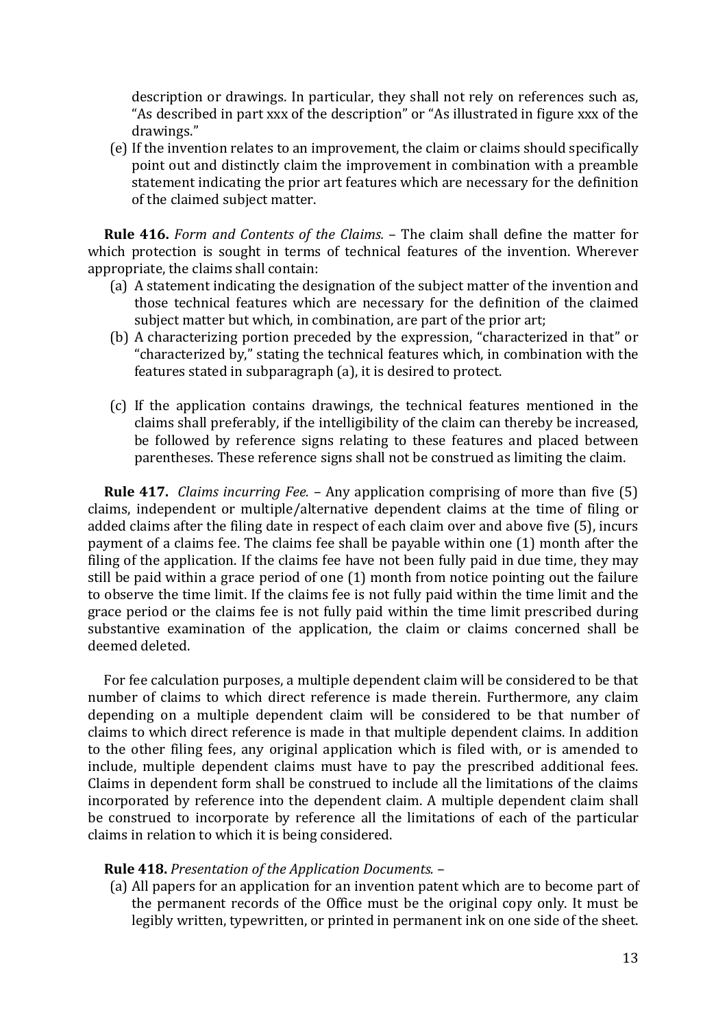description or drawings. In particular, they shall not rely on references such as, "As described in part xxx of the description" or "As illustrated in figure xxx of the drawings."

(e) If the invention relates to an improvement, the claim or claims should specifically point out and distinctly claim the improvement in combination with a preamble statement indicating the prior art features which are necessary for the definition of the claimed subject matter.

**Rule 416.** *Form and Contents of the Claims.* – The claim shall define the matter for which protection is sought in terms of technical features of the invention. Wherever appropriate, the claims shall contain:

(a) A statement indicating the designation of the subject matter of the invention and those technical features which are necessary for the definition of the claimed subject matter but which, in combination, are part of the prior art;

(b) A characterizing portion preceded by the expression, "characterized in that" or "characterized by," stating the technical features which, in combination with the features stated in subparagraph (a), it is desired to protect.

(c) If the application contains drawings, the technical features mentioned in the claims shall preferably, if the intelligibility of the claim can thereby be increased, be followed by reference signs relating to these features and placed between parentheses. These reference signs shall not be construed as limiting the claim.

**Rule 417.** *Claims incurring Fee.* – Any application comprising of more than five (5) claims, independent or multiple/alternative dependent claims at the time of filing or added claims after the filing date in respect of each claim over and above five (5), incurs payment of a claims fee. The claims fee shall be payable within one (1) month after the filing of the application. If the claims fee have not been fully paid in due time, they may still be paid within a grace period of one (1) month from notice pointing out the failure to observe the time limit. If the claims fee is not fully paid within the time limit and the grace period or the claims fee is not fully paid within the time limit prescribed during substantive examination of the application, the claim or claims concerned shall be deemed deleted.

For fee calculation purposes, a multiple dependent claim will be considered to be that number of claims to which direct reference is made therein. Furthermore, any claim depending on a multiple dependent claim will be considered to be that number of claims to which direct reference is made in that multiple dependent claims. In addition to the other filing fees, any original application which is filed with, or is amended to include, multiple dependent claims must have to pay the prescribed additional fees. Claims in dependent form shall be construed to include all the limitations of the claims incorporated by reference into the dependent claim. A multiple dependent claim shall be construed to incorporate by reference all the limitations of each of the particular claims in relation to which it is being considered.

**Rule 418.** *Presentation of the Application Documents.* –

(a) All papers for an application for an invention patent which are to become part of the permanent records of the Office must be the original copy only. It must be legibly written, typewritten, or printed in permanent ink on one side of the sheet.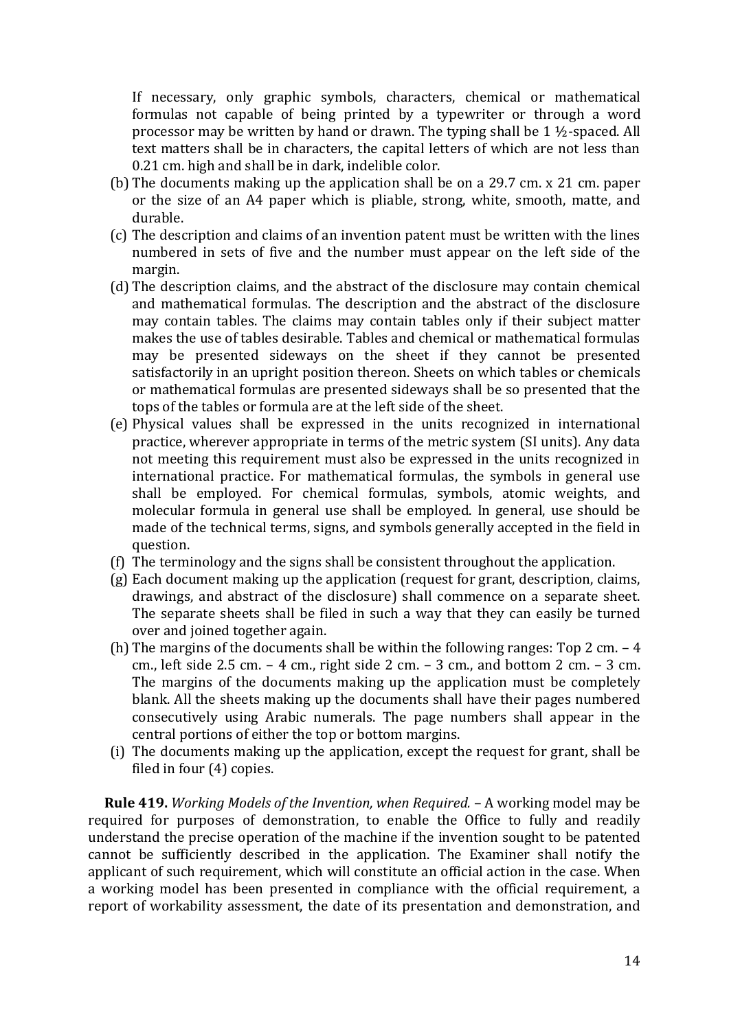If necessary, only graphic symbols, characters, chemical or mathematical formulas not capable of being printed by a typewriter or through a word processor may be written by hand or drawn. The typing shall be 1 ½-spaced. All text matters shall be in characters, the capital letters of which are not less than 0.21 cm. high and shall be in dark, indelible color.

(b) The documents making up the application shall be on a 29.7 cm. x 21 cm. paper or the size of an A4 paper which is pliable, strong, white, smooth, matte, and durable.

(c) The description and claims of an invention patent must be written with the lines numbered in sets of five and the number must appear on the left side of the margin.

(d) The description claims, and the abstract of the disclosure may contain chemical and mathematical formulas. The description and the abstract of the disclosure may contain tables. The claims may contain tables only if their subject matter makes the use of tables desirable. Tables and chemical or mathematical formulas may be presented sideways on the sheet if they cannot be presented satisfactorily in an upright position thereon. Sheets on which tables or chemicals or mathematical formulas are presented sideways shall be so presented that the tops of the tables or formula are at the left side of the sheet.

(e) Physical values shall be expressed in the units recognized in international practice, wherever appropriate in terms of the metric system (SI units). Any data not meeting this requirement must also be expressed in the units recognized in international practice. For mathematical formulas, the symbols in general use shall be employed. For chemical formulas, symbols, atomic weights, and molecular formula in general use shall be employed. In general, use should be made of the technical terms, signs, and symbols generally accepted in the field in question.

(f) The terminology and the signs shall be consistent throughout the application.

(g) Each document making up the application (request for grant, description, claims, drawings, and abstract of the disclosure) shall commence on a separate sheet. The separate sheets shall be filed in such a way that they can easily be turned over and joined together again.

(h) The margins of the documents shall be within the following ranges: Top 2 cm. – 4 cm., left side 2.5 cm. – 4 cm., right side 2 cm. – 3 cm., and bottom 2 cm. – 3 cm. The margins of the documents making up the application must be completely blank. All the sheets making up the documents shall have their pages numbered consecutively using Arabic numerals. The page numbers shall appear in the central portions of either the top or bottom margins.

(i) The documents making up the application, except the request for grant, shall be filed in four (4) copies.

**Rule 419.** *Working Models of the Invention, when Required.* – A working model may be required for purposes of demonstration, to enable the Office to fully and readily understand the precise operation of the machine if the invention sought to be patented cannot be sufficiently described in the application. The Examiner shall notify the applicant of such requirement, which will constitute an official action in the case. When a working model has been presented in compliance with the official requirement, a report of workability assessment, the date of its presentation and demonstration, and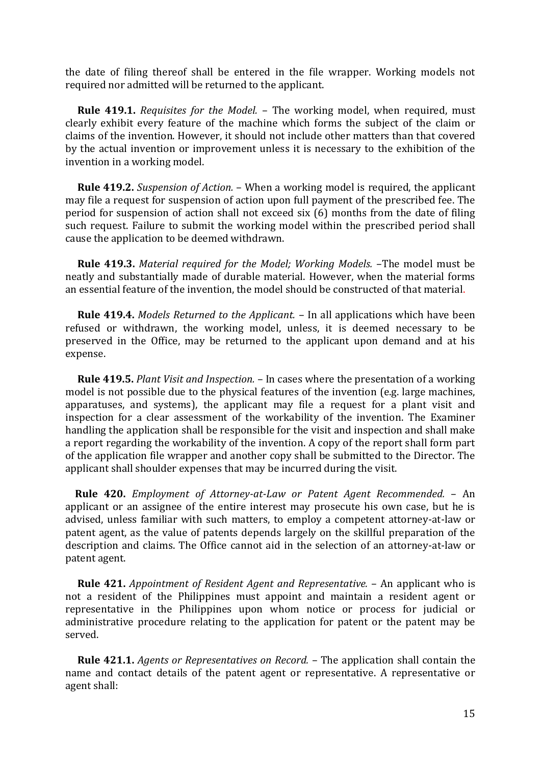the date of filing thereof shall be entered in the file wrapper. Working models not required nor admitted will be returned to the applicant.

**Rule 419.1.** *Requisites for the Model.* – The working model, when required, must clearly exhibit every feature of the machine which forms the subject of the claim or claims of the invention. However, it should not include other matters than that covered by the actual invention or improvement unless it is necessary to the exhibition of the invention in a working model.

**Rule 419.2.** *Suspension of Action.* – When a working model is required, the applicant may file a request for suspension of action upon full payment of the prescribed fee. The period for suspension of action shall not exceed six (6) months from the date of filing such request. Failure to submit the working model within the prescribed period shall cause the application to be deemed withdrawn.

**Rule 419.3.** *Material required for the Model; Working Models.* –The model must be neatly and substantially made of durable material. However, when the material forms an essential feature of the invention, the model should be constructed of that material.

**Rule 419.4.** *Models Returned to the Applicant.* – In all applications which have been refused or withdrawn, the working model, unless, it is deemed necessary to be preserved in the Office, may be returned to the applicant upon demand and at his expense.

**Rule 419.5.** *Plant Visit and Inspection.* – In cases where the presentation of a working model is not possible due to the physical features of the invention (e.g. large machines, apparatuses, and systems), the applicant may file a request for a plant visit and inspection for a clear assessment of the workability of the invention. The Examiner handling the application shall be responsible for the visit and inspection and shall make a report regarding the workability of the invention. A copy of the report shall form part of the application file wrapper and another copy shall be submitted to the Director. The applicant shall shoulder expenses that may be incurred during the visit.

**Rule 420.** *Employment of Attorney-at-Law or Patent Agent Recommended.* – An applicant or an assignee of the entire interest may prosecute his own case, but he is advised, unless familiar with such matters, to employ a competent attorney-at-law or patent agent, as the value of patents depends largely on the skillful preparation of the description and claims. The Office cannot aid in the selection of an attorney-at-law or patent agent.

**Rule 421.** *Appointment of Resident Agent and Representative.* – An applicant who is not a resident of the Philippines must appoint and maintain a resident agent or representative in the Philippines upon whom notice or process for judicial or administrative procedure relating to the application for patent or the patent may be served.

**Rule 421.1.** *Agents or Representatives on Record.* – The application shall contain the name and contact details of the patent agent or representative. A representative or agent shall: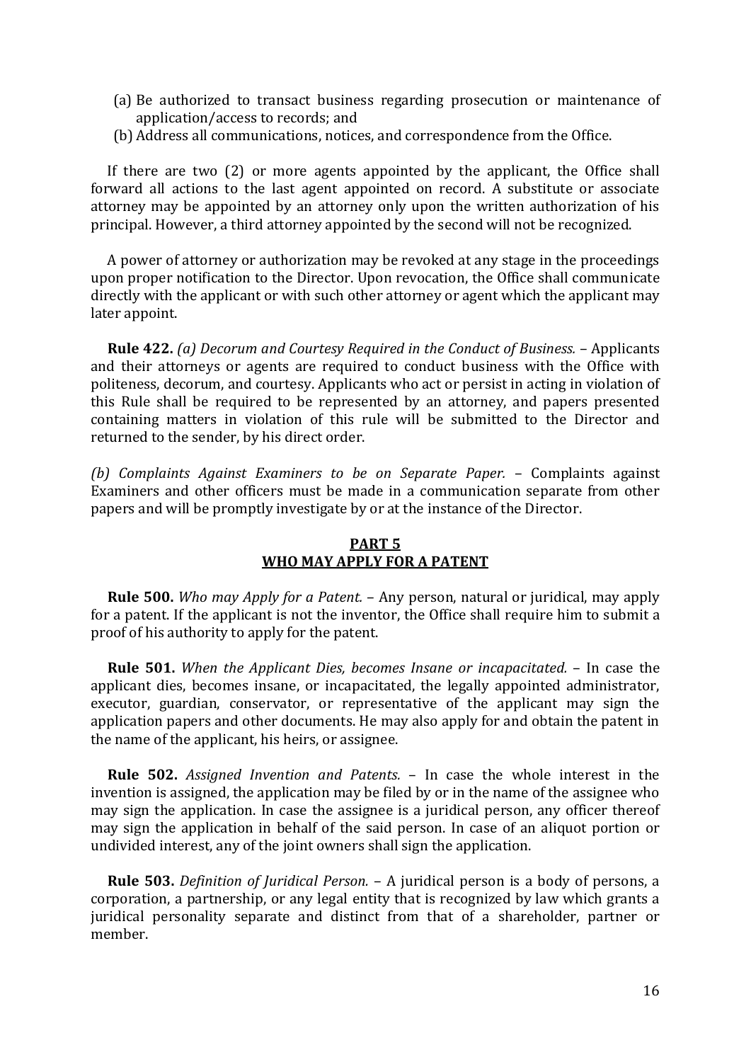(a) Be authorized to transact business regarding prosecution or maintenance of application/access to records; and
(b) Address all communications, notices, and correspondence from the Office.

If there are two (2) or more agents appointed by the applicant, the Office shall forward all actions to the last agent appointed on record. A substitute or associate attorney may be appointed by an attorney only upon the written authorization of his principal. However, a third attorney appointed by the second will not be recognized.

A power of attorney or authorization may be revoked at any stage in the proceedings upon proper notification to the Director. Upon revocation, the Office shall communicate directly with the applicant or with such other attorney or agent which the applicant may later appoint.

**Rule 422.** *(a) Decorum and Courtesy Required in the Conduct of Business.* – Applicants and their attorneys or agents are required to conduct business with the Office with politeness, decorum, and courtesy. Applicants who act or persist in acting in violation of this Rule shall be required to be represented by an attorney, and papers presented containing matters in violation of this rule will be submitted to the Director and returned to the sender, by his direct order.

*(b) Complaints Against Examiners to be on Separate Paper.* – Complaints against Examiners and other officers must be made in a communication separate from other papers and will be promptly investigate by or at the instance of the Director.

## PART 5
## WHO MAY APPLY FOR A PATENT

**Rule 500.** *Who may Apply for a Patent.* – Any person, natural or juridical, may apply for a patent. If the applicant is not the inventor, the Office shall require him to submit a proof of his authority to apply for the patent.

**Rule 501.** *When the Applicant Dies, becomes Insane or incapacitated.* – In case the applicant dies, becomes insane, or incapacitated, the legally appointed administrator, executor, guardian, conservator, or representative of the applicant may sign the application papers and other documents. He may also apply for and obtain the patent in the name of the applicant, his heirs, or assignee.

**Rule 502.** *Assigned Invention and Patents.* – In case the whole interest in the invention is assigned, the application may be filed by or in the name of the assignee who may sign the application. In case the assignee is a juridical person, any officer thereof may sign the application in behalf of the said person. In case of an aliquot portion or undivided interest, any of the joint owners shall sign the application.

**Rule 503.** *Definition of Juridical Person.* – A juridical person is a body of persons, a corporation, a partnership, or any legal entity that is recognized by law which grants a juridical personality separate and distinct from that of a shareholder, partner or member.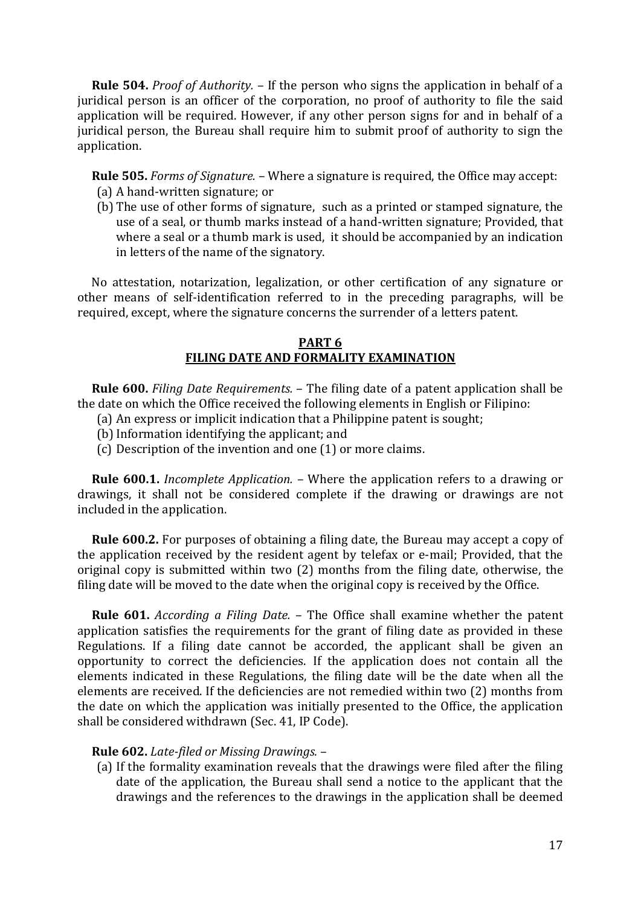**Rule 504.** *Proof of Authority.* – If the person who signs the application in behalf of a juridical person is an officer of the corporation, no proof of authority to file the said application will be required. However, if any other person signs for and in behalf of a juridical person, the Bureau shall require him to submit proof of authority to sign the application.

**Rule 505.** *Forms of Signature.* – Where a signature is required, the Office may accept:

(a) A hand-written signature; or

(b) The use of other forms of signature, such as a printed or stamped signature, the use of a seal, or thumb marks instead of a hand-written signature; Provided, that where a seal or a thumb mark is used, it should be accompanied by an indication in letters of the name of the signatory.

No attestation, notarization, legalization, or other certification of any signature or other means of self-identification referred to in the preceding paragraphs, will be required, except, where the signature concerns the surrender of a letters patent.

## PART 6
## FILING DATE AND FORMALITY EXAMINATION

**Rule 600.** *Filing Date Requirements.* – The filing date of a patent application shall be the date on which the Office received the following elements in English or Filipino:

(a) An express or implicit indication that a Philippine patent is sought;

(b) Information identifying the applicant; and

(c) Description of the invention and one (1) or more claims.

**Rule 600.1.** *Incomplete Application.* – Where the application refers to a drawing or drawings, it shall not be considered complete if the drawing or drawings are not included in the application.

**Rule 600.2.** For purposes of obtaining a filing date, the Bureau may accept a copy of the application received by the resident agent by telefax or e-mail; Provided, that the original copy is submitted within two (2) months from the filing date, otherwise, the filing date will be moved to the date when the original copy is received by the Office.

**Rule 601.** *According a Filing Date.* – The Office shall examine whether the patent application satisfies the requirements for the grant of filing date as provided in these Regulations. If a filing date cannot be accorded, the applicant shall be given an opportunity to correct the deficiencies. If the application does not contain all the elements indicated in these Regulations, the filing date will be the date when all the elements are received. If the deficiencies are not remedied within two (2) months from the date on which the application was initially presented to the Office, the application shall be considered withdrawn (Sec. 41, IP Code).

**Rule 602.** *Late-filed or Missing Drawings.* –

(a) If the formality examination reveals that the drawings were filed after the filing date of the application, the Bureau shall send a notice to the applicant that the drawings and the references to the drawings in the application shall be deemed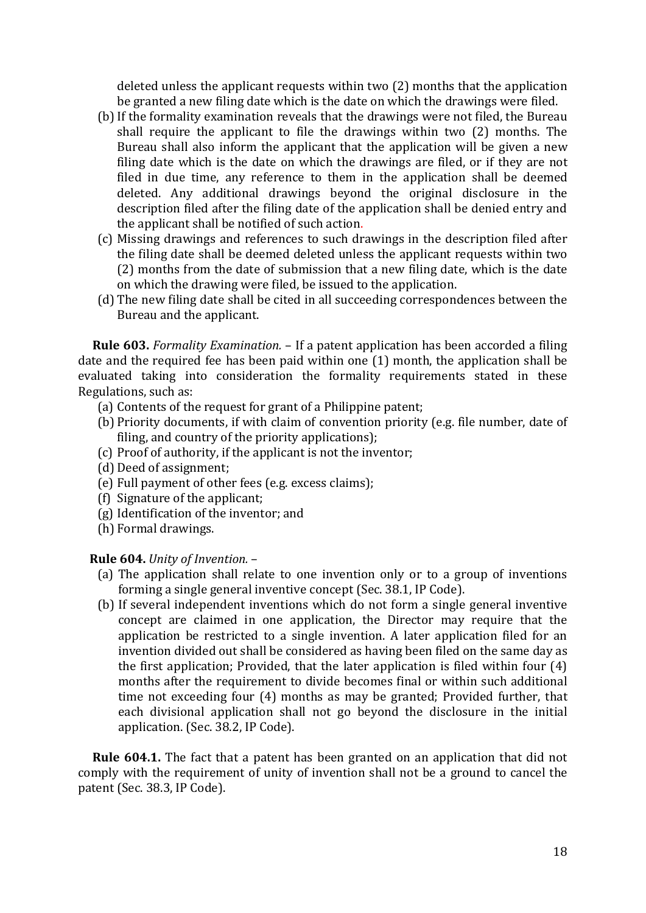deleted unless the applicant requests within two (2) months that the application be granted a new filing date which is the date on which the drawings were filed.

(b) If the formality examination reveals that the drawings were not filed, the Bureau shall require the applicant to file the drawings within two (2) months. The Bureau shall also inform the applicant that the application will be given a new filing date which is the date on which the drawings are filed, or if they are not filed in due time, any reference to them in the application shall be deemed deleted. Any additional drawings beyond the original disclosure in the description filed after the filing date of the application shall be denied entry and the applicant shall be notified of such action.

(c) Missing drawings and references to such drawings in the description filed after the filing date shall be deemed deleted unless the applicant requests within two (2) months from the date of submission that a new filing date, which is the date on which the drawing were filed, be issued to the application.

(d) The new filing date shall be cited in all succeeding correspondences between the Bureau and the applicant.

**Rule 603.** *Formality Examination.* – If a patent application has been accorded a filing date and the required fee has been paid within one (1) month, the application shall be evaluated taking into consideration the formality requirements stated in these Regulations, such as:

(a) Contents of the request for grant of a Philippine patent;
(b) Priority documents, if with claim of convention priority (e.g. file number, date of filing, and country of the priority applications);
(c) Proof of authority, if the applicant is not the inventor;
(d) Deed of assignment;
(e) Full payment of other fees (e.g. excess claims);
(f) Signature of the applicant;
(g) Identification of the inventor; and
(h) Formal drawings.

**Rule 604.** *Unity of Invention.* –

(a) The application shall relate to one invention only or to a group of inventions forming a single general inventive concept (Sec. 38.1, IP Code).

(b) If several independent inventions which do not form a single general inventive concept are claimed in one application, the Director may require that the application be restricted to a single invention. A later application filed for an invention divided out shall be considered as having been filed on the same day as the first application; Provided, that the later application is filed within four (4) months after the requirement to divide becomes final or within such additional time not exceeding four (4) months as may be granted; Provided further, that each divisional application shall not go beyond the disclosure in the initial application. (Sec. 38.2, IP Code).

**Rule 604.1.** The fact that a patent has been granted on an application that did not comply with the requirement of unity of invention shall not be a ground to cancel the patent (Sec. 38.3, IP Code).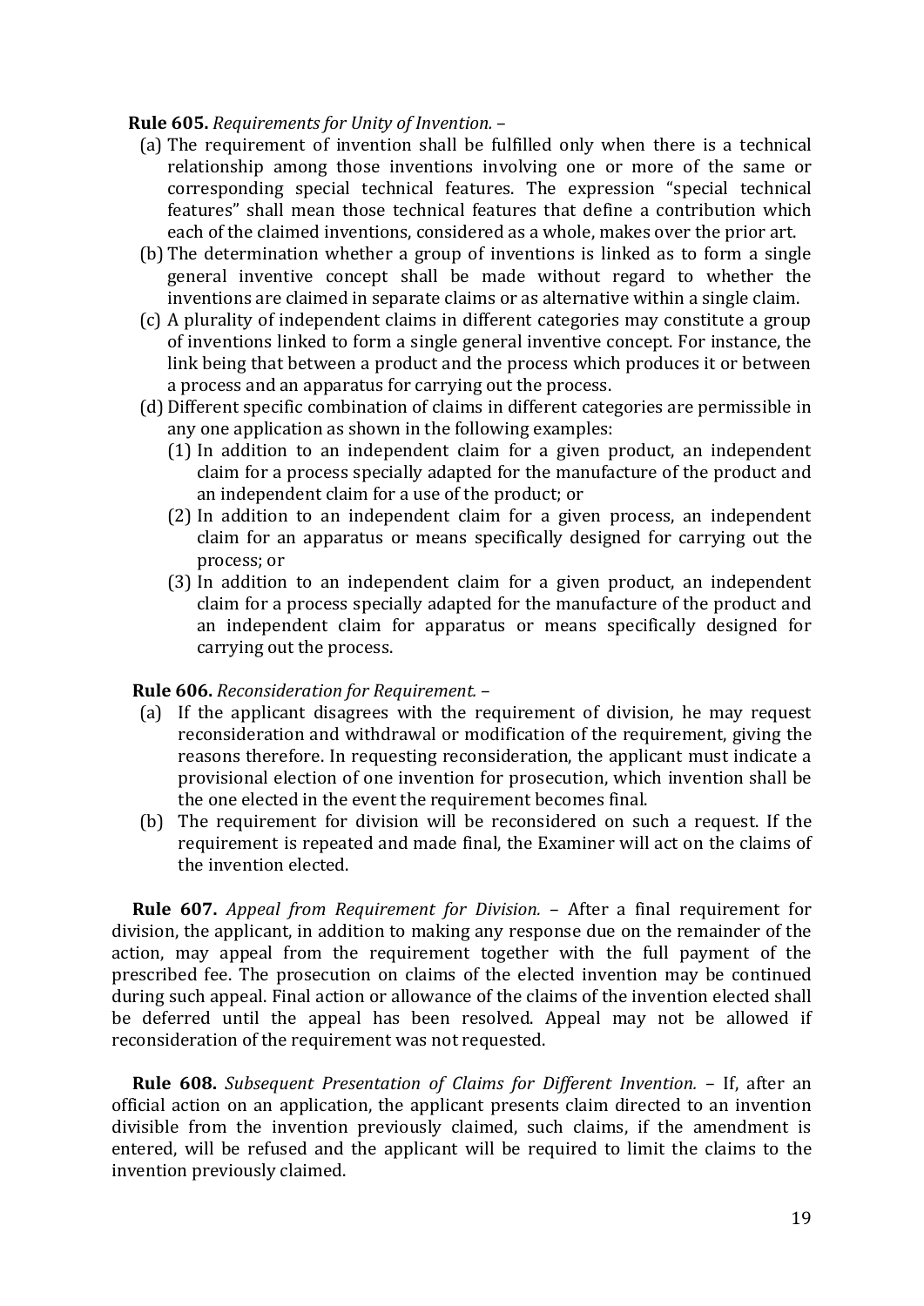**Rule 605.** *Requirements for Unity of Invention.* –

(a) The requirement of invention shall be fulfilled only when there is a technical relationship among those inventions involving one or more of the same or corresponding special technical features. The expression "special technical features" shall mean those technical features that define a contribution which each of the claimed inventions, considered as a whole, makes over the prior art.

(b) The determination whether a group of inventions is linked as to form a single general inventive concept shall be made without regard to whether the inventions are claimed in separate claims or as alternative within a single claim.

(c) A plurality of independent claims in different categories may constitute a group of inventions linked to form a single general inventive concept. For instance, the link being that between a product and the process which produces it or between a process and an apparatus for carrying out the process.

(d) Different specific combination of claims in different categories are permissible in any one application as shown in the following examples:

(1) In addition to an independent claim for a given product, an independent claim for a process specially adapted for the manufacture of the product and an independent claim for a use of the product; or

(2) In addition to an independent claim for a given process, an independent claim for an apparatus or means specifically designed for carrying out the process; or

(3) In addition to an independent claim for a given product, an independent claim for a process specially adapted for the manufacture of the product and an independent claim for apparatus or means specifically designed for carrying out the process.

**Rule 606.** *Reconsideration for Requirement.* –

(a) If the applicant disagrees with the requirement of division, he may request reconsideration and withdrawal or modification of the requirement, giving the reasons therefore. In requesting reconsideration, the applicant must indicate a provisional election of one invention for prosecution, which invention shall be the one elected in the event the requirement becomes final.

(b) The requirement for division will be reconsidered on such a request. If the requirement is repeated and made final, the Examiner will act on the claims of the invention elected.

**Rule 607.** *Appeal from Requirement for Division.* – After a final requirement for division, the applicant, in addition to making any response due on the remainder of the action, may appeal from the requirement together with the full payment of the prescribed fee. The prosecution on claims of the elected invention may be continued during such appeal. Final action or allowance of the claims of the invention elected shall be deferred until the appeal has been resolved. Appeal may not be allowed if reconsideration of the requirement was not requested.

**Rule 608.** *Subsequent Presentation of Claims for Different Invention.* – If, after an official action on an application, the applicant presents claim directed to an invention divisible from the invention previously claimed, such claims, if the amendment is entered, will be refused and the applicant will be required to limit the claims to the invention previously claimed.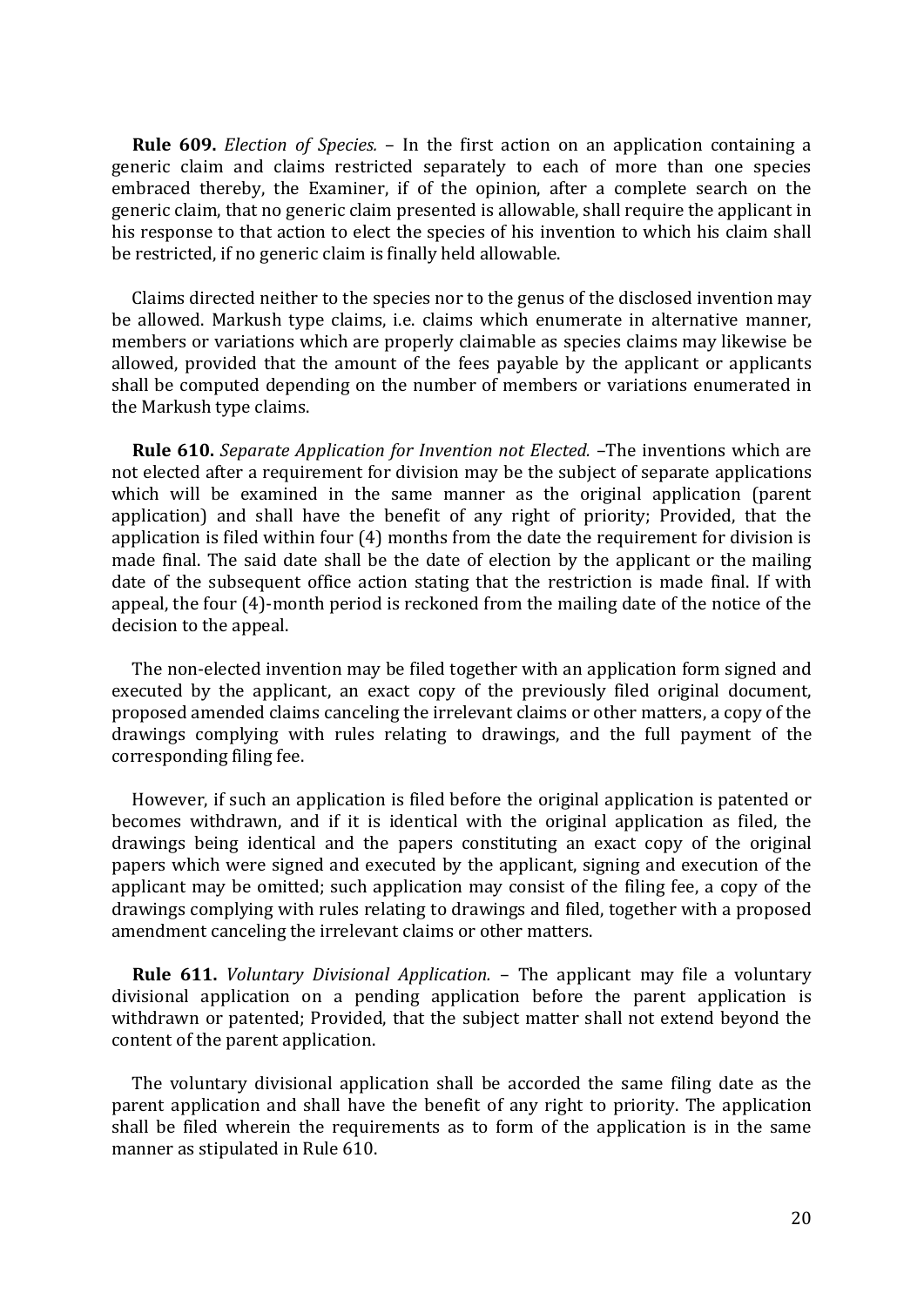**Rule 609.** *Election of Species.* – In the first action on an application containing a generic claim and claims restricted separately to each of more than one species embraced thereby, the Examiner, if of the opinion, after a complete search on the generic claim, that no generic claim presented is allowable, shall require the applicant in his response to that action to elect the species of his invention to which his claim shall be restricted, if no generic claim is finally held allowable.

Claims directed neither to the species nor to the genus of the disclosed invention may be allowed. Markush type claims, i.e. claims which enumerate in alternative manner, members or variations which are properly claimable as species claims may likewise be allowed, provided that the amount of the fees payable by the applicant or applicants shall be computed depending on the number of members or variations enumerated in the Markush type claims.

**Rule 610.** *Separate Application for Invention not Elected.* –The inventions which are not elected after a requirement for division may be the subject of separate applications which will be examined in the same manner as the original application (parent application) and shall have the benefit of any right of priority; Provided, that the application is filed within four (4) months from the date the requirement for division is made final. The said date shall be the date of election by the applicant or the mailing date of the subsequent office action stating that the restriction is made final. If with appeal, the four (4)-month period is reckoned from the mailing date of the notice of the decision to the appeal.

The non-elected invention may be filed together with an application form signed and executed by the applicant, an exact copy of the previously filed original document, proposed amended claims canceling the irrelevant claims or other matters, a copy of the drawings complying with rules relating to drawings, and the full payment of the corresponding filing fee.

However, if such an application is filed before the original application is patented or becomes withdrawn, and if it is identical with the original application as filed, the drawings being identical and the papers constituting an exact copy of the original papers which were signed and executed by the applicant, signing and execution of the applicant may be omitted; such application may consist of the filing fee, a copy of the drawings complying with rules relating to drawings and filed, together with a proposed amendment canceling the irrelevant claims or other matters.

**Rule 611.** *Voluntary Divisional Application.* – The applicant may file a voluntary divisional application on a pending application before the parent application is withdrawn or patented; Provided, that the subject matter shall not extend beyond the content of the parent application.

The voluntary divisional application shall be accorded the same filing date as the parent application and shall have the benefit of any right to priority. The application shall be filed wherein the requirements as to form of the application is in the same manner as stipulated in Rule 610.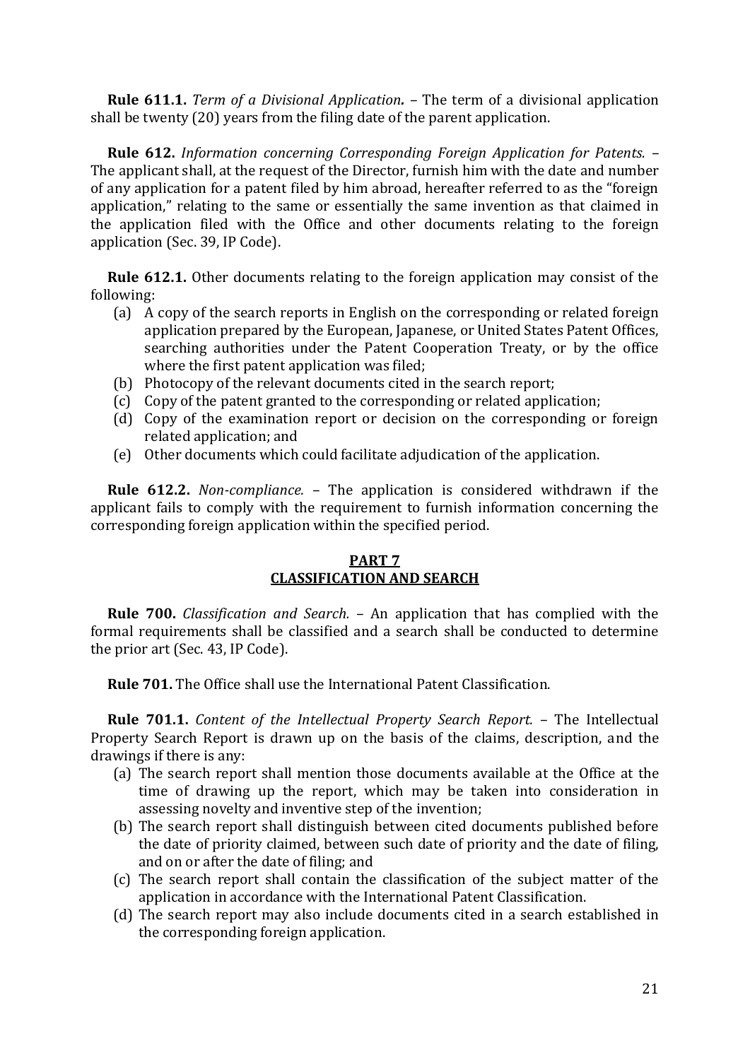**Rule 611.1.** *Term of a Divisional Application.* – The term of a divisional application shall be twenty (20) years from the filing date of the parent application.

**Rule 612.** *Information concerning Corresponding Foreign Application for Patents.* – The applicant shall, at the request of the Director, furnish him with the date and number of any application for a patent filed by him abroad, hereafter referred to as the "foreign application," relating to the same or essentially the same invention as that claimed in the application filed with the Office and other documents relating to the foreign application (Sec. 39, IP Code).

**Rule 612.1.** Other documents relating to the foreign application may consist of the following:

(a) A copy of the search reports in English on the corresponding or related foreign application prepared by the European, Japanese, or United States Patent Offices, searching authorities under the Patent Cooperation Treaty, or by the office where the first patent application was filed;
(b) Photocopy of the relevant documents cited in the search report;
(c) Copy of the patent granted to the corresponding or related application;
(d) Copy of the examination report or decision on the corresponding or foreign related application; and
(e) Other documents which could facilitate adjudication of the application.

**Rule 612.2.** *Non-compliance.* – The application is considered withdrawn if the applicant fails to comply with the requirement to furnish information concerning the corresponding foreign application within the specified period.

## PART 7
## CLASSIFICATION AND SEARCH

**Rule 700.** *Classification and Search.* – An application that has complied with the formal requirements shall be classified and a search shall be conducted to determine the prior art (Sec. 43, IP Code).

**Rule 701.** The Office shall use the International Patent Classification.

**Rule 701.1.** *Content of the Intellectual Property Search Report.* – The Intellectual Property Search Report is drawn up on the basis of the claims, description, and the drawings if there is any:

(a) The search report shall mention those documents available at the Office at the time of drawing up the report, which may be taken into consideration in assessing novelty and inventive step of the invention;
(b) The search report shall distinguish between cited documents published before the date of priority claimed, between such date of priority and the date of filing, and on or after the date of filing; and
(c) The search report shall contain the classification of the subject matter of the application in accordance with the International Patent Classification.
(d) The search report may also include documents cited in a search established in the corresponding foreign application.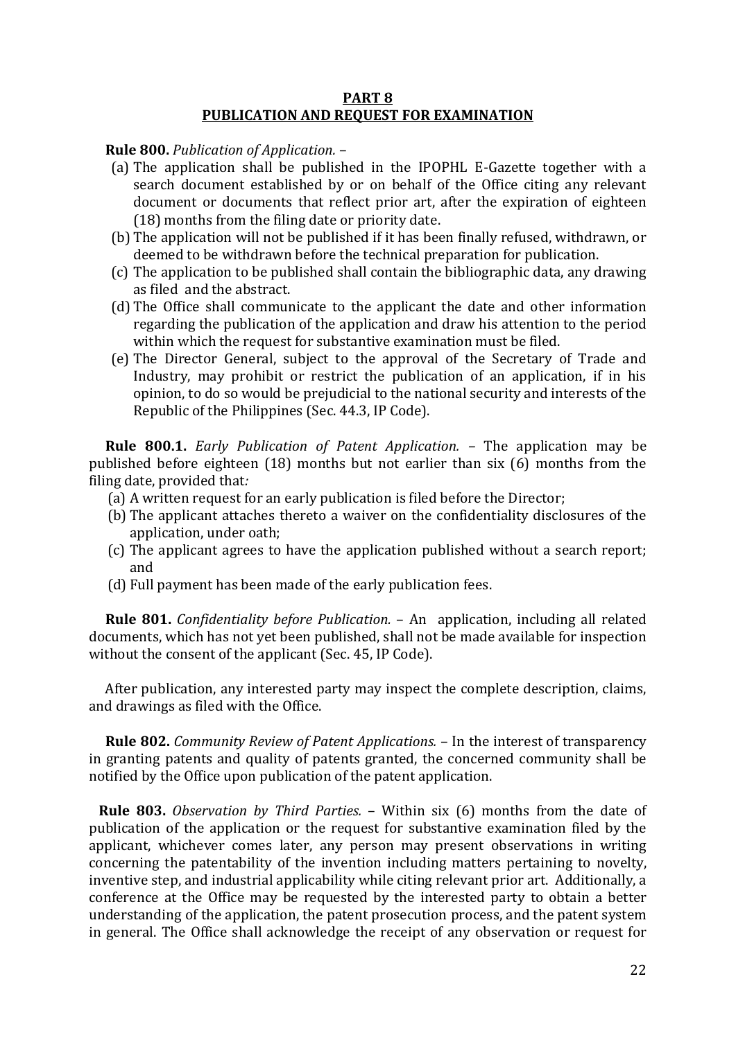## PART 8
## PUBLICATION AND REQUEST FOR EXAMINATION

**Rule 800.** *Publication of Application.* –

(a) The application shall be published in the IPOPHL E-Gazette together with a search document established by or on behalf of the Office citing any relevant document or documents that reflect prior art, after the expiration of eighteen (18) months from the filing date or priority date.

(b) The application will not be published if it has been finally refused, withdrawn, or deemed to be withdrawn before the technical preparation for publication.

(c) The application to be published shall contain the bibliographic data, any drawing as filed and the abstract.

(d) The Office shall communicate to the applicant the date and other information regarding the publication of the application and draw his attention to the period within which the request for substantive examination must be filed.

(e) The Director General, subject to the approval of the Secretary of Trade and Industry, may prohibit or restrict the publication of an application, if in his opinion, to do so would be prejudicial to the national security and interests of the Republic of the Philippines (Sec. 44.3, IP Code).

**Rule 800.1.** *Early Publication of Patent Application.* – The application may be published before eighteen (18) months but not earlier than six (6) months from the filing date, provided that*:*

(a) A written request for an early publication is filed before the Director;

(b) The applicant attaches thereto a waiver on the confidentiality disclosures of the application, under oath;

(c) The applicant agrees to have the application published without a search report; and

(d) Full payment has been made of the early publication fees.

**Rule 801.** *Confidentiality before Publication.* – An application, including all related documents, which has not yet been published, shall not be made available for inspection without the consent of the applicant (Sec. 45, IP Code).

After publication, any interested party may inspect the complete description, claims, and drawings as filed with the Office.

**Rule 802.** *Community Review of Patent Applications.* – In the interest of transparency in granting patents and quality of patents granted, the concerned community shall be notified by the Office upon publication of the patent application.

**Rule 803.** *Observation by Third Parties.* – Within six (6) months from the date of publication of the application or the request for substantive examination filed by the applicant, whichever comes later, any person may present observations in writing concerning the patentability of the invention including matters pertaining to novelty, inventive step, and industrial applicability while citing relevant prior art. Additionally, a conference at the Office may be requested by the interested party to obtain a better understanding of the application, the patent prosecution process, and the patent system in general. The Office shall acknowledge the receipt of any observation or request for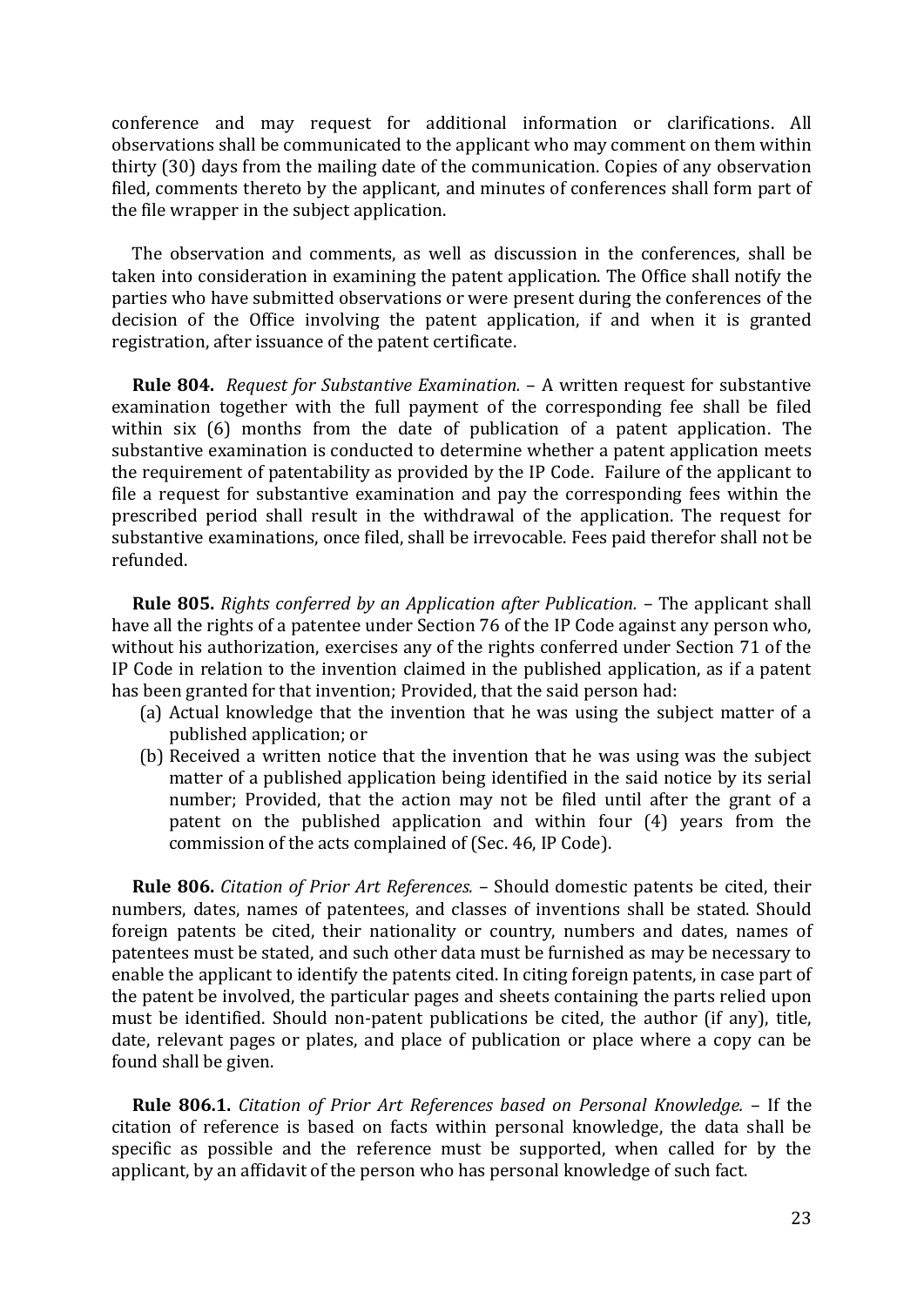conference and may request for additional information or clarifications. All observations shall be communicated to the applicant who may comment on them within thirty (30) days from the mailing date of the communication. Copies of any observation filed, comments thereto by the applicant, and minutes of conferences shall form part of the file wrapper in the subject application.

The observation and comments, as well as discussion in the conferences, shall be taken into consideration in examining the patent application. The Office shall notify the parties who have submitted observations or were present during the conferences of the decision of the Office involving the patent application, if and when it is granted registration, after issuance of the patent certificate.

**Rule 804.** *Request for Substantive Examination.* – A written request for substantive examination together with the full payment of the corresponding fee shall be filed within six (6) months from the date of publication of a patent application. The substantive examination is conducted to determine whether a patent application meets the requirement of patentability as provided by the IP Code. Failure of the applicant to file a request for substantive examination and pay the corresponding fees within the prescribed period shall result in the withdrawal of the application. The request for substantive examinations, once filed, shall be irrevocable. Fees paid therefor shall not be refunded.

**Rule 805.** *Rights conferred by an Application after Publication.* – The applicant shall have all the rights of a patentee under Section 76 of the IP Code against any person who, without his authorization, exercises any of the rights conferred under Section 71 of the IP Code in relation to the invention claimed in the published application, as if a patent has been granted for that invention; Provided, that the said person had:

(a) Actual knowledge that the invention that he was using the subject matter of a published application; or
(b) Received a written notice that the invention that he was using was the subject matter of a published application being identified in the said notice by its serial number; Provided, that the action may not be filed until after the grant of a patent on the published application and within four (4) years from the commission of the acts complained of (Sec. 46, IP Code).

**Rule 806.** *Citation of Prior Art References.* – Should domestic patents be cited, their numbers, dates, names of patentees, and classes of inventions shall be stated. Should foreign patents be cited, their nationality or country, numbers and dates, names of patentees must be stated, and such other data must be furnished as may be necessary to enable the applicant to identify the patents cited. In citing foreign patents, in case part of the patent be involved, the particular pages and sheets containing the parts relied upon must be identified. Should non-patent publications be cited, the author (if any), title, date, relevant pages or plates, and place of publication or place where a copy can be found shall be given.

**Rule 806.1.** *Citation of Prior Art References based on Personal Knowledge.* – If the citation of reference is based on facts within personal knowledge, the data shall be specific as possible and the reference must be supported, when called for by the applicant, by an affidavit of the person who has personal knowledge of such fact.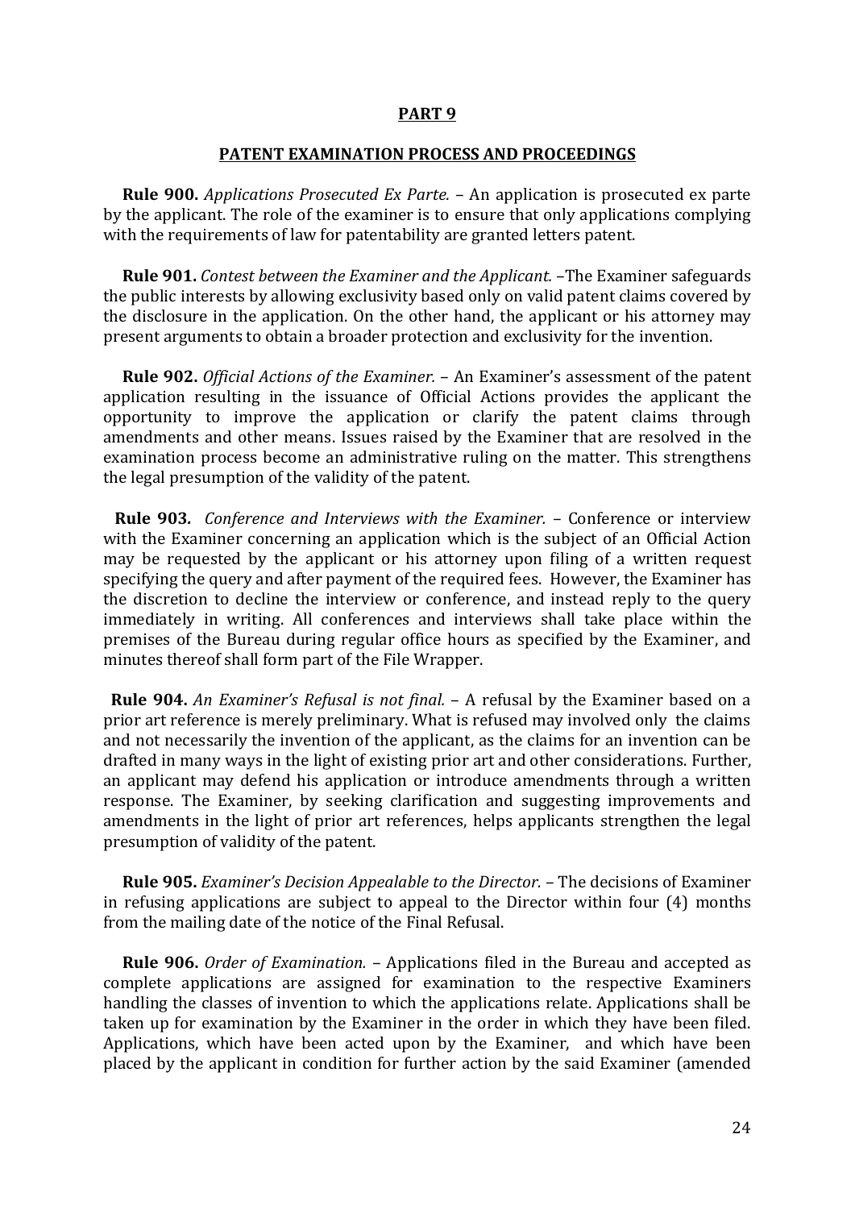## PART 9

## PATENT EXAMINATION PROCESS AND PROCEEDINGS

**Rule 900.** *Applications Prosecuted Ex Parte.* – An application is prosecuted ex parte by the applicant. The role of the examiner is to ensure that only applications complying with the requirements of law for patentability are granted letters patent.

**Rule 901.** *Contest between the Examiner and the Applicant.* –The Examiner safeguards the public interests by allowing exclusivity based only on valid patent claims covered by the disclosure in the application. On the other hand, the applicant or his attorney may present arguments to obtain a broader protection and exclusivity for the invention.

**Rule 902.** *Official Actions of the Examiner.* – An Examiner's assessment of the patent application resulting in the issuance of Official Actions provides the applicant the opportunity to improve the application or clarify the patent claims through amendments and other means. Issues raised by the Examiner that are resolved in the examination process become an administrative ruling on the matter. This strengthens the legal presumption of the validity of the patent.

**Rule 903.** *Conference and Interviews with the Examiner.* – Conference or interview with the Examiner concerning an application which is the subject of an Official Action may be requested by the applicant or his attorney upon filing of a written request specifying the query and after payment of the required fees. However, the Examiner has the discretion to decline the interview or conference, and instead reply to the query immediately in writing. All conferences and interviews shall take place within the premises of the Bureau during regular office hours as specified by the Examiner, and minutes thereof shall form part of the File Wrapper.

**Rule 904.** *An Examiner's Refusal is not final.* – A refusal by the Examiner based on a prior art reference is merely preliminary. What is refused may involved only the claims and not necessarily the invention of the applicant, as the claims for an invention can be drafted in many ways in the light of existing prior art and other considerations. Further, an applicant may defend his application or introduce amendments through a written response. The Examiner, by seeking clarification and suggesting improvements and amendments in the light of prior art references, helps applicants strengthen the legal presumption of validity of the patent.

**Rule 905.** *Examiner's Decision Appealable to the Director.* – The decisions of Examiner in refusing applications are subject to appeal to the Director within four (4) months from the mailing date of the notice of the Final Refusal.

**Rule 906.** *Order of Examination.* – Applications filed in the Bureau and accepted as complete applications are assigned for examination to the respective Examiners handling the classes of invention to which the applications relate. Applications shall be taken up for examination by the Examiner in the order in which they have been filed. Applications, which have been acted upon by the Examiner, and which have been placed by the applicant in condition for further action by the said Examiner (amended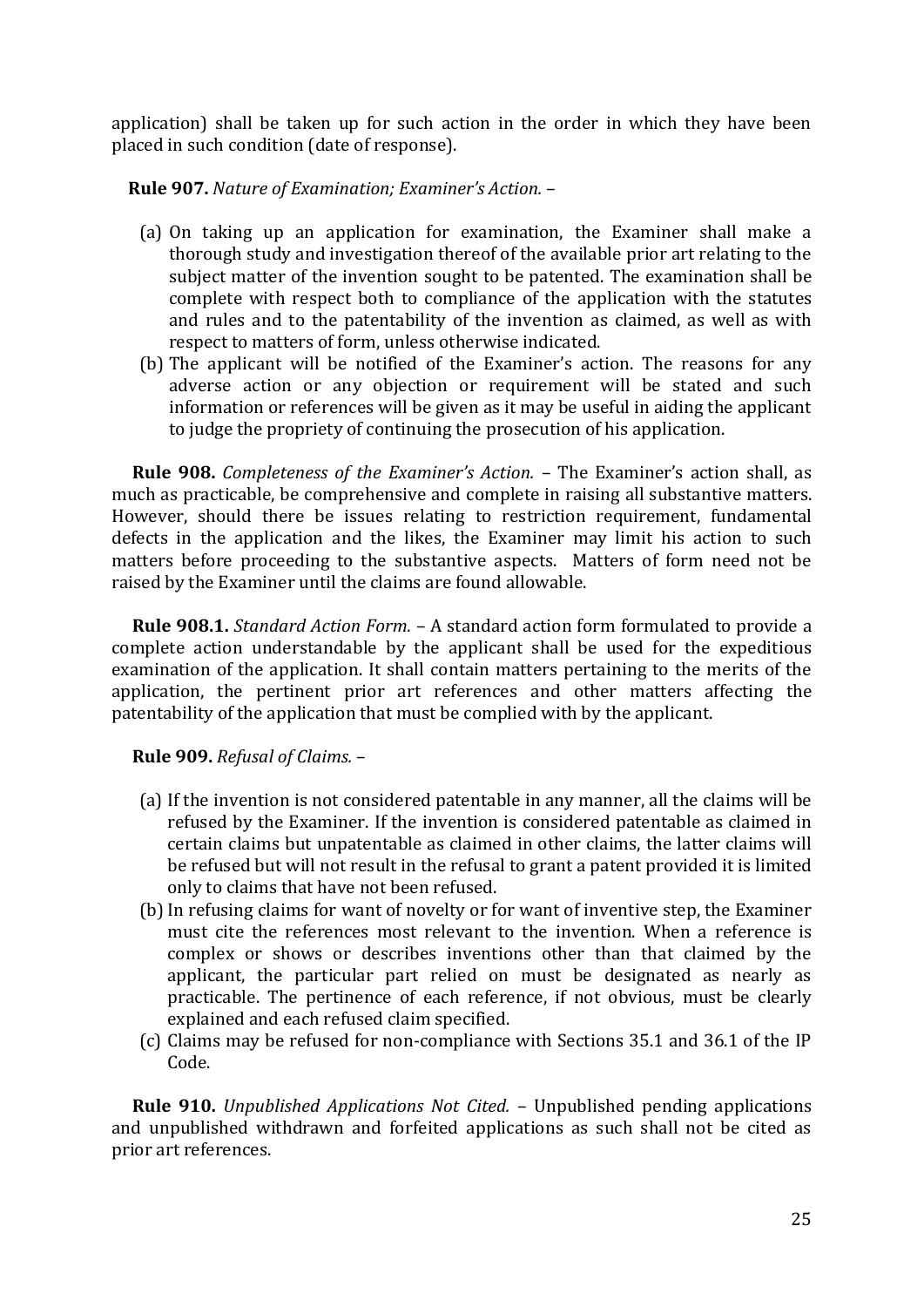application) shall be taken up for such action in the order in which they have been placed in such condition (date of response).

**Rule 907.** *Nature of Examination; Examiner's Action.* –

(a) On taking up an application for examination, the Examiner shall make a thorough study and investigation thereof of the available prior art relating to the subject matter of the invention sought to be patented. The examination shall be complete with respect both to compliance of the application with the statutes and rules and to the patentability of the invention as claimed, as well as with respect to matters of form, unless otherwise indicated.

(b) The applicant will be notified of the Examiner's action. The reasons for any adverse action or any objection or requirement will be stated and such information or references will be given as it may be useful in aiding the applicant to judge the propriety of continuing the prosecution of his application.

**Rule 908.** *Completeness of the Examiner's Action.* – The Examiner's action shall, as much as practicable, be comprehensive and complete in raising all substantive matters. However, should there be issues relating to restriction requirement, fundamental defects in the application and the likes, the Examiner may limit his action to such matters before proceeding to the substantive aspects. Matters of form need not be raised by the Examiner until the claims are found allowable.

**Rule 908.1.** *Standard Action Form.* – A standard action form formulated to provide a complete action understandable by the applicant shall be used for the expeditious examination of the application. It shall contain matters pertaining to the merits of the application, the pertinent prior art references and other matters affecting the patentability of the application that must be complied with by the applicant.

**Rule 909.** *Refusal of Claims.* –

(a) If the invention is not considered patentable in any manner, all the claims will be refused by the Examiner. If the invention is considered patentable as claimed in certain claims but unpatentable as claimed in other claims, the latter claims will be refused but will not result in the refusal to grant a patent provided it is limited only to claims that have not been refused.

(b) In refusing claims for want of novelty or for want of inventive step, the Examiner must cite the references most relevant to the invention. When a reference is complex or shows or describes inventions other than that claimed by the applicant, the particular part relied on must be designated as nearly as practicable. The pertinence of each reference, if not obvious, must be clearly explained and each refused claim specified.

(c) Claims may be refused for non-compliance with Sections 35.1 and 36.1 of the IP Code.

**Rule 910.** *Unpublished Applications Not Cited.* – Unpublished pending applications and unpublished withdrawn and forfeited applications as such shall not be cited as prior art references.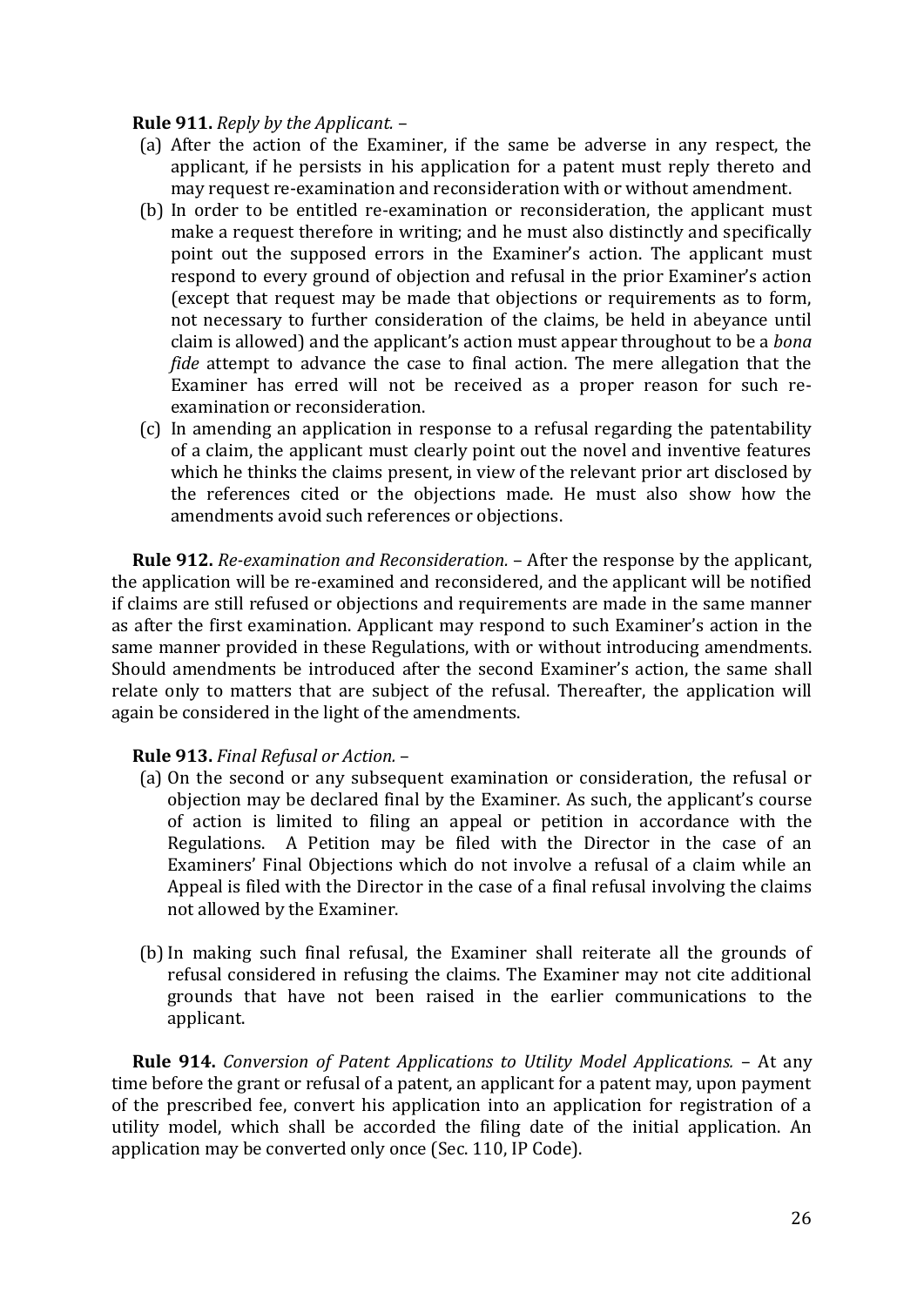**Rule 911.** *Reply by the Applicant.* –

(a) After the action of the Examiner, if the same be adverse in any respect, the applicant, if he persists in his application for a patent must reply thereto and may request re-examination and reconsideration with or without amendment.

(b) In order to be entitled re-examination or reconsideration, the applicant must make a request therefore in writing; and he must also distinctly and specifically point out the supposed errors in the Examiner's action. The applicant must respond to every ground of objection and refusal in the prior Examiner's action (except that request may be made that objections or requirements as to form, not necessary to further consideration of the claims, be held in abeyance until claim is allowed) and the applicant's action must appear throughout to be a *bona fide* attempt to advance the case to final action. The mere allegation that the Examiner has erred will not be received as a proper reason for such re-examination or reconsideration.

(c) In amending an application in response to a refusal regarding the patentability of a claim, the applicant must clearly point out the novel and inventive features which he thinks the claims present, in view of the relevant prior art disclosed by the references cited or the objections made. He must also show how the amendments avoid such references or objections.

**Rule 912.** *Re-examination and Reconsideration.* – After the response by the applicant, the application will be re-examined and reconsidered, and the applicant will be notified if claims are still refused or objections and requirements are made in the same manner as after the first examination. Applicant may respond to such Examiner's action in the same manner provided in these Regulations, with or without introducing amendments. Should amendments be introduced after the second Examiner's action, the same shall relate only to matters that are subject of the refusal. Thereafter, the application will again be considered in the light of the amendments.

**Rule 913.** *Final Refusal or Action.* –

(a) On the second or any subsequent examination or consideration, the refusal or objection may be declared final by the Examiner. As such, the applicant's course of action is limited to filing an appeal or petition in accordance with the Regulations. A Petition may be filed with the Director in the case of an Examiners' Final Objections which do not involve a refusal of a claim while an Appeal is filed with the Director in the case of a final refusal involving the claims not allowed by the Examiner.

(b) In making such final refusal, the Examiner shall reiterate all the grounds of refusal considered in refusing the claims. The Examiner may not cite additional grounds that have not been raised in the earlier communications to the applicant.

**Rule 914.** *Conversion of Patent Applications to Utility Model Applications.* – At any time before the grant or refusal of a patent, an applicant for a patent may, upon payment of the prescribed fee, convert his application into an application for registration of a utility model, which shall be accorded the filing date of the initial application. An application may be converted only once (Sec. 110, IP Code).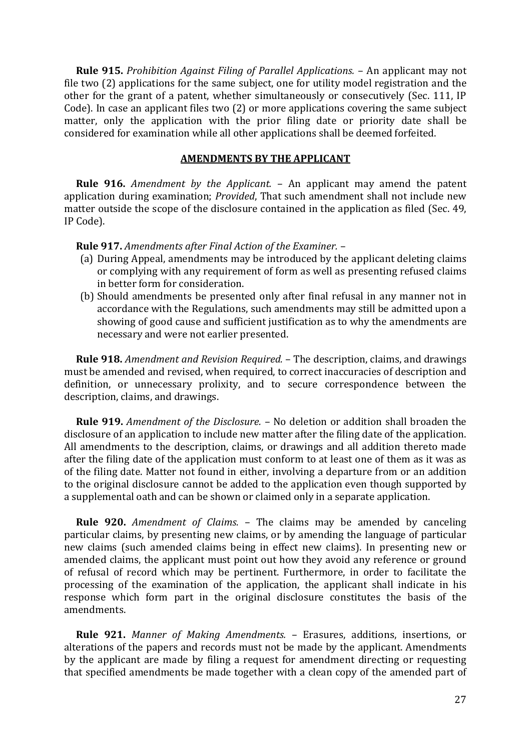**Rule 915.** *Prohibition Against Filing of Parallel Applications.* – An applicant may not file two (2) applications for the same subject, one for utility model registration and the other for the grant of a patent, whether simultaneously or consecutively (Sec. 111, IP Code). In case an applicant files two (2) or more applications covering the same subject matter, only the application with the prior filing date or priority date shall be considered for examination while all other applications shall be deemed forfeited.

## AMENDMENTS BY THE APPLICANT

**Rule 916.** *Amendment by the Applicant.* – An applicant may amend the patent application during examination; *Provided*, That such amendment shall not include new matter outside the scope of the disclosure contained in the application as filed (Sec. 49, IP Code).

**Rule 917.** *Amendments after Final Action of the Examiner.* –

(a) During Appeal, amendments may be introduced by the applicant deleting claims or complying with any requirement of form as well as presenting refused claims in better form for consideration.

(b) Should amendments be presented only after final refusal in any manner not in accordance with the Regulations, such amendments may still be admitted upon a showing of good cause and sufficient justification as to why the amendments are necessary and were not earlier presented.

**Rule 918.** *Amendment and Revision Required.* – The description, claims, and drawings must be amended and revised, when required, to correct inaccuracies of description and definition, or unnecessary prolixity, and to secure correspondence between the description, claims, and drawings.

**Rule 919.** *Amendment of the Disclosure.* – No deletion or addition shall broaden the disclosure of an application to include new matter after the filing date of the application. All amendments to the description, claims, or drawings and all addition thereto made after the filing date of the application must conform to at least one of them as it was as of the filing date. Matter not found in either, involving a departure from or an addition to the original disclosure cannot be added to the application even though supported by a supplemental oath and can be shown or claimed only in a separate application.

**Rule 920.** *Amendment of Claims.* – The claims may be amended by canceling particular claims, by presenting new claims, or by amending the language of particular new claims (such amended claims being in effect new claims). In presenting new or amended claims, the applicant must point out how they avoid any reference or ground of refusal of record which may be pertinent. Furthermore, in order to facilitate the processing of the examination of the application, the applicant shall indicate in his response which form part in the original disclosure constitutes the basis of the amendments.

**Rule 921.** *Manner of Making Amendments.* – Erasures, additions, insertions, or alterations of the papers and records must not be made by the applicant. Amendments by the applicant are made by filing a request for amendment directing or requesting that specified amendments be made together with a clean copy of the amended part of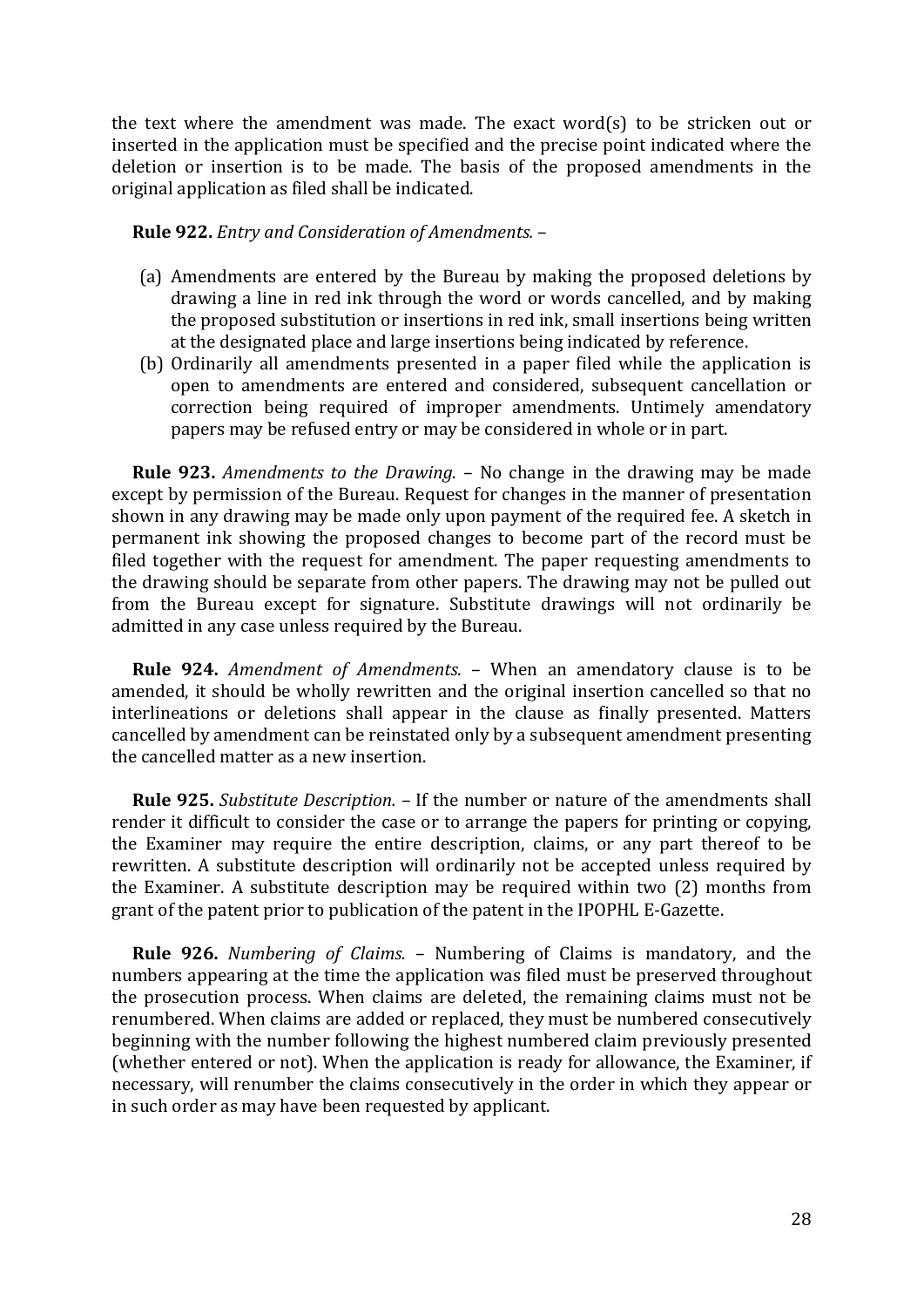the text where the amendment was made. The exact word(s) to be stricken out or inserted in the application must be specified and the precise point indicated where the deletion or insertion is to be made. The basis of the proposed amendments in the original application as filed shall be indicated.

**Rule 922.** *Entry and Consideration of Amendments.* –

(a) Amendments are entered by the Bureau by making the proposed deletions by drawing a line in red ink through the word or words cancelled, and by making the proposed substitution or insertions in red ink, small insertions being written at the designated place and large insertions being indicated by reference.

(b) Ordinarily all amendments presented in a paper filed while the application is open to amendments are entered and considered, subsequent cancellation or correction being required of improper amendments. Untimely amendatory papers may be refused entry or may be considered in whole or in part.

**Rule 923.** *Amendments to the Drawing.* – No change in the drawing may be made except by permission of the Bureau. Request for changes in the manner of presentation shown in any drawing may be made only upon payment of the required fee. A sketch in permanent ink showing the proposed changes to become part of the record must be filed together with the request for amendment. The paper requesting amendments to the drawing should be separate from other papers. The drawing may not be pulled out from the Bureau except for signature. Substitute drawings will not ordinarily be admitted in any case unless required by the Bureau.

**Rule 924.** *Amendment of Amendments.* – When an amendatory clause is to be amended, it should be wholly rewritten and the original insertion cancelled so that no interlineations or deletions shall appear in the clause as finally presented. Matters cancelled by amendment can be reinstated only by a subsequent amendment presenting the cancelled matter as a new insertion.

**Rule 925.** *Substitute Description.* – If the number or nature of the amendments shall render it difficult to consider the case or to arrange the papers for printing or copying, the Examiner may require the entire description, claims, or any part thereof to be rewritten. A substitute description will ordinarily not be accepted unless required by the Examiner. A substitute description may be required within two (2) months from grant of the patent prior to publication of the patent in the IPOPHL E-Gazette.

**Rule 926.** *Numbering of Claims.* – Numbering of Claims is mandatory, and the numbers appearing at the time the application was filed must be preserved throughout the prosecution process. When claims are deleted, the remaining claims must not be renumbered. When claims are added or replaced, they must be numbered consecutively beginning with the number following the highest numbered claim previously presented (whether entered or not). When the application is ready for allowance, the Examiner, if necessary, will renumber the claims consecutively in the order in which they appear or in such order as may have been requested by applicant.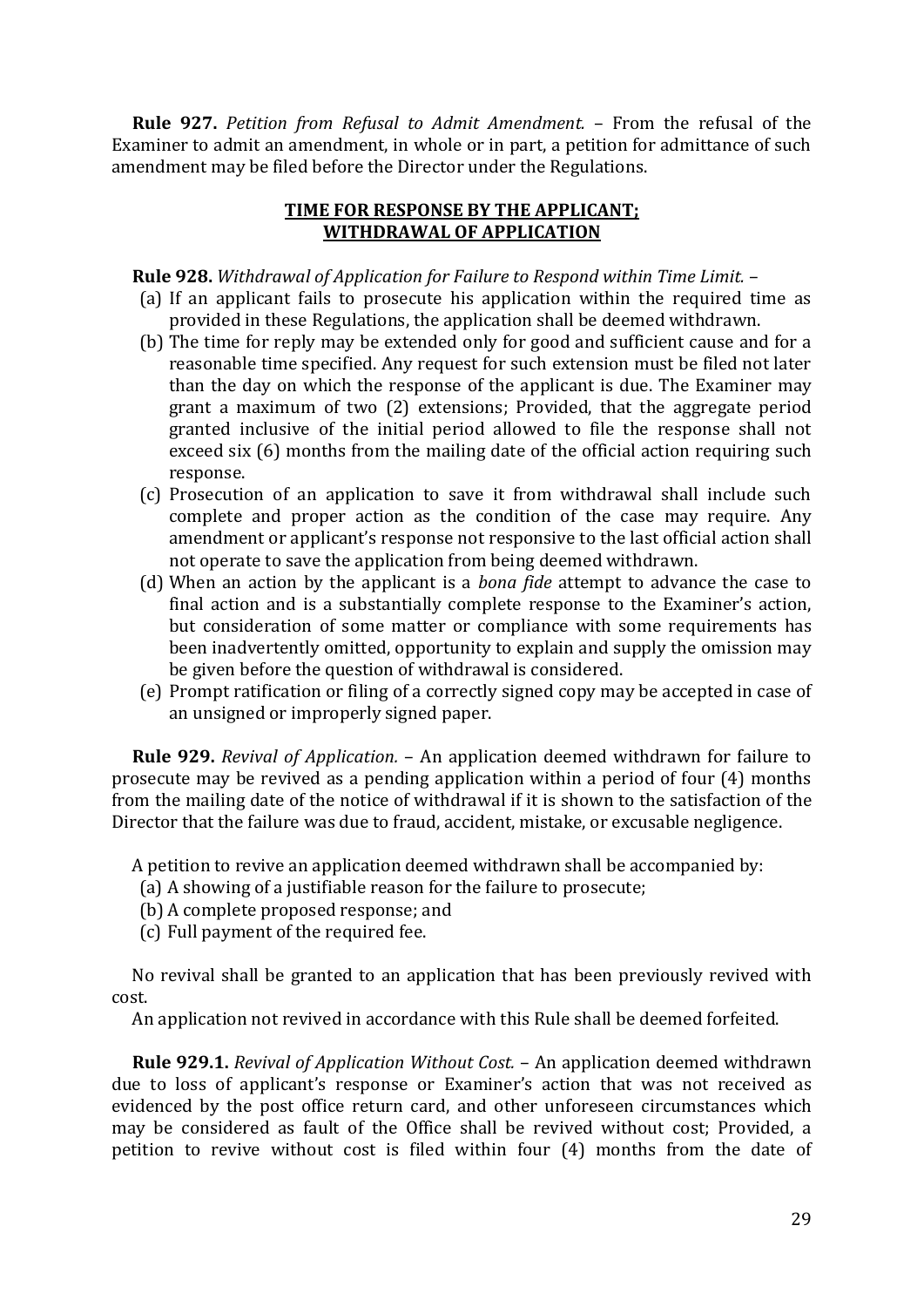**Rule 927.** *Petition from Refusal to Admit Amendment.* – From the refusal of the Examiner to admit an amendment, in whole or in part, a petition for admittance of such amendment may be filed before the Director under the Regulations.

## TIME FOR RESPONSE BY THE APPLICANT; WITHDRAWAL OF APPLICATION

**Rule 928.** *Withdrawal of Application for Failure to Respond within Time Limit.* –

(a) If an applicant fails to prosecute his application within the required time as provided in these Regulations, the application shall be deemed withdrawn.

(b) The time for reply may be extended only for good and sufficient cause and for a reasonable time specified. Any request for such extension must be filed not later than the day on which the response of the applicant is due. The Examiner may grant a maximum of two (2) extensions; Provided, that the aggregate period granted inclusive of the initial period allowed to file the response shall not exceed six (6) months from the mailing date of the official action requiring such response.

(c) Prosecution of an application to save it from withdrawal shall include such complete and proper action as the condition of the case may require. Any amendment or applicant's response not responsive to the last official action shall not operate to save the application from being deemed withdrawn.

(d) When an action by the applicant is a *bona fide* attempt to advance the case to final action and is a substantially complete response to the Examiner's action, but consideration of some matter or compliance with some requirements has been inadvertently omitted, opportunity to explain and supply the omission may be given before the question of withdrawal is considered.

(e) Prompt ratification or filing of a correctly signed copy may be accepted in case of an unsigned or improperly signed paper.

**Rule 929.** *Revival of Application.* – An application deemed withdrawn for failure to prosecute may be revived as a pending application within a period of four (4) months from the mailing date of the notice of withdrawal if it is shown to the satisfaction of the Director that the failure was due to fraud, accident, mistake, or excusable negligence.

A petition to revive an application deemed withdrawn shall be accompanied by:

(a) A showing of a justifiable reason for the failure to prosecute;

(b) A complete proposed response; and

(c) Full payment of the required fee.

No revival shall be granted to an application that has been previously revived with cost.

An application not revived in accordance with this Rule shall be deemed forfeited.

**Rule 929.1.** *Revival of Application Without Cost.* – An application deemed withdrawn due to loss of applicant's response or Examiner's action that was not received as evidenced by the post office return card, and other unforeseen circumstances which may be considered as fault of the Office shall be revived without cost; Provided, a petition to revive without cost is filed within four (4) months from the date of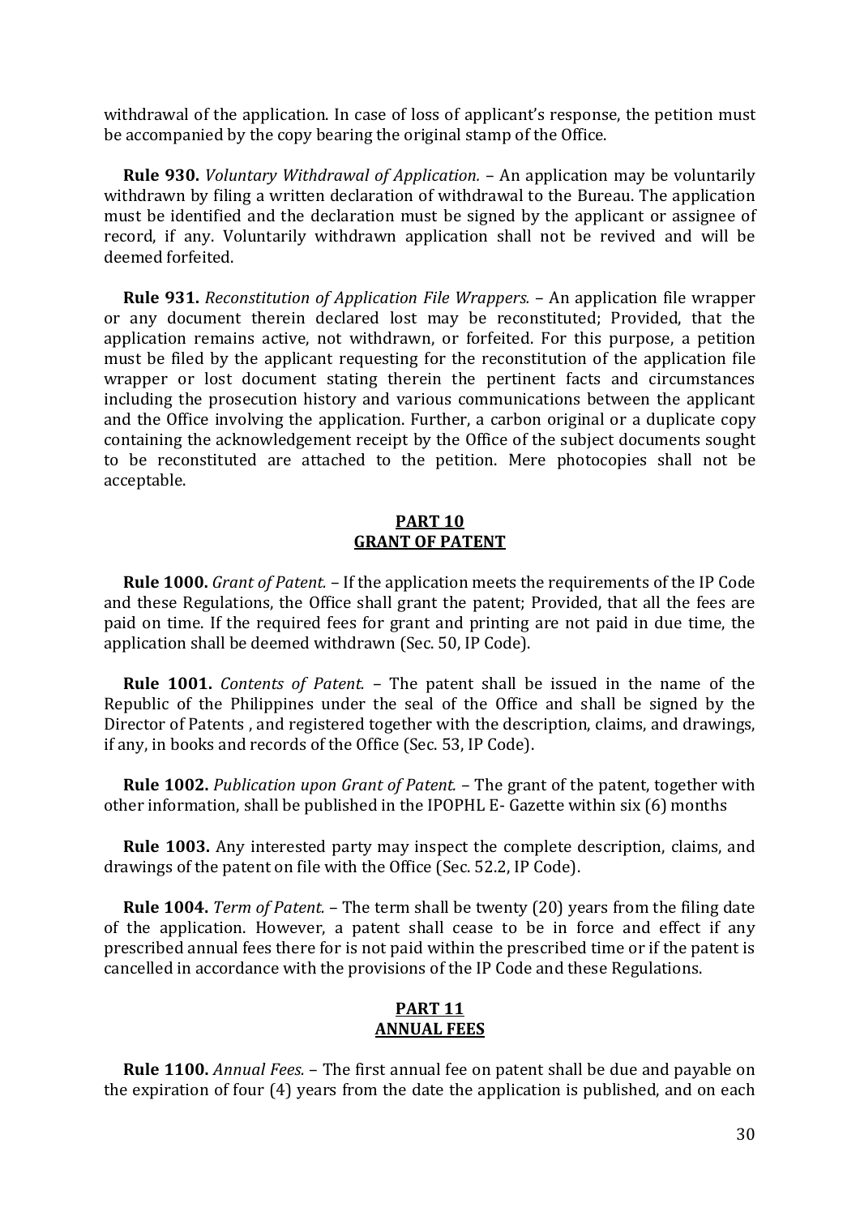withdrawal of the application. In case of loss of applicant's response, the petition must be accompanied by the copy bearing the original stamp of the Office.

**Rule 930.** *Voluntary Withdrawal of Application.* – An application may be voluntarily withdrawn by filing a written declaration of withdrawal to the Bureau. The application must be identified and the declaration must be signed by the applicant or assignee of record, if any. Voluntarily withdrawn application shall not be revived and will be deemed forfeited.

**Rule 931.** *Reconstitution of Application File Wrappers.* – An application file wrapper or any document therein declared lost may be reconstituted; Provided, that the application remains active, not withdrawn, or forfeited. For this purpose, a petition must be filed by the applicant requesting for the reconstitution of the application file wrapper or lost document stating therein the pertinent facts and circumstances including the prosecution history and various communications between the applicant and the Office involving the application. Further, a carbon original or a duplicate copy containing the acknowledgement receipt by the Office of the subject documents sought to be reconstituted are attached to the petition. Mere photocopies shall not be acceptable.

## PART 10
## GRANT OF PATENT

**Rule 1000.** *Grant of Patent.* – If the application meets the requirements of the IP Code and these Regulations, the Office shall grant the patent; Provided, that all the fees are paid on time. If the required fees for grant and printing are not paid in due time, the application shall be deemed withdrawn (Sec. 50, IP Code).

**Rule 1001.** *Contents of Patent.* – The patent shall be issued in the name of the Republic of the Philippines under the seal of the Office and shall be signed by the Director of Patents , and registered together with the description, claims, and drawings, if any, in books and records of the Office (Sec. 53, IP Code).

**Rule 1002.** *Publication upon Grant of Patent.* – The grant of the patent, together with other information, shall be published in the IPOPHL E- Gazette within six (6) months

**Rule 1003.** Any interested party may inspect the complete description, claims, and drawings of the patent on file with the Office (Sec. 52.2, IP Code).

**Rule 1004.** *Term of Patent.* – The term shall be twenty (20) years from the filing date of the application. However, a patent shall cease to be in force and effect if any prescribed annual fees there for is not paid within the prescribed time or if the patent is cancelled in accordance with the provisions of the IP Code and these Regulations.

## PART 11
## ANNUAL FEES

**Rule 1100.** *Annual Fees.* – The first annual fee on patent shall be due and payable on the expiration of four (4) years from the date the application is published, and on each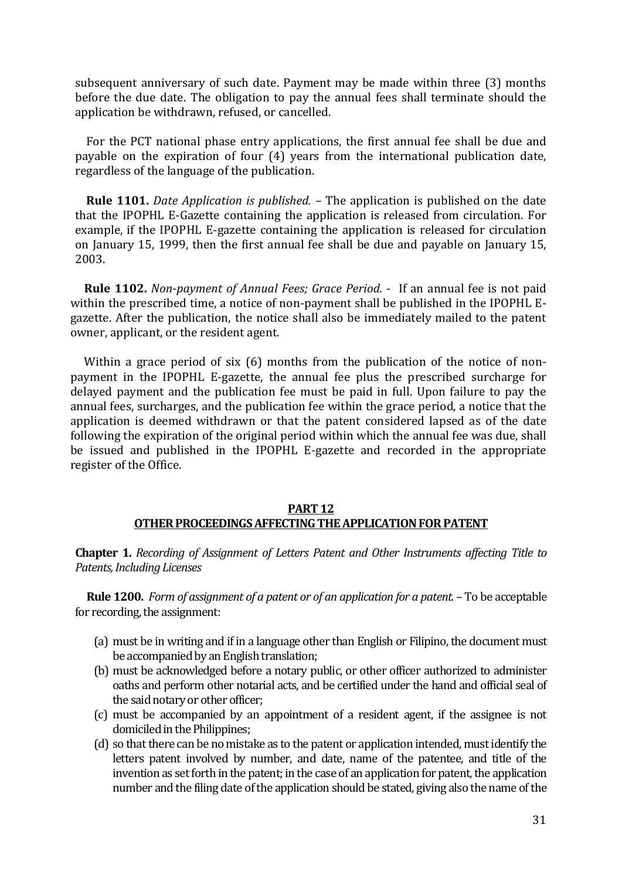subsequent anniversary of such date. Payment may be made within three (3) months before the due date. The obligation to pay the annual fees shall terminate should the application be withdrawn, refused, or cancelled.

For the PCT national phase entry applications, the first annual fee shall be due and payable on the expiration of four (4) years from the international publication date, regardless of the language of the publication.

**Rule 1101.** *Date Application is published.* – The application is published on the date that the IPOPHL E-Gazette containing the application is released from circulation. For example, if the IPOPHL E-gazette containing the application is released for circulation on January 15, 1999, then the first annual fee shall be due and payable on January 15, 2003.

**Rule 1102.** *Non-payment of Annual Fees; Grace Period.* - If an annual fee is not paid within the prescribed time, a notice of non-payment shall be published in the IPOPHL E-gazette. After the publication, the notice shall also be immediately mailed to the patent owner, applicant, or the resident agent.

Within a grace period of six (6) months from the publication of the notice of non-payment in the IPOPHL E-gazette, the annual fee plus the prescribed surcharge for delayed payment and the publication fee must be paid in full. Upon failure to pay the annual fees, surcharges, and the publication fee within the grace period, a notice that the application is deemed withdrawn or that the patent considered lapsed as of the date following the expiration of the original period within which the annual fee was due, shall be issued and published in the IPOPHL E-gazette and recorded in the appropriate register of the Office.

## PART 12
## OTHER PROCEEDINGS AFFECTING THE APPLICATION FOR PATENT

**Chapter 1.** *Recording of Assignment of Letters Patent and Other Instruments affecting Title to Patents, Including Licenses*

**Rule 1200.** *Form of assignment of a patent or of an application for a patent.* – To be acceptable for recording, the assignment:

(a) must be in writing and if in a language other than English or Filipino, the document must be accompanied by an English translation;
(b) must be acknowledged before a notary public, or other officer authorized to administer oaths and perform other notarial acts, and be certified under the hand and official seal of the said notary or other officer;
(c) must be accompanied by an appointment of a resident agent, if the assignee is not domiciled in the Philippines;
(d) so that there can be no mistake as to the patent or application intended, must identify the letters patent involved by number, and date, name of the patentee, and title of the invention as set forth in the patent; in the case of an application for patent, the application number and the filing date of the application should be stated, giving also the name of the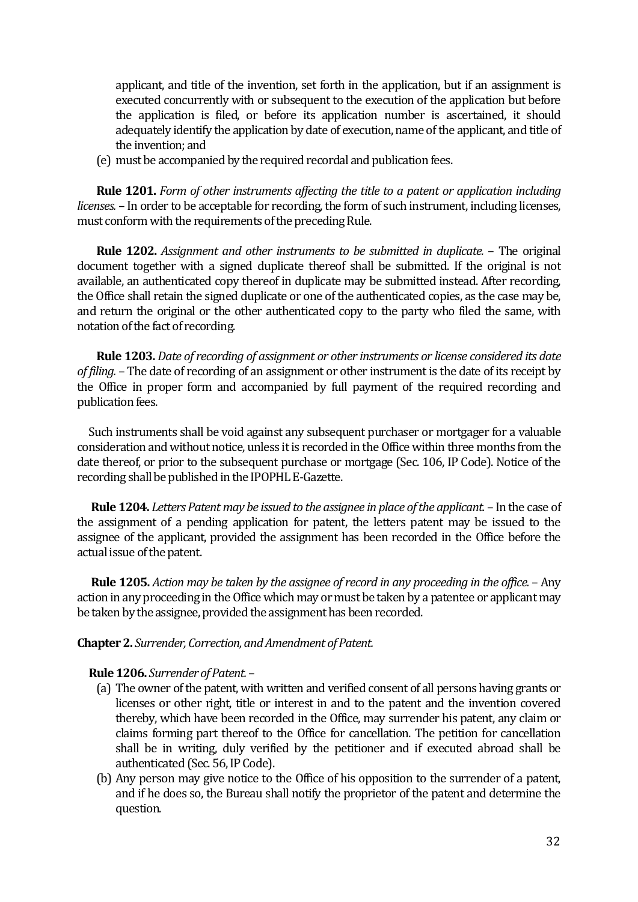applicant, and title of the invention, set forth in the application, but if an assignment is executed concurrently with or subsequent to the execution of the application but before the application is filed, or before its application number is ascertained, it should adequately identify the application by date of execution, name of the applicant, and title of the invention; and

(e) must be accompanied by the required recordal and publication fees.

**Rule 1201.** *Form of other instruments affecting the title to a patent or application including licenses.* – In order to be acceptable for recording, the form of such instrument, including licenses, must conform with the requirements of the preceding Rule.

**Rule 1202.** *Assignment and other instruments to be submitted in duplicate.* – The original document together with a signed duplicate thereof shall be submitted. If the original is not available, an authenticated copy thereof in duplicate may be submitted instead. After recording, the Office shall retain the signed duplicate or one of the authenticated copies, as the case may be, and return the original or the other authenticated copy to the party who filed the same, with notation of the fact of recording.

**Rule 1203.** *Date of recording of assignment or other instruments or license considered its date of filing.* – The date of recording of an assignment or other instrument is the date of its receipt by the Office in proper form and accompanied by full payment of the required recording and publication fees.

Such instruments shall be void against any subsequent purchaser or mortgager for a valuable consideration and without notice, unless it is recorded in the Office within three months from the date thereof, or prior to the subsequent purchase or mortgage (Sec. 106, IP Code). Notice of the recording shall be published in the IPOPHL E-Gazette.

**Rule 1204.** *Letters Patent may be issued to the assignee in place of the applicant.* – In the case of the assignment of a pending application for patent, the letters patent may be issued to the assignee of the applicant, provided the assignment has been recorded in the Office before the actual issue of the patent.

**Rule 1205.** *Action may be taken by the assignee of record in any proceeding in the office.* – Any action in any proceeding in the Office which may or must be taken by a patentee or applicant may be taken by the assignee, provided the assignment has been recorded.

**Chapter 2.** *Surrender, Correction, and Amendment of Patent.*

**Rule 1206.** *Surrender of Patent.* –

(a) The owner of the patent, with written and verified consent of all persons having grants or licenses or other right, title or interest in and to the patent and the invention covered thereby, which have been recorded in the Office, may surrender his patent, any claim or claims forming part thereof to the Office for cancellation. The petition for cancellation shall be in writing, duly verified by the petitioner and if executed abroad shall be authenticated (Sec. 56, IP Code).

(b) Any person may give notice to the Office of his opposition to the surrender of a patent, and if he does so, the Bureau shall notify the proprietor of the patent and determine the question.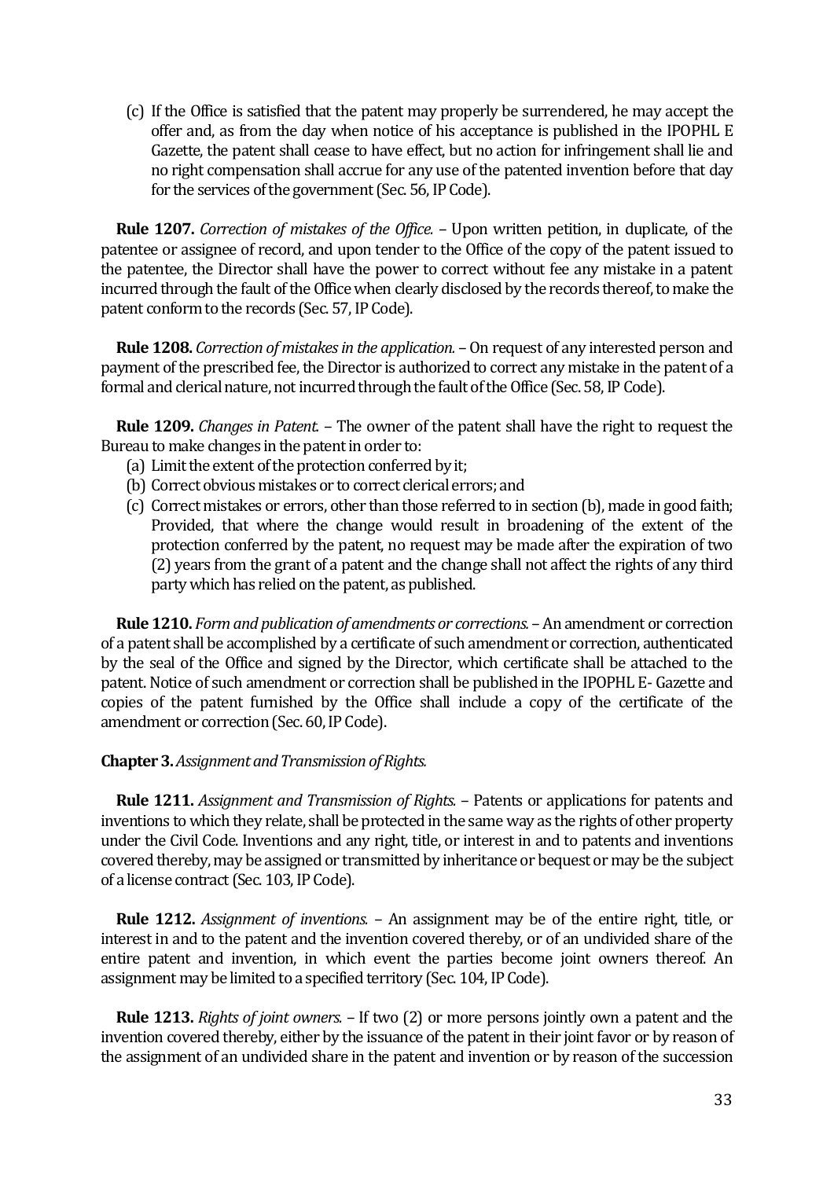(c) If the Office is satisfied that the patent may properly be surrendered, he may accept the offer and, as from the day when notice of his acceptance is published in the IPOPHL E Gazette, the patent shall cease to have effect, but no action for infringement shall lie and no right compensation shall accrue for any use of the patented invention before that day for the services of the government (Sec. 56, IP Code).

**Rule 1207.** *Correction of mistakes of the Office.* – Upon written petition, in duplicate, of the patentee or assignee of record, and upon tender to the Office of the copy of the patent issued to the patentee, the Director shall have the power to correct without fee any mistake in a patent incurred through the fault of the Office when clearly disclosed by the records thereof, to make the patent conform to the records (Sec. 57, IP Code).

**Rule 1208.** *Correction of mistakes in the application.* – On request of any interested person and payment of the prescribed fee, the Director is authorized to correct any mistake in the patent of a formal and clerical nature, not incurred through the fault of the Office (Sec. 58, IP Code).

**Rule 1209.** *Changes in Patent.* – The owner of the patent shall have the right to request the Bureau to make changes in the patent in order to:

(a) Limit the extent of the protection conferred by it;
(b) Correct obvious mistakes or to correct clerical errors; and
(c) Correct mistakes or errors, other than those referred to in section (b), made in good faith; Provided, that where the change would result in broadening of the extent of the protection conferred by the patent, no request may be made after the expiration of two (2) years from the grant of a patent and the change shall not affect the rights of any third party which has relied on the patent, as published.

**Rule 1210.** *Form and publication of amendments or corrections.* – An amendment or correction of a patent shall be accomplished by a certificate of such amendment or correction, authenticated by the seal of the Office and signed by the Director, which certificate shall be attached to the patent. Notice of such amendment or correction shall be published in the IPOPHL E- Gazette and copies of the patent furnished by the Office shall include a copy of the certificate of the amendment or correction (Sec. 60, IP Code).

**Chapter 3.** *Assignment and Transmission of Rights.*

**Rule 1211.** *Assignment and Transmission of Rights.* – Patents or applications for patents and inventions to which they relate, shall be protected in the same way as the rights of other property under the Civil Code. Inventions and any right, title, or interest in and to patents and inventions covered thereby, may be assigned or transmitted by inheritance or bequest or may be the subject of a license contract (Sec. 103, IP Code).

**Rule 1212.** *Assignment of inventions.* – An assignment may be of the entire right, title, or interest in and to the patent and the invention covered thereby, or of an undivided share of the entire patent and invention, in which event the parties become joint owners thereof. An assignment may be limited to a specified territory (Sec. 104, IP Code).

**Rule 1213.** *Rights of joint owners.* – If two (2) or more persons jointly own a patent and the invention covered thereby, either by the issuance of the patent in their joint favor or by reason of the assignment of an undivided share in the patent and invention or by reason of the succession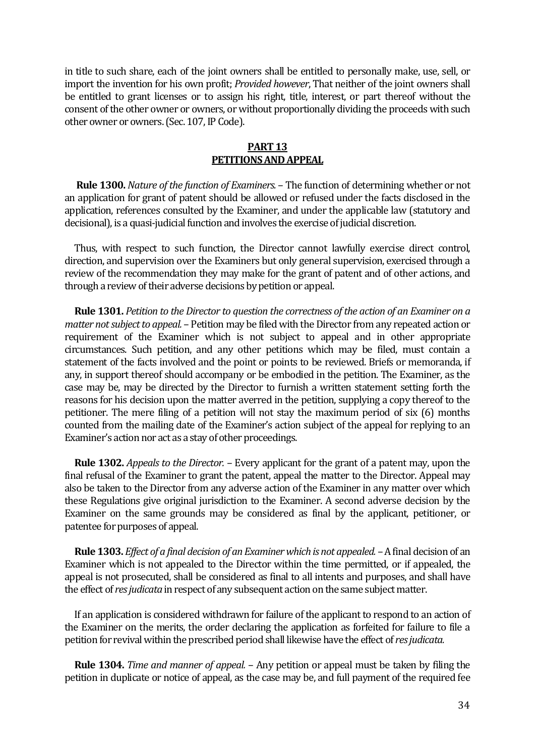in title to such share, each of the joint owners shall be entitled to personally make, use, sell, or import the invention for his own profit; *Provided however*, That neither of the joint owners shall be entitled to grant licenses or to assign his right, title, interest, or part thereof without the consent of the other owner or owners, or without proportionally dividing the proceeds with such other owner or owners. (Sec. 107, IP Code).

## PART 13
## PETITIONS AND APPEAL

**Rule 1300.** *Nature of the function of Examiners.* – The function of determining whether or not an application for grant of patent should be allowed or refused under the facts disclosed in the application, references consulted by the Examiner, and under the applicable law (statutory and decisional), is a quasi-judicial function and involves the exercise of judicial discretion.

Thus, with respect to such function, the Director cannot lawfully exercise direct control, direction, and supervision over the Examiners but only general supervision, exercised through a review of the recommendation they may make for the grant of patent and of other actions, and through a review of their adverse decisions by petition or appeal.

**Rule 1301.** *Petition to the Director to question the correctness of the action of an Examiner on a matter not subject to appeal.* – Petition may be filed with the Director from any repeated action or requirement of the Examiner which is not subject to appeal and in other appropriate circumstances. Such petition, and any other petitions which may be filed, must contain a statement of the facts involved and the point or points to be reviewed. Briefs or memoranda, if any, in support thereof should accompany or be embodied in the petition. The Examiner, as the case may be, may be directed by the Director to furnish a written statement setting forth the reasons for his decision upon the matter averred in the petition, supplying a copy thereof to the petitioner. The mere filing of a petition will not stay the maximum period of six (6) months counted from the mailing date of the Examiner's action subject of the appeal for replying to an Examiner's action nor act as a stay of other proceedings.

**Rule 1302.** *Appeals to the Director.* – Every applicant for the grant of a patent may, upon the final refusal of the Examiner to grant the patent, appeal the matter to the Director. Appeal may also be taken to the Director from any adverse action of the Examiner in any matter over which these Regulations give original jurisdiction to the Examiner. A second adverse decision by the Examiner on the same grounds may be considered as final by the applicant, petitioner, or patentee for purposes of appeal.

**Rule 1303.** *Effect of a final decision of an Examiner which is not appealed.* – A final decision of an Examiner which is not appealed to the Director within the time permitted, or if appealed, the appeal is not prosecuted, shall be considered as final to all intents and purposes, and shall have the effect of *res judicata* in respect of any subsequent action on the same subject matter.

If an application is considered withdrawn for failure of the applicant to respond to an action of the Examiner on the merits, the order declaring the application as forfeited for failure to file a petition for revival within the prescribed period shall likewise have the effect of *res judicata.*

**Rule 1304.** *Time and manner of appeal.* – Any petition or appeal must be taken by filing the petition in duplicate or notice of appeal, as the case may be, and full payment of the required fee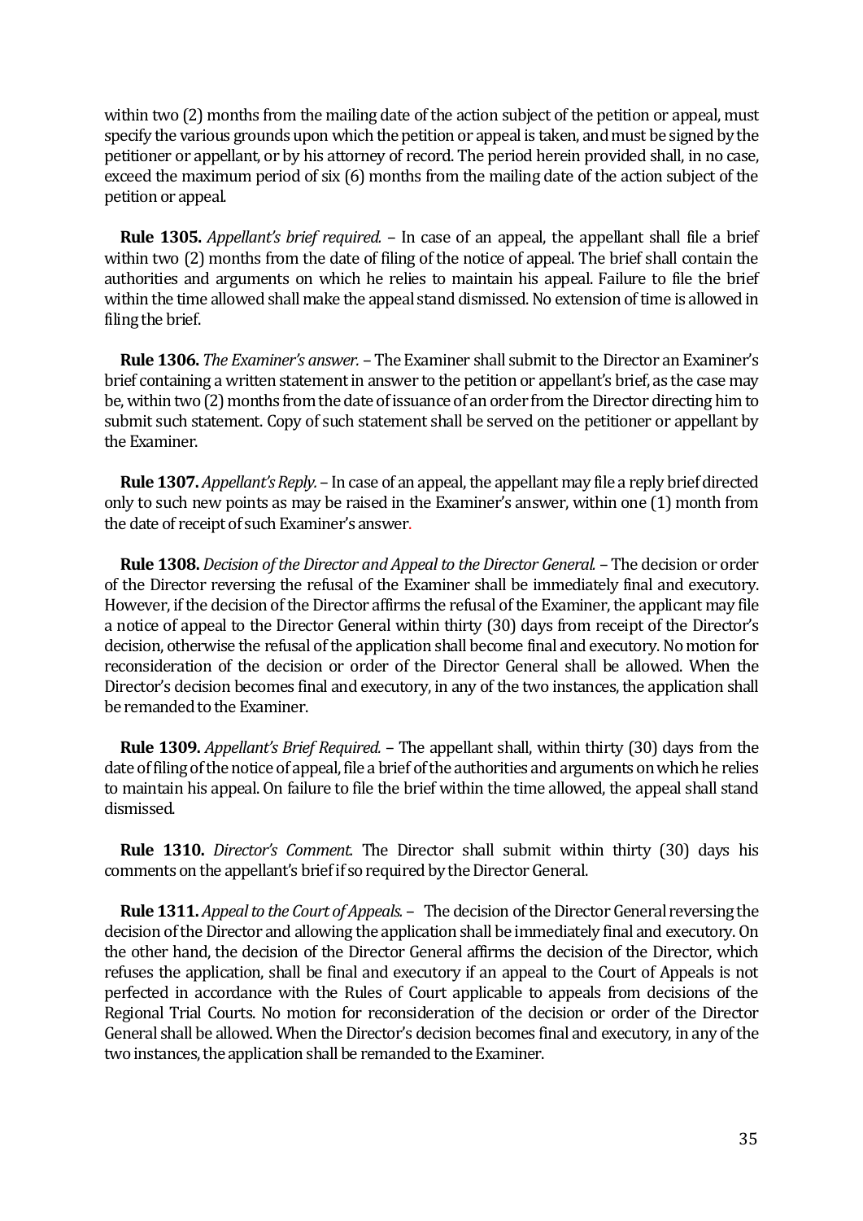within two (2) months from the mailing date of the action subject of the petition or appeal, must specify the various grounds upon which the petition or appeal is taken, and must be signed by the petitioner or appellant, or by his attorney of record. The period herein provided shall, in no case, exceed the maximum period of six (6) months from the mailing date of the action subject of the petition or appeal.

**Rule 1305.** *Appellant's brief required.* – In case of an appeal, the appellant shall file a brief within two (2) months from the date of filing of the notice of appeal. The brief shall contain the authorities and arguments on which he relies to maintain his appeal. Failure to file the brief within the time allowed shall make the appeal stand dismissed. No extension of time is allowed in filing the brief.

**Rule 1306.** *The Examiner's answer.* – The Examiner shall submit to the Director an Examiner's brief containing a written statement in answer to the petition or appellant's brief, as the case may be, within two (2) months from the date of issuance of an order from the Director directing him to submit such statement. Copy of such statement shall be served on the petitioner or appellant by the Examiner.

**Rule 1307.** *Appellant's Reply.* – In case of an appeal, the appellant may file a reply brief directed only to such new points as may be raised in the Examiner's answer, within one (1) month from the date of receipt of such Examiner's answer.

**Rule 1308.** *Decision of the Director and Appeal to the Director General.* – The decision or order of the Director reversing the refusal of the Examiner shall be immediately final and executory. However, if the decision of the Director affirms the refusal of the Examiner, the applicant may file a notice of appeal to the Director General within thirty (30) days from receipt of the Director's decision, otherwise the refusal of the application shall become final and executory. No motion for reconsideration of the decision or order of the Director General shall be allowed. When the Director's decision becomes final and executory, in any of the two instances, the application shall be remanded to the Examiner.

**Rule 1309.** *Appellant's Brief Required.* – The appellant shall, within thirty (30) days from the date of filing of the notice of appeal, file a brief of the authorities and arguments on which he relies to maintain his appeal. On failure to file the brief within the time allowed, the appeal shall stand dismissed.

**Rule 1310.** *Director's Comment.* The Director shall submit within thirty (30) days his comments on the appellant's brief if so required by the Director General.

**Rule 1311.** *Appeal to the Court of Appeals.* – The decision of the Director General reversing the decision of the Director and allowing the application shall be immediately final and executory. On the other hand, the decision of the Director General affirms the decision of the Director, which refuses the application, shall be final and executory if an appeal to the Court of Appeals is not perfected in accordance with the Rules of Court applicable to appeals from decisions of the Regional Trial Courts. No motion for reconsideration of the decision or order of the Director General shall be allowed. When the Director's decision becomes final and executory, in any of the two instances, the application shall be remanded to the Examiner.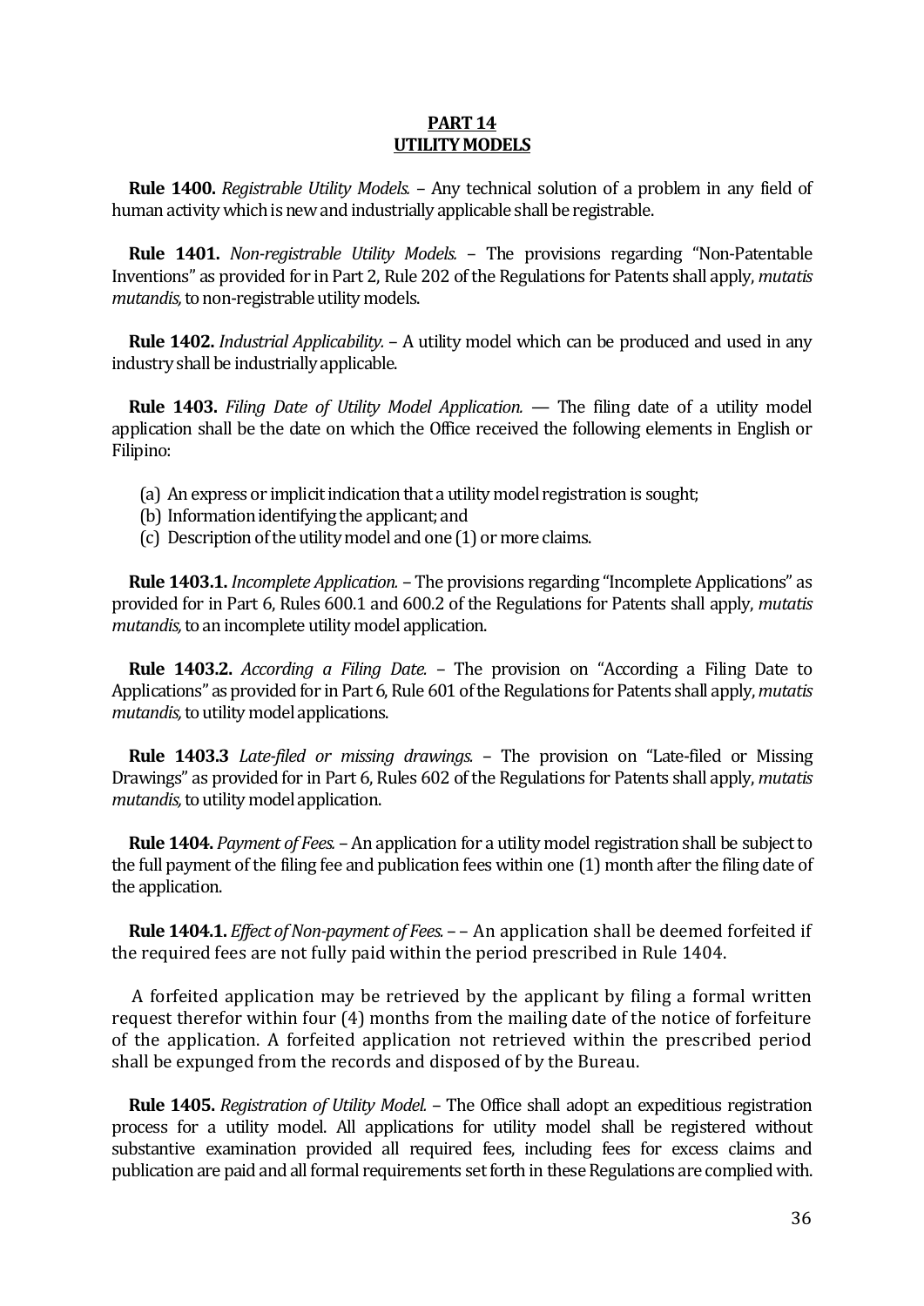## PART 14
## UTILITY MODELS

**Rule 1400.** *Registrable Utility Models.* – Any technical solution of a problem in any field of human activity which is new and industrially applicable shall be registrable.

**Rule 1401.** *Non-registrable Utility Models.* – The provisions regarding "Non-Patentable Inventions" as provided for in Part 2, Rule 202 of the Regulations for Patents shall apply, *mutatis mutandis,* to non-registrable utility models.

**Rule 1402.** *Industrial Applicability.* – A utility model which can be produced and used in any industry shall be industrially applicable.

**Rule 1403.** *Filing Date of Utility Model Application.* — The filing date of a utility model application shall be the date on which the Office received the following elements in English or Filipino:

(a) An express or implicit indication that a utility model registration is sought;
(b) Information identifying the applicant; and
(c) Description of the utility model and one (1) or more claims.

**Rule 1403.1.** *Incomplete Application.* – The provisions regarding "Incomplete Applications" as provided for in Part 6, Rules 600.1 and 600.2 of the Regulations for Patents shall apply, *mutatis mutandis,* to an incomplete utility model application.

**Rule 1403.2.** *According a Filing Date.* – The provision on "According a Filing Date to Applications" as provided for in Part 6, Rule 601 of the Regulations for Patents shall apply, *mutatis mutandis,* to utility model applications.

**Rule 1403.3** *Late-filed or missing drawings.* – The provision on "Late-filed or Missing Drawings" as provided for in Part 6, Rules 602 of the Regulations for Patents shall apply, *mutatis mutandis,* to utility model application.

**Rule 1404.** *Payment of Fees.* – An application for a utility model registration shall be subject to the full payment of the filing fee and publication fees within one (1) month after the filing date of the application.

**Rule 1404.1.** *Effect of Non-payment of Fees.* – – An application shall be deemed forfeited if the required fees are not fully paid within the period prescribed in Rule 1404.

A forfeited application may be retrieved by the applicant by filing a formal written request therefor within four (4) months from the mailing date of the notice of forfeiture of the application. A forfeited application not retrieved within the prescribed period shall be expunged from the records and disposed of by the Bureau.

**Rule 1405.** *Registration of Utility Model.* – The Office shall adopt an expeditious registration process for a utility model. All applications for utility model shall be registered without substantive examination provided all required fees, including fees for excess claims and publication are paid and all formal requirements set forth in these Regulations are complied with.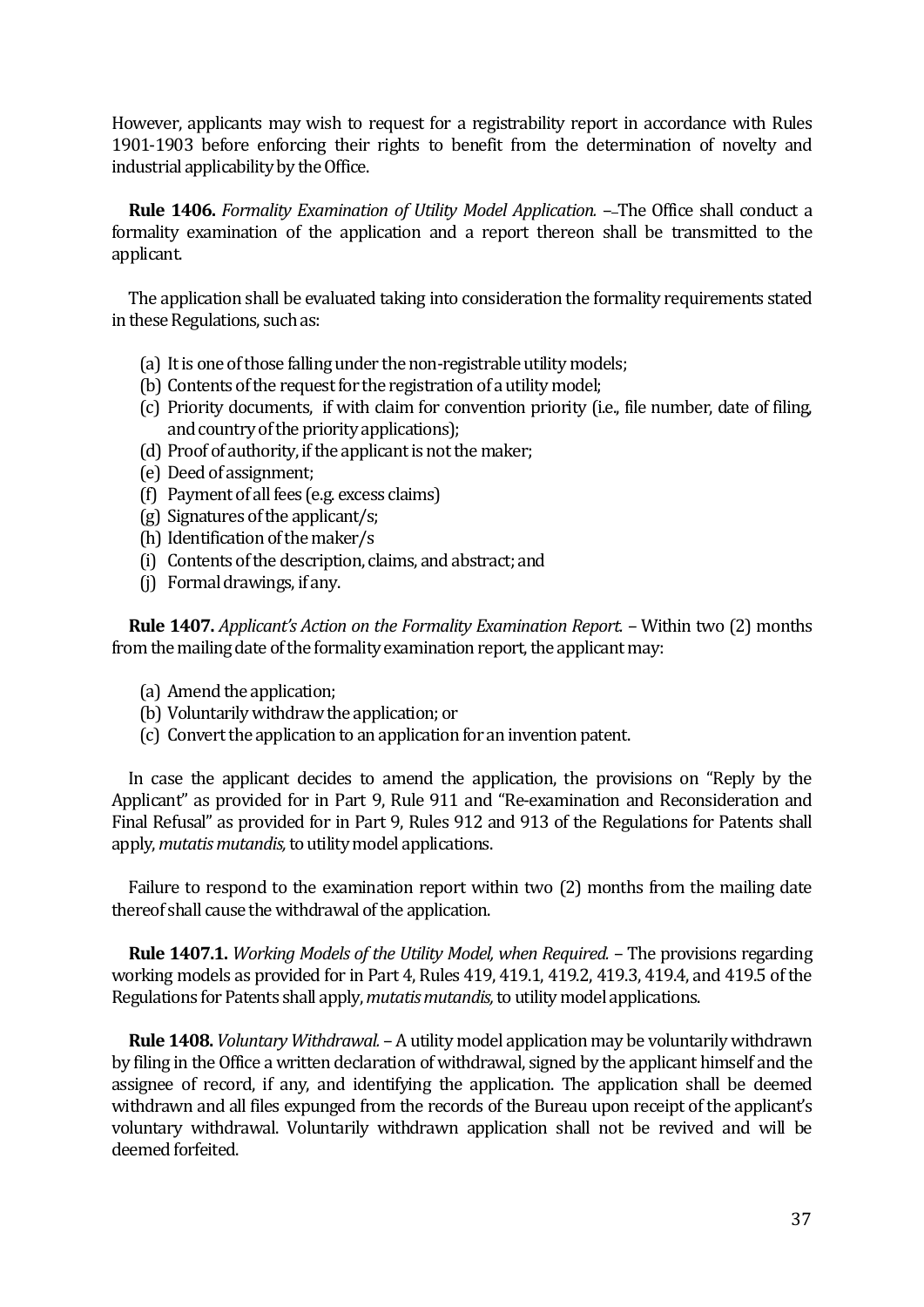However, applicants may wish to request for a registrability report in accordance with Rules 1901-1903 before enforcing their rights to benefit from the determination of novelty and industrial applicability by the Office.

**Rule 1406.** *Formality Examination of Utility Model Application.* –-The Office shall conduct a formality examination of the application and a report thereon shall be transmitted to the applicant.

The application shall be evaluated taking into consideration the formality requirements stated in these Regulations, such as:

(a) It is one of those falling under the non-registrable utility models;
(b) Contents of the request for the registration of a utility model;
(c) Priority documents, if with claim for convention priority (i.e., file number, date of filing, and country of the priority applications);
(d) Proof of authority, if the applicant is not the maker;
(e) Deed of assignment;
(f) Payment of all fees (e.g. excess claims)
(g) Signatures of the applicant/s;
(h) Identification of the maker/s
(i) Contents of the description, claims, and abstract; and
(j) Formal drawings, if any.

**Rule 1407.** *Applicant's Action on the Formality Examination Report.* – Within two (2) months from the mailing date of the formality examination report, the applicant may:

(a) Amend the application;
(b) Voluntarily withdraw the application; or
(c) Convert the application to an application for an invention patent.

In case the applicant decides to amend the application, the provisions on "Reply by the Applicant" as provided for in Part 9, Rule 911 and "Re-examination and Reconsideration and Final Refusal" as provided for in Part 9, Rules 912 and 913 of the Regulations for Patents shall apply, *mutatis mutandis,* to utility model applications.

Failure to respond to the examination report within two (2) months from the mailing date thereof shall cause the withdrawal of the application.

**Rule 1407.1.** *Working Models of the Utility Model, when Required.* – The provisions regarding working models as provided for in Part 4, Rules 419, 419.1, 419.2, 419.3, 419.4, and 419.5 of the Regulations for Patents shall apply, *mutatis mutandis,* to utility model applications.

**Rule 1408.** *Voluntary Withdrawal.* – A utility model application may be voluntarily withdrawn by filing in the Office a written declaration of withdrawal, signed by the applicant himself and the assignee of record, if any, and identifying the application. The application shall be deemed withdrawn and all files expunged from the records of the Bureau upon receipt of the applicant's voluntary withdrawal. Voluntarily withdrawn application shall not be revived and will be deemed forfeited.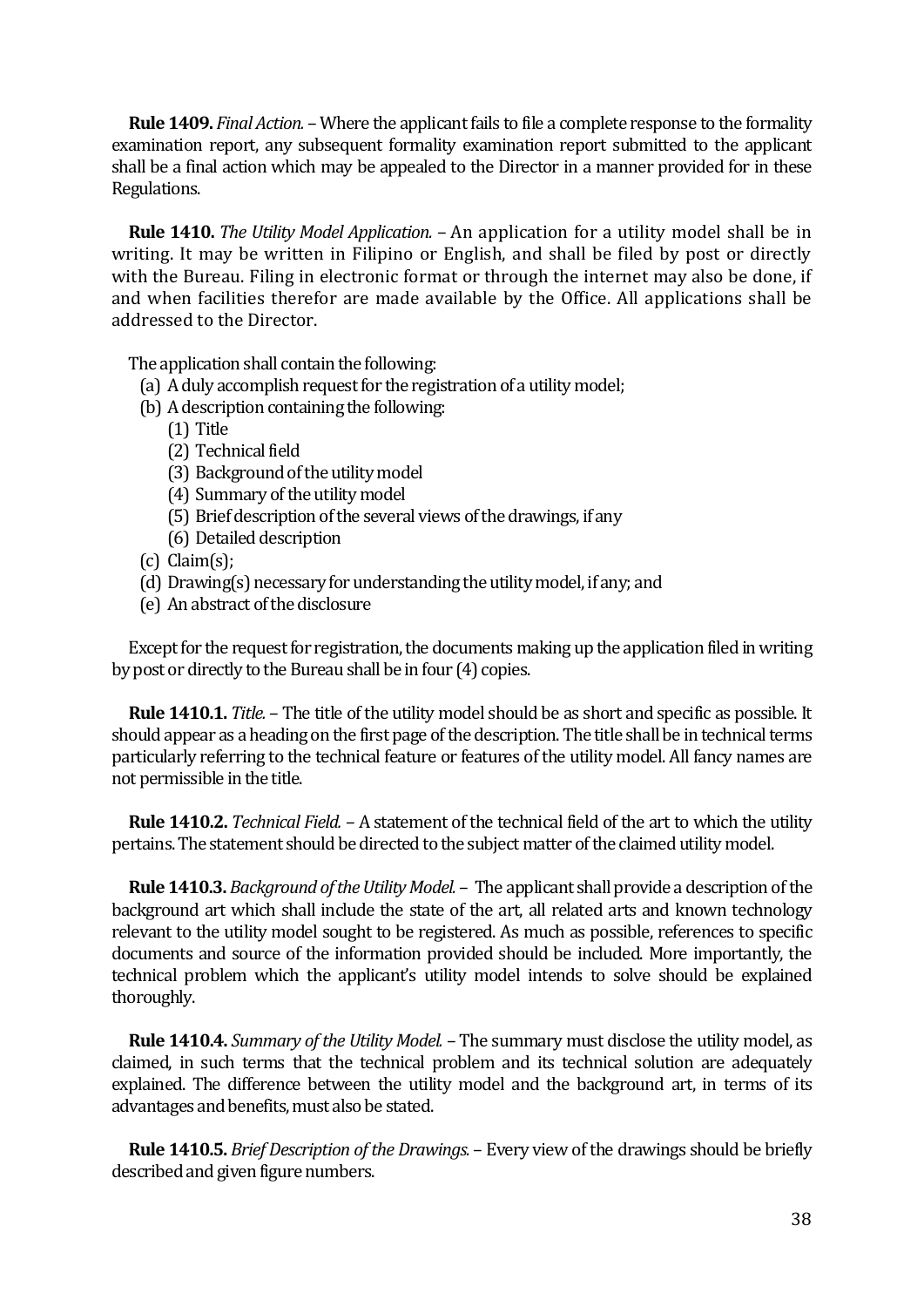**Rule 1409.** *Final Action.* – Where the applicant fails to file a complete response to the formality examination report, any subsequent formality examination report submitted to the applicant shall be a final action which may be appealed to the Director in a manner provided for in these Regulations.

**Rule 1410.** *The Utility Model Application.* – An application for a utility model shall be in writing. It may be written in Filipino or English, and shall be filed by post or directly with the Bureau. Filing in electronic format or through the internet may also be done, if and when facilities therefor are made available by the Office. All applications shall be addressed to the Director.

The application shall contain the following:

(a) A duly accomplish request for the registration of a utility model;

(b) A description containing the following:

  (1) Title

  (2) Technical field

  (3) Background of the utility model

  (4) Summary of the utility model

  (5) Brief description of the several views of the drawings, if any

  (6) Detailed description

(c) Claim(s);

(d) Drawing(s) necessary for understanding the utility model, if any; and

(e) An abstract of the disclosure

Except for the request for registration, the documents making up the application filed in writing by post or directly to the Bureau shall be in four (4) copies.

**Rule 1410.1.** *Title.* – The title of the utility model should be as short and specific as possible. It should appear as a heading on the first page of the description. The title shall be in technical terms particularly referring to the technical feature or features of the utility model. All fancy names are not permissible in the title.

**Rule 1410.2.** *Technical Field.* – A statement of the technical field of the art to which the utility pertains. The statement should be directed to the subject matter of the claimed utility model.

**Rule 1410.3.** *Background of the Utility Model.* – The applicant shall provide a description of the background art which shall include the state of the art, all related arts and known technology relevant to the utility model sought to be registered. As much as possible, references to specific documents and source of the information provided should be included. More importantly, the technical problem which the applicant's utility model intends to solve should be explained thoroughly.

**Rule 1410.4.** *Summary of the Utility Model.* – The summary must disclose the utility model, as claimed, in such terms that the technical problem and its technical solution are adequately explained. The difference between the utility model and the background art, in terms of its advantages and benefits, must also be stated.

**Rule 1410.5.** *Brief Description of the Drawings.* – Every view of the drawings should be briefly described and given figure numbers.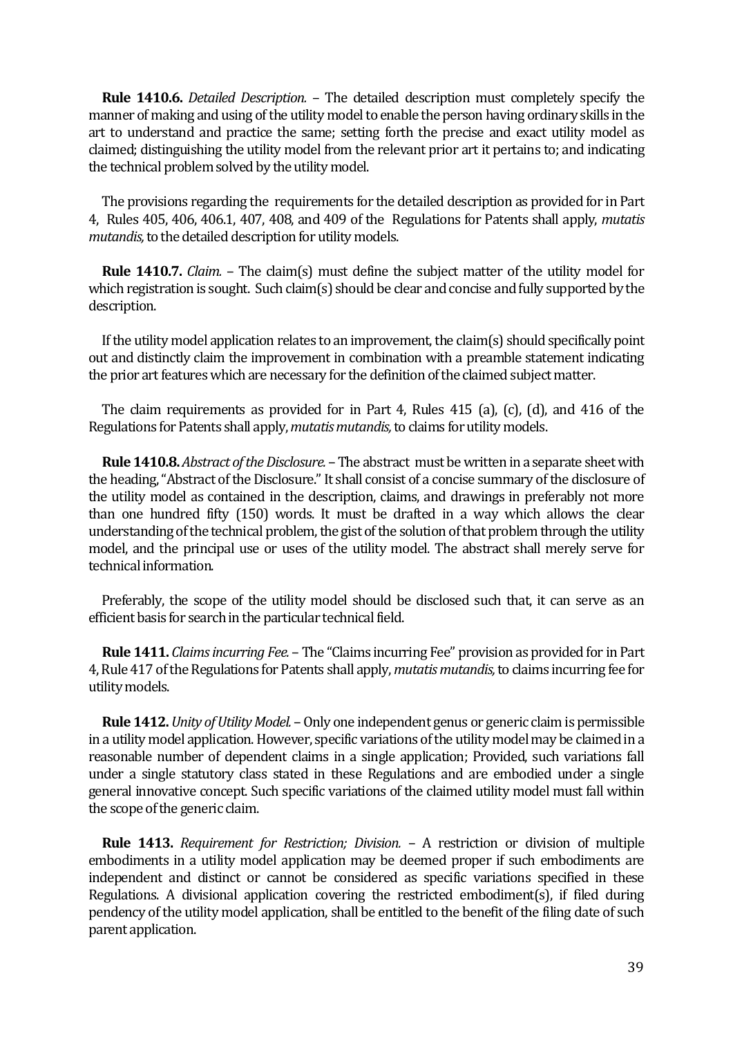**Rule 1410.6.** *Detailed Description.* – The detailed description must completely specify the manner of making and using of the utility model to enable the person having ordinary skills in the art to understand and practice the same; setting forth the precise and exact utility model as claimed; distinguishing the utility model from the relevant prior art it pertains to; and indicating the technical problem solved by the utility model.

The provisions regarding the requirements for the detailed description as provided for in Part 4, Rules 405, 406, 406.1, 407, 408, and 409 of the Regulations for Patents shall apply, *mutatis mutandis,* to the detailed description for utility models.

**Rule 1410.7.** *Claim.* – The claim(s) must define the subject matter of the utility model for which registration is sought. Such claim(s) should be clear and concise and fully supported by the description.

If the utility model application relates to an improvement, the claim(s) should specifically point out and distinctly claim the improvement in combination with a preamble statement indicating the prior art features which are necessary for the definition of the claimed subject matter.

The claim requirements as provided for in Part 4, Rules 415 (a), (c), (d), and 416 of the Regulations for Patents shall apply, *mutatis mutandis,* to claims for utility models.

**Rule 1410.8.** *Abstract of the Disclosure.* – The abstract must be written in a separate sheet with the heading, "Abstract of the Disclosure." It shall consist of a concise summary of the disclosure of the utility model as contained in the description, claims, and drawings in preferably not more than one hundred fifty (150) words. It must be drafted in a way which allows the clear understanding of the technical problem, the gist of the solution of that problem through the utility model, and the principal use or uses of the utility model. The abstract shall merely serve for technical information.

Preferably, the scope of the utility model should be disclosed such that, it can serve as an efficient basis for search in the particular technical field.

**Rule 1411.** *Claims incurring Fee.* – The "Claims incurring Fee" provision as provided for in Part 4, Rule 417 of the Regulations for Patents shall apply, *mutatis mutandis,* to claims incurring fee for utility models.

**Rule 1412.** *Unity of Utility Model.* – Only one independent genus or generic claim is permissible in a utility model application. However, specific variations of the utility model may be claimed in a reasonable number of dependent claims in a single application; Provided, such variations fall under a single statutory class stated in these Regulations and are embodied under a single general innovative concept. Such specific variations of the claimed utility model must fall within the scope of the generic claim.

**Rule 1413.** *Requirement for Restriction; Division.* – A restriction or division of multiple embodiments in a utility model application may be deemed proper if such embodiments are independent and distinct or cannot be considered as specific variations specified in these Regulations. A divisional application covering the restricted embodiment(s), if filed during pendency of the utility model application, shall be entitled to the benefit of the filing date of such parent application.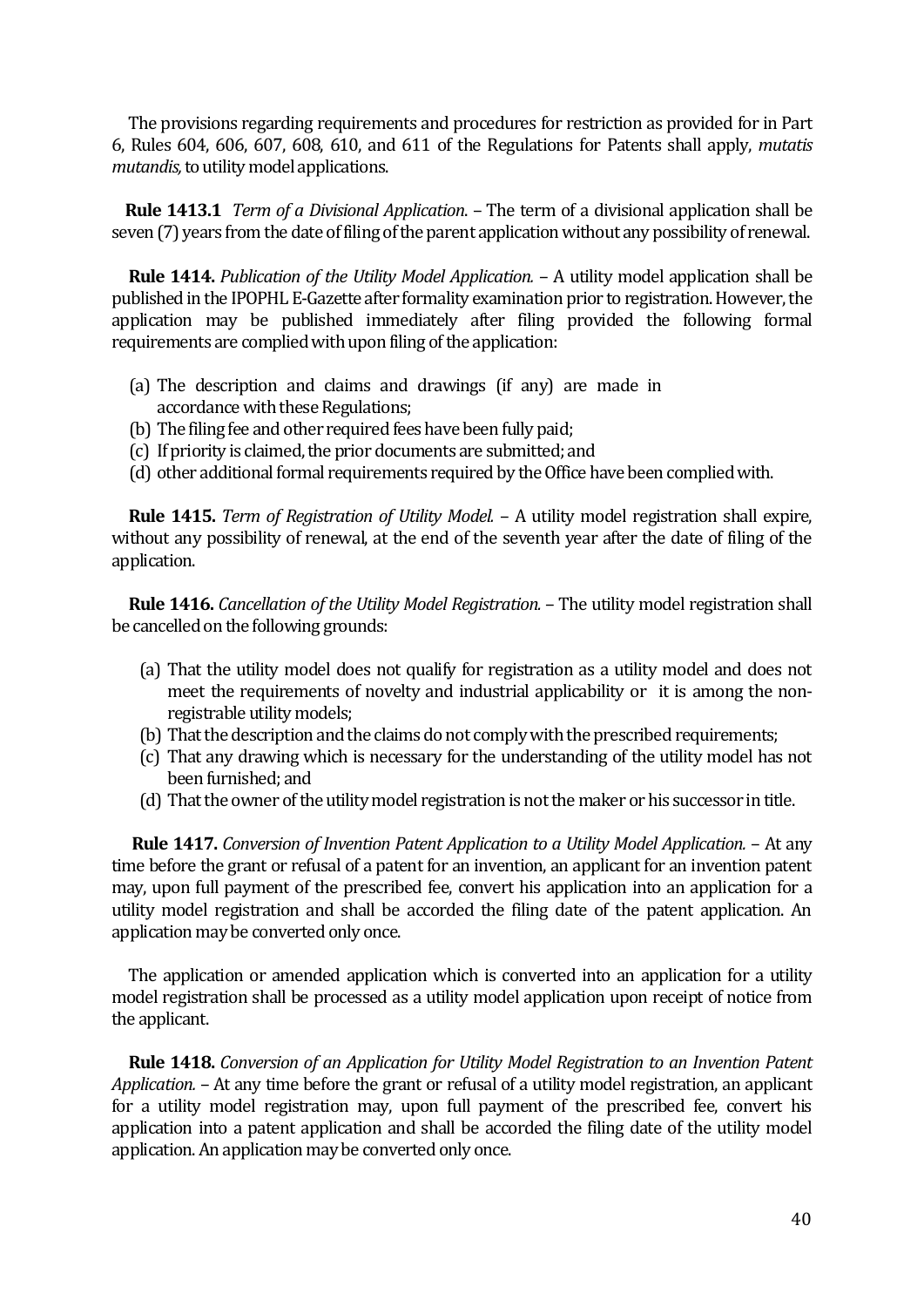The provisions regarding requirements and procedures for restriction as provided for in Part 6, Rules 604, 606, 607, 608, 610, and 611 of the Regulations for Patents shall apply, *mutatis mutandis,* to utility model applications.

**Rule 1413.1** *Term of a Divisional Application*. – The term of a divisional application shall be seven (7) years from the date of filing of the parent application without any possibility of renewal.

**Rule 1414.** *Publication of the Utility Model Application.* – A utility model application shall be published in the IPOPHL E-Gazette after formality examination prior to registration. However, the application may be published immediately after filing provided the following formal requirements are complied with upon filing of the application:

(a) The description and claims and drawings (if any) are made in accordance with these Regulations;
(b) The filing fee and other required fees have been fully paid;
(c) If priority is claimed, the prior documents are submitted; and
(d) other additional formal requirements required by the Office have been complied with.

**Rule 1415.** *Term of Registration of Utility Model.* – A utility model registration shall expire, without any possibility of renewal, at the end of the seventh year after the date of filing of the application.

**Rule 1416.** *Cancellation of the Utility Model Registration.* – The utility model registration shall be cancelled on the following grounds:

(a) That the utility model does not qualify for registration as a utility model and does not meet the requirements of novelty and industrial applicability or it is among the non-registrable utility models;
(b) That the description and the claims do not comply with the prescribed requirements;
(c) That any drawing which is necessary for the understanding of the utility model has not been furnished; and
(d) That the owner of the utility model registration is not the maker or his successor in title.

**Rule 1417.** *Conversion of Invention Patent Application to a Utility Model Application.* – At any time before the grant or refusal of a patent for an invention, an applicant for an invention patent may, upon full payment of the prescribed fee, convert his application into an application for a utility model registration and shall be accorded the filing date of the patent application. An application may be converted only once.

The application or amended application which is converted into an application for a utility model registration shall be processed as a utility model application upon receipt of notice from the applicant.

**Rule 1418.** *Conversion of an Application for Utility Model Registration to an Invention Patent Application.* – At any time before the grant or refusal of a utility model registration, an applicant for a utility model registration may, upon full payment of the prescribed fee, convert his application into a patent application and shall be accorded the filing date of the utility model application. An application may be converted only once.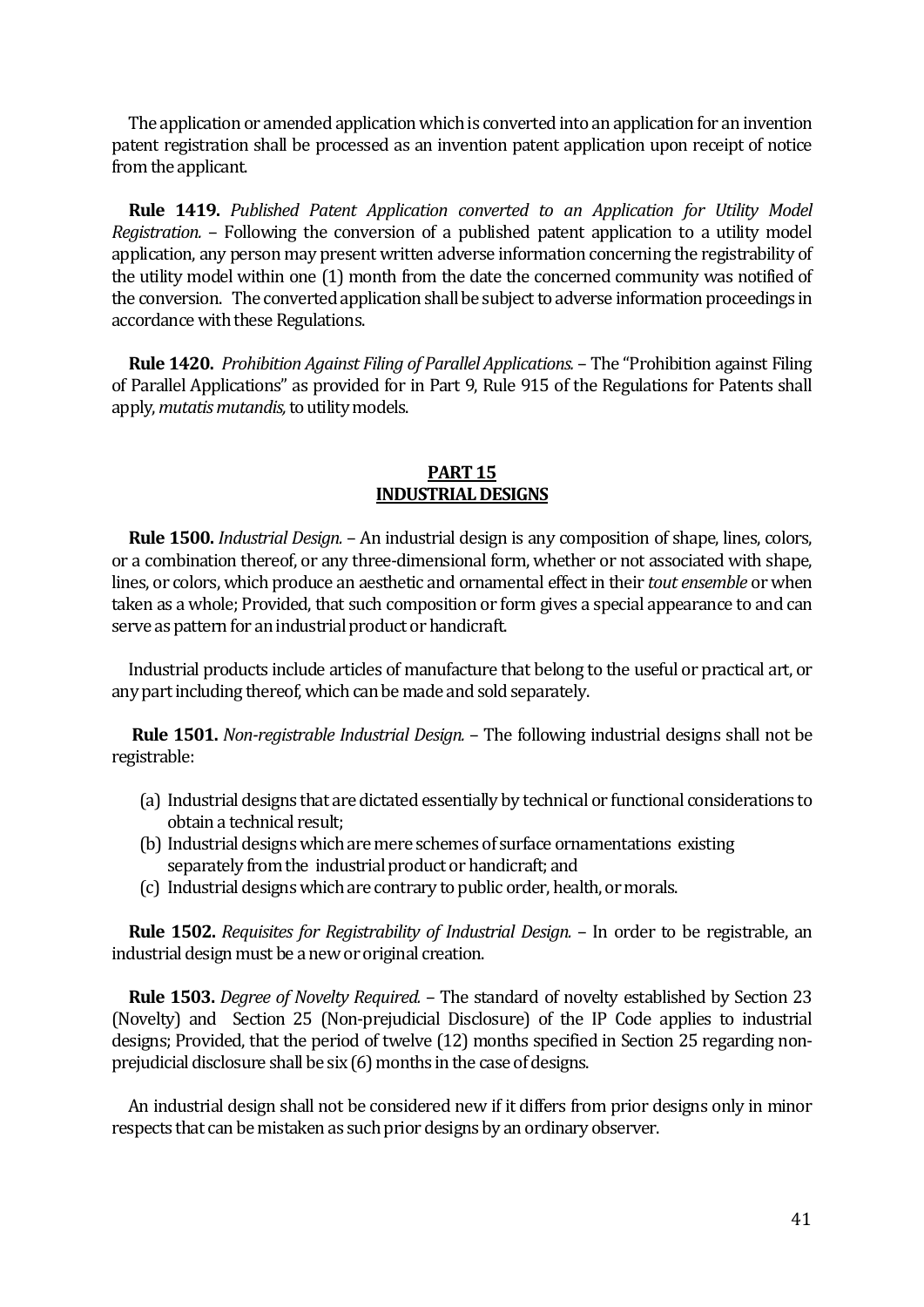The application or amended application which is converted into an application for an invention patent registration shall be processed as an invention patent application upon receipt of notice from the applicant.

**Rule 1419.** *Published Patent Application converted to an Application for Utility Model Registration.* – Following the conversion of a published patent application to a utility model application, any person may present written adverse information concerning the registrability of the utility model within one (1) month from the date the concerned community was notified of the conversion. The converted application shall be subject to adverse information proceedings in accordance with these Regulations.

**Rule 1420.** *Prohibition Against Filing of Parallel Applications.* – The "Prohibition against Filing of Parallel Applications" as provided for in Part 9, Rule 915 of the Regulations for Patents shall apply, *mutatis mutandis,* to utility models.

## PART 15
## INDUSTRIAL DESIGNS

**Rule 1500.** *Industrial Design.* – An industrial design is any composition of shape, lines, colors, or a combination thereof, or any three-dimensional form, whether or not associated with shape, lines, or colors, which produce an aesthetic and ornamental effect in their *tout ensemble* or when taken as a whole; Provided, that such composition or form gives a special appearance to and can serve as pattern for an industrial product or handicraft.

Industrial products include articles of manufacture that belong to the useful or practical art, or any part including thereof, which can be made and sold separately.

**Rule 1501.** *Non-registrable Industrial Design.* – The following industrial designs shall not be registrable:

(a) Industrial designs that are dictated essentially by technical or functional considerations to obtain a technical result;
(b) Industrial designs which are mere schemes of surface ornamentations existing separately from the industrial product or handicraft; and
(c) Industrial designs which are contrary to public order, health, or morals.

**Rule 1502.** *Requisites for Registrability of Industrial Design.* – In order to be registrable, an industrial design must be a new or original creation.

**Rule 1503.** *Degree of Novelty Required.* – The standard of novelty established by Section 23 (Novelty) and Section 25 (Non-prejudicial Disclosure) of the IP Code applies to industrial designs; Provided, that the period of twelve (12) months specified in Section 25 regarding non-prejudicial disclosure shall be six (6) months in the case of designs.

An industrial design shall not be considered new if it differs from prior designs only in minor respects that can be mistaken as such prior designs by an ordinary observer.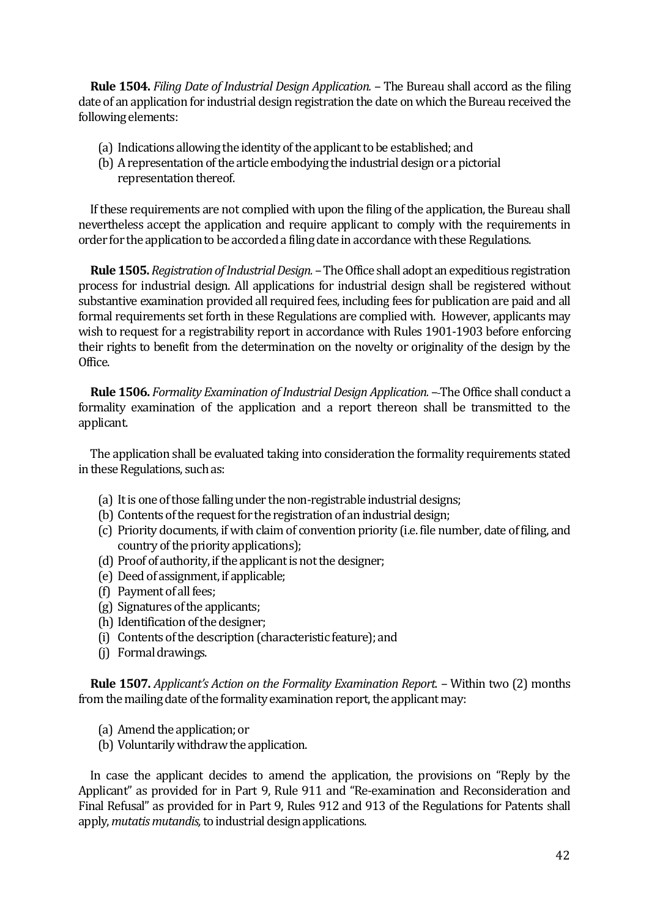**Rule 1504.** *Filing Date of Industrial Design Application.* – The Bureau shall accord as the filing date of an application for industrial design registration the date on which the Bureau received the following elements:

(a) Indications allowing the identity of the applicant to be established; and
(b) A representation of the article embodying the industrial design or a pictorial representation thereof.

If these requirements are not complied with upon the filing of the application, the Bureau shall nevertheless accept the application and require applicant to comply with the requirements in order for the application to be accorded a filing date in accordance with these Regulations.

**Rule 1505.** *Registration of Industrial Design.* – The Office shall adopt an expeditious registration process for industrial design. All applications for industrial design shall be registered without substantive examination provided all required fees, including fees for publication are paid and all formal requirements set forth in these Regulations are complied with. However, applicants may wish to request for a registrability report in accordance with Rules 1901-1903 before enforcing their rights to benefit from the determination on the novelty or originality of the design by the Office.

**Rule 1506.** *Formality Examination of Industrial Design Application.* –-The Office shall conduct a formality examination of the application and a report thereon shall be transmitted to the applicant.

The application shall be evaluated taking into consideration the formality requirements stated in these Regulations, such as:

(a) It is one of those falling under the non-registrable industrial designs;
(b) Contents of the request for the registration of an industrial design;
(c) Priority documents, if with claim of convention priority (i.e. file number, date of filing, and country of the priority applications);
(d) Proof of authority, if the applicant is not the designer;
(e) Deed of assignment, if applicable;
(f) Payment of all fees;
(g) Signatures of the applicants;
(h) Identification of the designer;
(i) Contents of the description (characteristic feature); and
(j) Formal drawings.

**Rule 1507.** *Applicant's Action on the Formality Examination Report.* – Within two (2) months from the mailing date of the formality examination report, the applicant may:

(a) Amend the application; or
(b) Voluntarily withdraw the application.

In case the applicant decides to amend the application, the provisions on "Reply by the Applicant" as provided for in Part 9, Rule 911 and "Re-examination and Reconsideration and Final Refusal" as provided for in Part 9, Rules 912 and 913 of the Regulations for Patents shall apply, *mutatis mutandis,* to industrial design applications.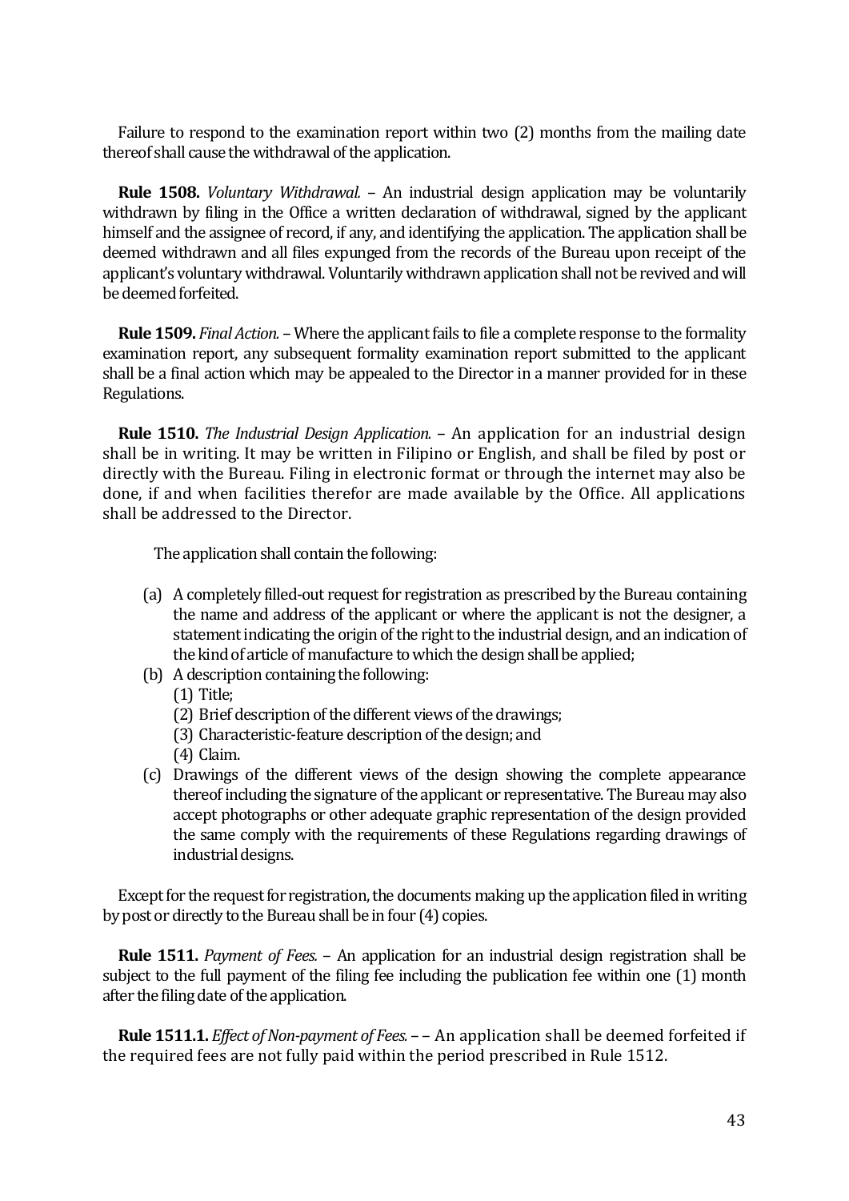Failure to respond to the examination report within two (2) months from the mailing date thereof shall cause the withdrawal of the application.

**Rule 1508.** *Voluntary Withdrawal.* – An industrial design application may be voluntarily withdrawn by filing in the Office a written declaration of withdrawal, signed by the applicant himself and the assignee of record, if any, and identifying the application. The application shall be deemed withdrawn and all files expunged from the records of the Bureau upon receipt of the applicant's voluntary withdrawal. Voluntarily withdrawn application shall not be revived and will be deemed forfeited.

**Rule 1509.** *Final Action.* – Where the applicant fails to file a complete response to the formality examination report, any subsequent formality examination report submitted to the applicant shall be a final action which may be appealed to the Director in a manner provided for in these Regulations.

**Rule 1510.** *The Industrial Design Application.* – An application for an industrial design shall be in writing. It may be written in Filipino or English, and shall be filed by post or directly with the Bureau. Filing in electronic format or through the internet may also be done, if and when facilities therefor are made available by the Office. All applications shall be addressed to the Director.

The application shall contain the following:

(a) A completely filled-out request for registration as prescribed by the Bureau containing the name and address of the applicant or where the applicant is not the designer, a statement indicating the origin of the right to the industrial design, and an indication of the kind of article of manufacture to which the design shall be applied;

(b) A description containing the following:
   (1) Title;
   (2) Brief description of the different views of the drawings;
   (3) Characteristic-feature description of the design; and
   (4) Claim.

(c) Drawings of the different views of the design showing the complete appearance thereof including the signature of the applicant or representative. The Bureau may also accept photographs or other adequate graphic representation of the design provided the same comply with the requirements of these Regulations regarding drawings of industrial designs.

Except for the request for registration, the documents making up the application filed in writing by post or directly to the Bureau shall be in four (4) copies.

**Rule 1511.** *Payment of Fees.* – An application for an industrial design registration shall be subject to the full payment of the filing fee including the publication fee within one (1) month after the filing date of the application.

**Rule 1511.1.** *Effect of Non-payment of Fees.* – – An application shall be deemed forfeited if the required fees are not fully paid within the period prescribed in Rule 1512.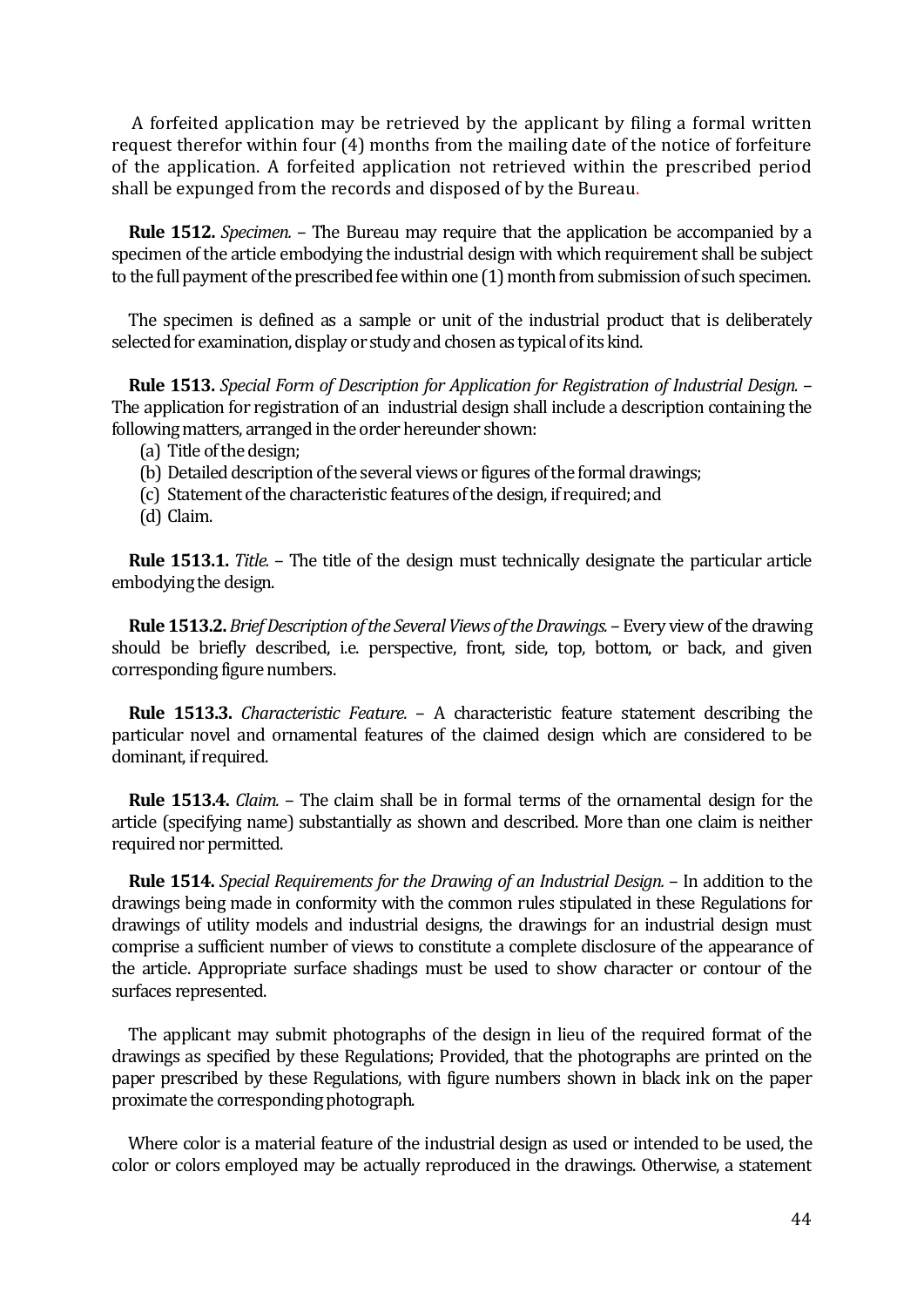A forfeited application may be retrieved by the applicant by filing a formal written request therefor within four (4) months from the mailing date of the notice of forfeiture of the application. A forfeited application not retrieved within the prescribed period shall be expunged from the records and disposed of by the Bureau.

**Rule 1512.** *Specimen.* – The Bureau may require that the application be accompanied by a specimen of the article embodying the industrial design with which requirement shall be subject to the full payment of the prescribed fee within one (1) month from submission of such specimen.

The specimen is defined as a sample or unit of the industrial product that is deliberately selected for examination, display or study and chosen as typical of its kind.

**Rule 1513.** *Special Form of Description for Application for Registration of Industrial Design.* – The application for registration of an industrial design shall include a description containing the following matters, arranged in the order hereunder shown:

(a) Title of the design;
(b) Detailed description of the several views or figures of the formal drawings;
(c) Statement of the characteristic features of the design, if required; and
(d) Claim.

**Rule 1513.1.** *Title.* – The title of the design must technically designate the particular article embodying the design.

**Rule 1513.2.** *Brief Description of the Several Views of the Drawings.* – Every view of the drawing should be briefly described, i.e. perspective, front, side, top, bottom, or back, and given corresponding figure numbers.

**Rule 1513.3.** *Characteristic Feature.* – A characteristic feature statement describing the particular novel and ornamental features of the claimed design which are considered to be dominant, if required.

**Rule 1513.4.** *Claim.* – The claim shall be in formal terms of the ornamental design for the article (specifying name) substantially as shown and described. More than one claim is neither required nor permitted.

**Rule 1514.** *Special Requirements for the Drawing of an Industrial Design.* – In addition to the drawings being made in conformity with the common rules stipulated in these Regulations for drawings of utility models and industrial designs, the drawings for an industrial design must comprise a sufficient number of views to constitute a complete disclosure of the appearance of the article. Appropriate surface shadings must be used to show character or contour of the surfaces represented.

The applicant may submit photographs of the design in lieu of the required format of the drawings as specified by these Regulations; Provided, that the photographs are printed on the paper prescribed by these Regulations, with figure numbers shown in black ink on the paper proximate the corresponding photograph.

Where color is a material feature of the industrial design as used or intended to be used, the color or colors employed may be actually reproduced in the drawings. Otherwise, a statement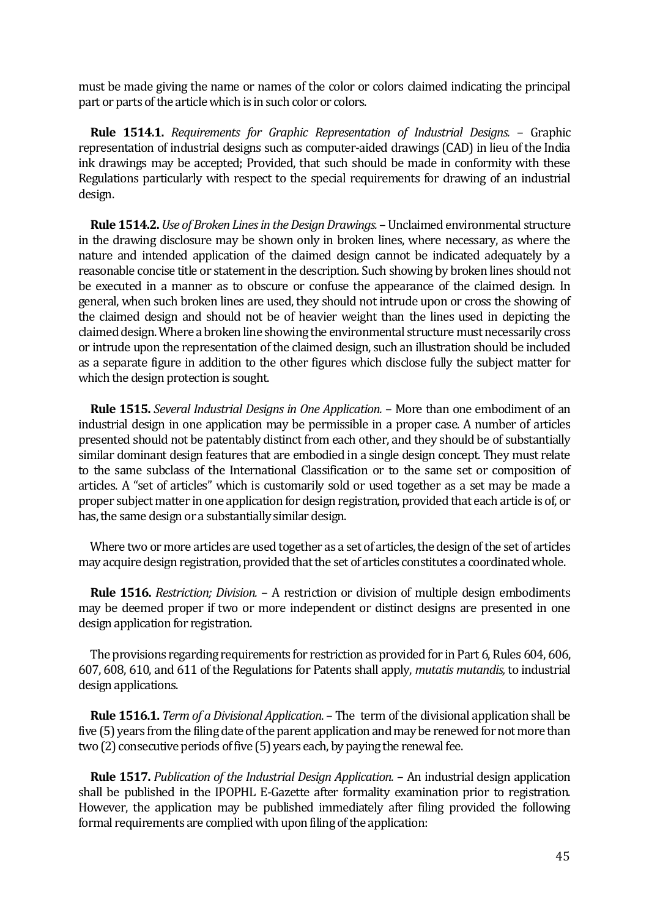must be made giving the name or names of the color or colors claimed indicating the principal part or parts of the article which is in such color or colors.

**Rule 1514.1.** *Requirements for Graphic Representation of Industrial Designs.* – Graphic representation of industrial designs such as computer-aided drawings (CAD) in lieu of the India ink drawings may be accepted; Provided, that such should be made in conformity with these Regulations particularly with respect to the special requirements for drawing of an industrial design.

**Rule 1514.2.** *Use of Broken Lines in the Design Drawings.* – Unclaimed environmental structure in the drawing disclosure may be shown only in broken lines, where necessary, as where the nature and intended application of the claimed design cannot be indicated adequately by a reasonable concise title or statement in the description. Such showing by broken lines should not be executed in a manner as to obscure or confuse the appearance of the claimed design. In general, when such broken lines are used, they should not intrude upon or cross the showing of the claimed design and should not be of heavier weight than the lines used in depicting the claimed design. Where a broken line showing the environmental structure must necessarily cross or intrude upon the representation of the claimed design, such an illustration should be included as a separate figure in addition to the other figures which disclose fully the subject matter for which the design protection is sought.

**Rule 1515.** *Several Industrial Designs in One Application.* – More than one embodiment of an industrial design in one application may be permissible in a proper case. A number of articles presented should not be patentably distinct from each other, and they should be of substantially similar dominant design features that are embodied in a single design concept. They must relate to the same subclass of the International Classification or to the same set or composition of articles. A "set of articles" which is customarily sold or used together as a set may be made a proper subject matter in one application for design registration, provided that each article is of, or has, the same design or a substantially similar design.

Where two or more articles are used together as a set of articles, the design of the set of articles may acquire design registration, provided that the set of articles constitutes a coordinated whole.

**Rule 1516.** *Restriction; Division.* – A restriction or division of multiple design embodiments may be deemed proper if two or more independent or distinct designs are presented in one design application for registration.

The provisions regarding requirements for restriction as provided for in Part 6, Rules 604, 606, 607, 608, 610, and 611 of the Regulations for Patents shall apply, *mutatis mutandis,* to industrial design applications.

**Rule 1516.1.** *Term of a Divisional Application.* – The term of the divisional application shall be five (5) years from the filing date of the parent application and may be renewed for not more than two (2) consecutive periods of five (5) years each, by paying the renewal fee.

**Rule 1517.** *Publication of the Industrial Design Application.* – An industrial design application shall be published in the IPOPHL E-Gazette after formality examination prior to registration. However, the application may be published immediately after filing provided the following formal requirements are complied with upon filing of the application: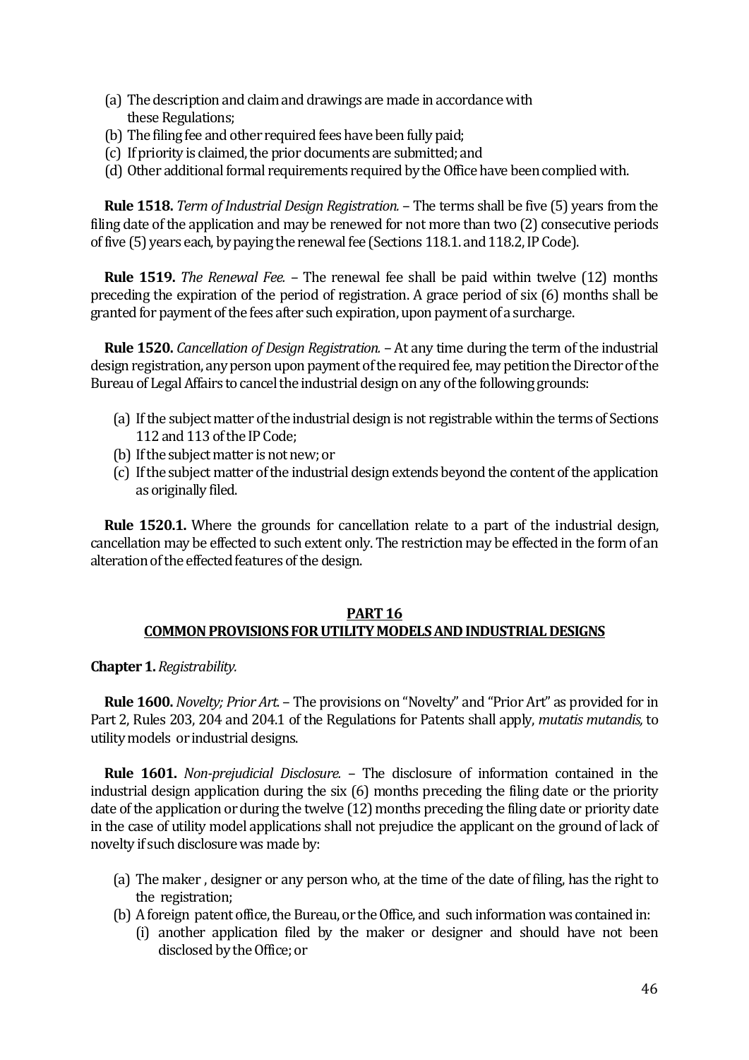(a) The description and claim and drawings are made in accordance with these Regulations;
(b) The filing fee and other required fees have been fully paid;
(c) If priority is claimed, the prior documents are submitted; and
(d) Other additional formal requirements required by the Office have been complied with.

**Rule 1518.** *Term of Industrial Design Registration.* – The terms shall be five (5) years from the filing date of the application and may be renewed for not more than two (2) consecutive periods of five (5) years each, by paying the renewal fee (Sections 118.1. and 118.2, IP Code).

**Rule 1519.** *The Renewal Fee.* – The renewal fee shall be paid within twelve (12) months preceding the expiration of the period of registration. A grace period of six (6) months shall be granted for payment of the fees after such expiration, upon payment of a surcharge.

**Rule 1520.** *Cancellation of Design Registration.* – At any time during the term of the industrial design registration, any person upon payment of the required fee, may petition the Director of the Bureau of Legal Affairs to cancel the industrial design on any of the following grounds:

(a) If the subject matter of the industrial design is not registrable within the terms of Sections 112 and 113 of the IP Code;
(b) If the subject matter is not new; or
(c) If the subject matter of the industrial design extends beyond the content of the application as originally filed.

**Rule 1520.1.** Where the grounds for cancellation relate to a part of the industrial design, cancellation may be effected to such extent only. The restriction may be effected in the form of an alteration of the effected features of the design.

## PART 16
## COMMON PROVISIONS FOR UTILITY MODELS AND INDUSTRIAL DESIGNS

**Chapter 1.** *Registrability.*

**Rule 1600.** *Novelty; Prior Art.* – The provisions on "Novelty" and "Prior Art" as provided for in Part 2, Rules 203, 204 and 204.1 of the Regulations for Patents shall apply, *mutatis mutandis,* to utility models or industrial designs.

**Rule 1601.** *Non-prejudicial Disclosure.* – The disclosure of information contained in the industrial design application during the six (6) months preceding the filing date or the priority date of the application or during the twelve (12) months preceding the filing date or priority date in the case of utility model applications shall not prejudice the applicant on the ground of lack of novelty if such disclosure was made by:

(a) The maker , designer or any person who, at the time of the date of filing, has the right to the registration;
(b) A foreign patent office, the Bureau, or the Office, and such information was contained in:
   (i) another application filed by the maker or designer and should have not been disclosed by the Office; or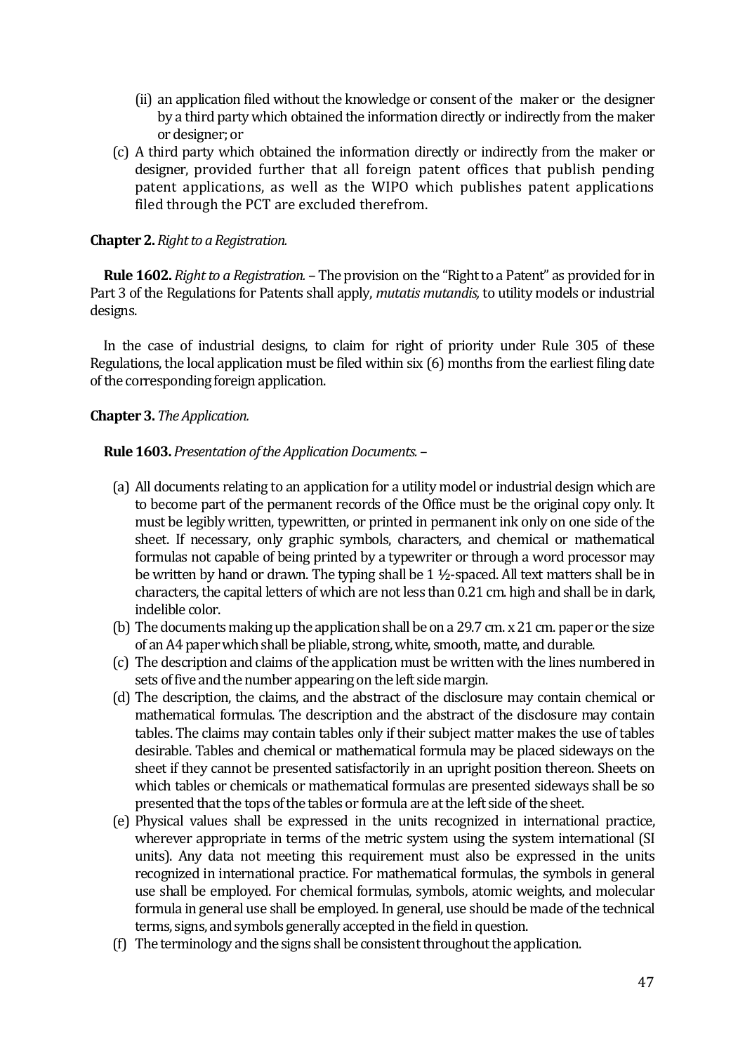(ii) an application filed without the knowledge or consent of the maker or the designer by a third party which obtained the information directly or indirectly from the maker or designer; or

(c) A third party which obtained the information directly or indirectly from the maker or designer, provided further that all foreign patent offices that publish pending patent applications, as well as the WIPO which publishes patent applications filed through the PCT are excluded therefrom.

**Chapter 2.** *Right to a Registration.*

**Rule 1602.** *Right to a Registration.* – The provision on the "Right to a Patent" as provided for in Part 3 of the Regulations for Patents shall apply, *mutatis mutandis,* to utility models or industrial designs.

In the case of industrial designs, to claim for right of priority under Rule 305 of these Regulations, the local application must be filed within six (6) months from the earliest filing date of the corresponding foreign application.

**Chapter 3.** *The Application.*

**Rule 1603.** *Presentation of the Application Documents.* –

(a) All documents relating to an application for a utility model or industrial design which are to become part of the permanent records of the Office must be the original copy only. It must be legibly written, typewritten, or printed in permanent ink only on one side of the sheet. If necessary, only graphic symbols, characters, and chemical or mathematical formulas not capable of being printed by a typewriter or through a word processor may be written by hand or drawn. The typing shall be 1 ½-spaced. All text matters shall be in characters, the capital letters of which are not less than 0.21 cm. high and shall be in dark, indelible color.

(b) The documents making up the application shall be on a 29.7 cm. x 21 cm. paper or the size of an A4 paper which shall be pliable, strong, white, smooth, matte, and durable.

(c) The description and claims of the application must be written with the lines numbered in sets of five and the number appearing on the left side margin.

(d) The description, the claims, and the abstract of the disclosure may contain chemical or mathematical formulas. The description and the abstract of the disclosure may contain tables. The claims may contain tables only if their subject matter makes the use of tables desirable. Tables and chemical or mathematical formula may be placed sideways on the sheet if they cannot be presented satisfactorily in an upright position thereon. Sheets on which tables or chemicals or mathematical formulas are presented sideways shall be so presented that the tops of the tables or formula are at the left side of the sheet.

(e) Physical values shall be expressed in the units recognized in international practice, wherever appropriate in terms of the metric system using the system international (SI units). Any data not meeting this requirement must also be expressed in the units recognized in international practice. For mathematical formulas, the symbols in general use shall be employed. For chemical formulas, symbols, atomic weights, and molecular formula in general use shall be employed. In general, use should be made of the technical terms, signs, and symbols generally accepted in the field in question.

(f) The terminology and the signs shall be consistent throughout the application.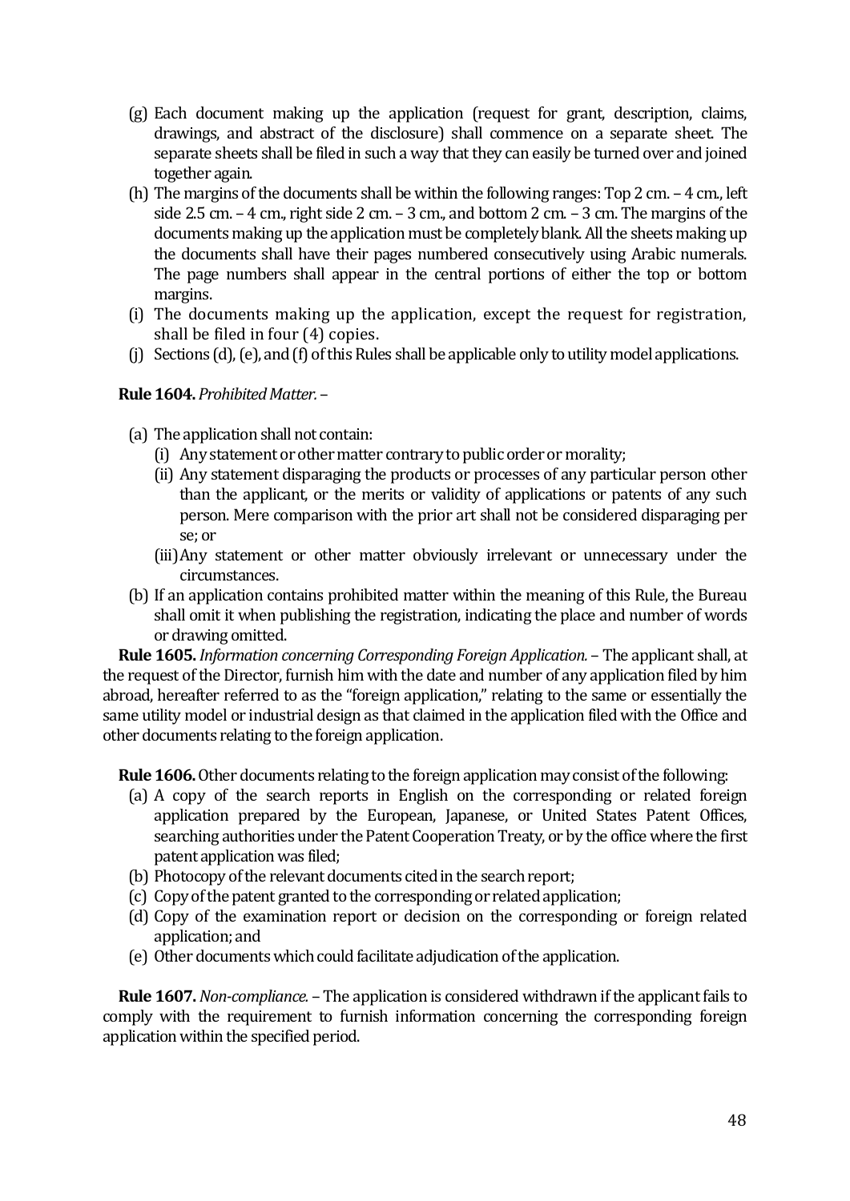(g) Each document making up the application (request for grant, description, claims, drawings, and abstract of the disclosure) shall commence on a separate sheet. The separate sheets shall be filed in such a way that they can easily be turned over and joined together again.

(h) The margins of the documents shall be within the following ranges: Top 2 cm. – 4 cm., left side 2.5 cm. – 4 cm., right side 2 cm. – 3 cm., and bottom 2 cm. – 3 cm. The margins of the documents making up the application must be completely blank. All the sheets making up the documents shall have their pages numbered consecutively using Arabic numerals. The page numbers shall appear in the central portions of either the top or bottom margins.

(i) The documents making up the application, except the request for registration, shall be filed in four (4) copies.

(j) Sections (d), (e), and (f) of this Rules shall be applicable only to utility model applications.

**Rule 1604.** *Prohibited Matter.* –

(a) The application shall not contain:
   (i) Any statement or other matter contrary to public order or morality;
   (ii) Any statement disparaging the products or processes of any particular person other than the applicant, or the merits or validity of applications or patents of any such person. Mere comparison with the prior art shall not be considered disparaging per se; or
   (iii) Any statement or other matter obviously irrelevant or unnecessary under the circumstances.

(b) If an application contains prohibited matter within the meaning of this Rule, the Bureau shall omit it when publishing the registration, indicating the place and number of words or drawing omitted.

**Rule 1605.** *Information concerning Corresponding Foreign Application.* – The applicant shall, at the request of the Director, furnish him with the date and number of any application filed by him abroad, hereafter referred to as the "foreign application," relating to the same or essentially the same utility model or industrial design as that claimed in the application filed with the Office and other documents relating to the foreign application.

**Rule 1606.** Other documents relating to the foreign application may consist of the following:

(a) A copy of the search reports in English on the corresponding or related foreign application prepared by the European, Japanese, or United States Patent Offices, searching authorities under the Patent Cooperation Treaty, or by the office where the first patent application was filed;

(b) Photocopy of the relevant documents cited in the search report;

(c) Copy of the patent granted to the corresponding or related application;

(d) Copy of the examination report or decision on the corresponding or foreign related application; and

(e) Other documents which could facilitate adjudication of the application.

**Rule 1607.** *Non-compliance.* – The application is considered withdrawn if the applicant fails to comply with the requirement to furnish information concerning the corresponding foreign application within the specified period.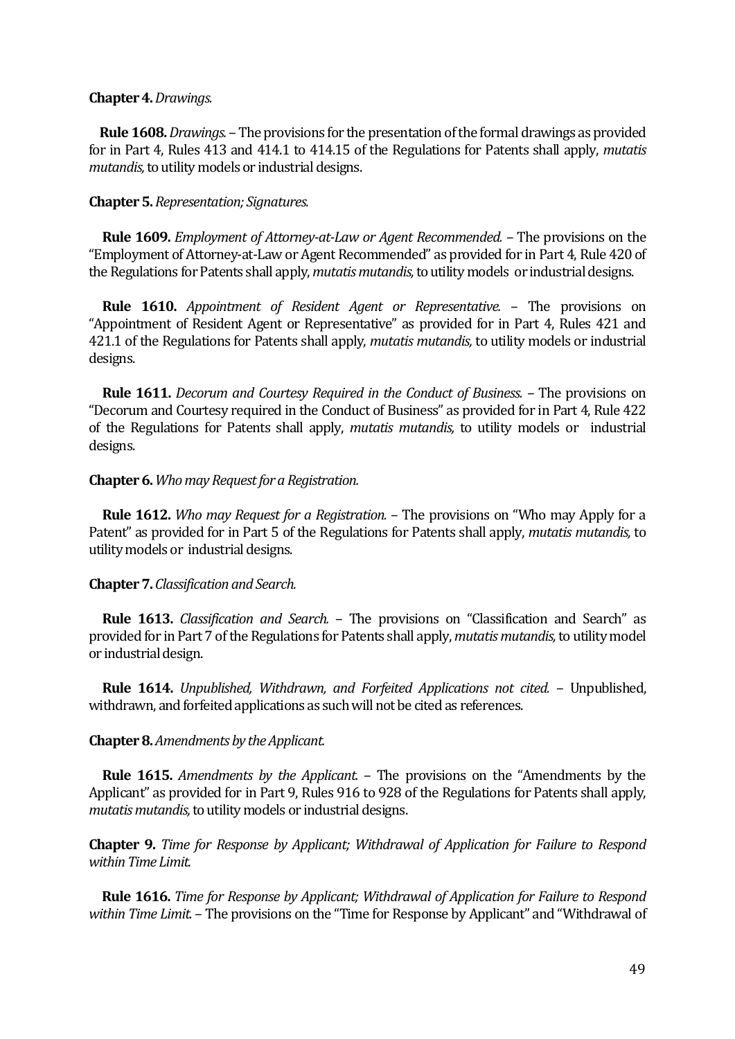**Chapter 4.** *Drawings.*

**Rule 1608.** *Drawings.* – The provisions for the presentation of the formal drawings as provided for in Part 4, Rules 413 and 414.1 to 414.15 of the Regulations for Patents shall apply, *mutatis mutandis,* to utility models or industrial designs.

**Chapter 5.** *Representation; Signatures.*

**Rule 1609.** *Employment of Attorney-at-Law or Agent Recommended.* – The provisions on the "Employment of Attorney-at-Law or Agent Recommended" as provided for in Part 4, Rule 420 of the Regulations for Patents shall apply, *mutatis mutandis,* to utility models or industrial designs.

**Rule 1610.** *Appointment of Resident Agent or Representative.* – The provisions on "Appointment of Resident Agent or Representative" as provided for in Part 4, Rules 421 and 421.1 of the Regulations for Patents shall apply, *mutatis mutandis,* to utility models or industrial designs.

**Rule 1611.** *Decorum and Courtesy Required in the Conduct of Business.* – The provisions on "Decorum and Courtesy required in the Conduct of Business" as provided for in Part 4, Rule 422 of the Regulations for Patents shall apply, *mutatis mutandis,* to utility models or industrial designs.

**Chapter 6.** *Who may Request for a Registration.*

**Rule 1612.** *Who may Request for a Registration.* – The provisions on "Who may Apply for a Patent" as provided for in Part 5 of the Regulations for Patents shall apply, *mutatis mutandis,* to utility models or industrial designs.

**Chapter 7.** *Classification and Search.*

**Rule 1613.** *Classification and Search.* – The provisions on "Classification and Search" as provided for in Part 7 of the Regulations for Patents shall apply, *mutatis mutandis,* to utility model or industrial design.

**Rule 1614.** *Unpublished, Withdrawn, and Forfeited Applications not cited.* – Unpublished, withdrawn, and forfeited applications as such will not be cited as references.

**Chapter 8.** *Amendments by the Applicant.*

**Rule 1615.** *Amendments by the Applicant.* – The provisions on the "Amendments by the Applicant" as provided for in Part 9, Rules 916 to 928 of the Regulations for Patents shall apply, *mutatis mutandis,* to utility models or industrial designs.

**Chapter 9.** *Time for Response by Applicant; Withdrawal of Application for Failure to Respond within Time Limit.*

**Rule 1616.** *Time for Response by Applicant; Withdrawal of Application for Failure to Respond within Time Limit.* – The provisions on the "Time for Response by Applicant" and "Withdrawal of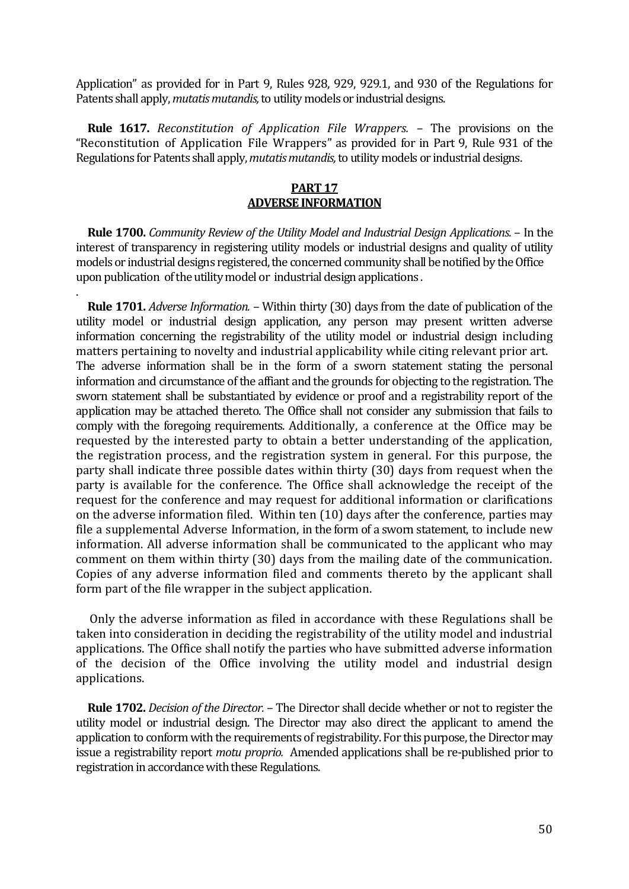Application" as provided for in Part 9, Rules 928, 929, 929.1, and 930 of the Regulations for Patents shall apply, *mutatis mutandis,* to utility models or industrial designs.

**Rule 1617.** *Reconstitution of Application File Wrappers.* – The provisions on the "Reconstitution of Application File Wrappers" as provided for in Part 9, Rule 931 of the Regulations for Patents shall apply, *mutatis mutandis,* to utility models or industrial designs.

## PART 17
## ADVERSE INFORMATION

**Rule 1700.** *Community Review of the Utility Model and Industrial Design Applications.* – In the interest of transparency in registering utility models or industrial designs and quality of utility models or industrial designs registered, the concerned community shall be notified by the Office upon publication of the utility model or industrial design applications .

**Rule 1701.** *Adverse Information.* – Within thirty (30) days from the date of publication of the utility model or industrial design application, any person may present written adverse information concerning the registrability of the utility model or industrial design including matters pertaining to novelty and industrial applicability while citing relevant prior art. The adverse information shall be in the form of a sworn statement stating the personal information and circumstance of the affiant and the grounds for objecting to the registration. The sworn statement shall be substantiated by evidence or proof and a registrability report of the application may be attached thereto. The Office shall not consider any submission that fails to comply with the foregoing requirements. Additionally, a conference at the Office may be requested by the interested party to obtain a better understanding of the application, the registration process, and the registration system in general. For this purpose, the party shall indicate three possible dates within thirty (30) days from request when the party is available for the conference. The Office shall acknowledge the receipt of the request for the conference and may request for additional information or clarifications on the adverse information filed. Within ten (10) days after the conference, parties may file a supplemental Adverse Information, in the form of a sworn statement, to include new information. All adverse information shall be communicated to the applicant who may comment on them within thirty (30) days from the mailing date of the communication. Copies of any adverse information filed and comments thereto by the applicant shall form part of the file wrapper in the subject application.

Only the adverse information as filed in accordance with these Regulations shall be taken into consideration in deciding the registrability of the utility model and industrial applications. The Office shall notify the parties who have submitted adverse information of the decision of the Office involving the utility model and industrial design applications.

**Rule 1702.** *Decision of the Director.* – The Director shall decide whether or not to register the utility model or industrial design. The Director may also direct the applicant to amend the application to conform with the requirements of registrability. For this purpose, the Director may issue a registrability report *motu proprio.* Amended applications shall be re-published prior to registration in accordance with these Regulations.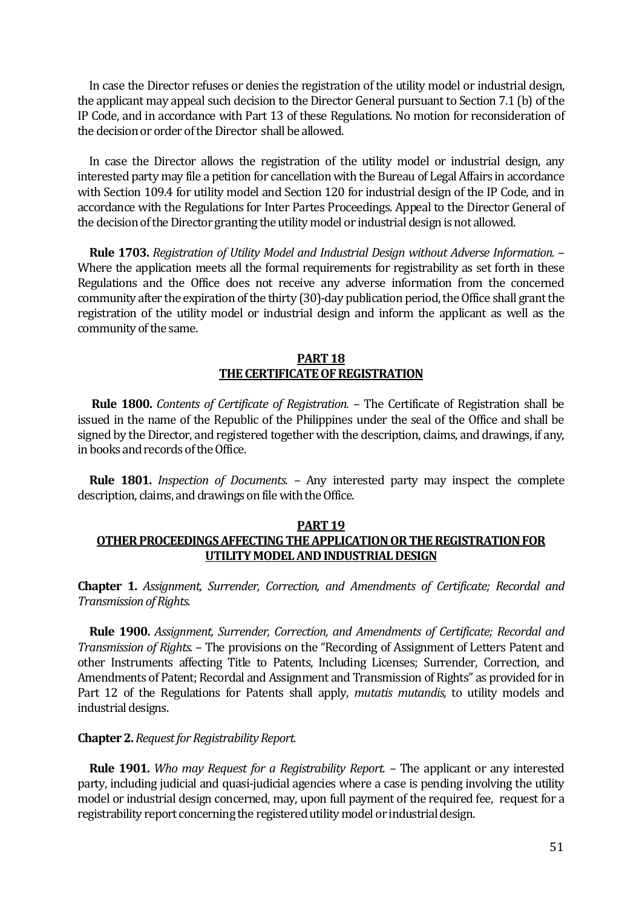In case the Director refuses or denies the registration of the utility model or industrial design, the applicant may appeal such decision to the Director General pursuant to Section 7.1 (b) of the IP Code, and in accordance with Part 13 of these Regulations. No motion for reconsideration of the decision or order of the Director shall be allowed.

In case the Director allows the registration of the utility model or industrial design, any interested party may file a petition for cancellation with the Bureau of Legal Affairs in accordance with Section 109.4 for utility model and Section 120 for industrial design of the IP Code, and in accordance with the Regulations for Inter Partes Proceedings. Appeal to the Director General of the decision of the Director granting the utility model or industrial design is not allowed.

**Rule 1703.** *Registration of Utility Model and Industrial Design without Adverse Information.* – Where the application meets all the formal requirements for registrability as set forth in these Regulations and the Office does not receive any adverse information from the concerned community after the expiration of the thirty (30)-day publication period, the Office shall grant the registration of the utility model or industrial design and inform the applicant as well as the community of the same.

## PART 18
## THE CERTIFICATE OF REGISTRATION

**Rule 1800.** *Contents of Certificate of Registration.* – The Certificate of Registration shall be issued in the name of the Republic of the Philippines under the seal of the Office and shall be signed by the Director, and registered together with the description, claims, and drawings, if any, in books and records of the Office.

**Rule 1801.** *Inspection of Documents.* – Any interested party may inspect the complete description, claims, and drawings on file with the Office.

## PART 19
## OTHER PROCEEDINGS AFFECTING THE APPLICATION OR THE REGISTRATION FOR UTILITY MODEL AND INDUSTRIAL DESIGN

**Chapter 1.** *Assignment, Surrender, Correction, and Amendments of Certificate; Recordal and Transmission of Rights.*

**Rule 1900.** *Assignment, Surrender, Correction, and Amendments of Certificate; Recordal and Transmission of Rights.* – The provisions on the "Recording of Assignment of Letters Patent and other Instruments affecting Title to Patents, Including Licenses; Surrender, Correction, and Amendments of Patent; Recordal and Assignment and Transmission of Rights" as provided for in Part 12 of the Regulations for Patents shall apply, *mutatis mutandis,* to utility models and industrial designs.

**Chapter 2.** *Request for Registrability Report.*

**Rule 1901.** *Who may Request for a Registrability Report.* – The applicant or any interested party, including judicial and quasi-judicial agencies where a case is pending involving the utility model or industrial design concerned, may, upon full payment of the required fee, request for a registrability report concerning the registered utility model or industrial design.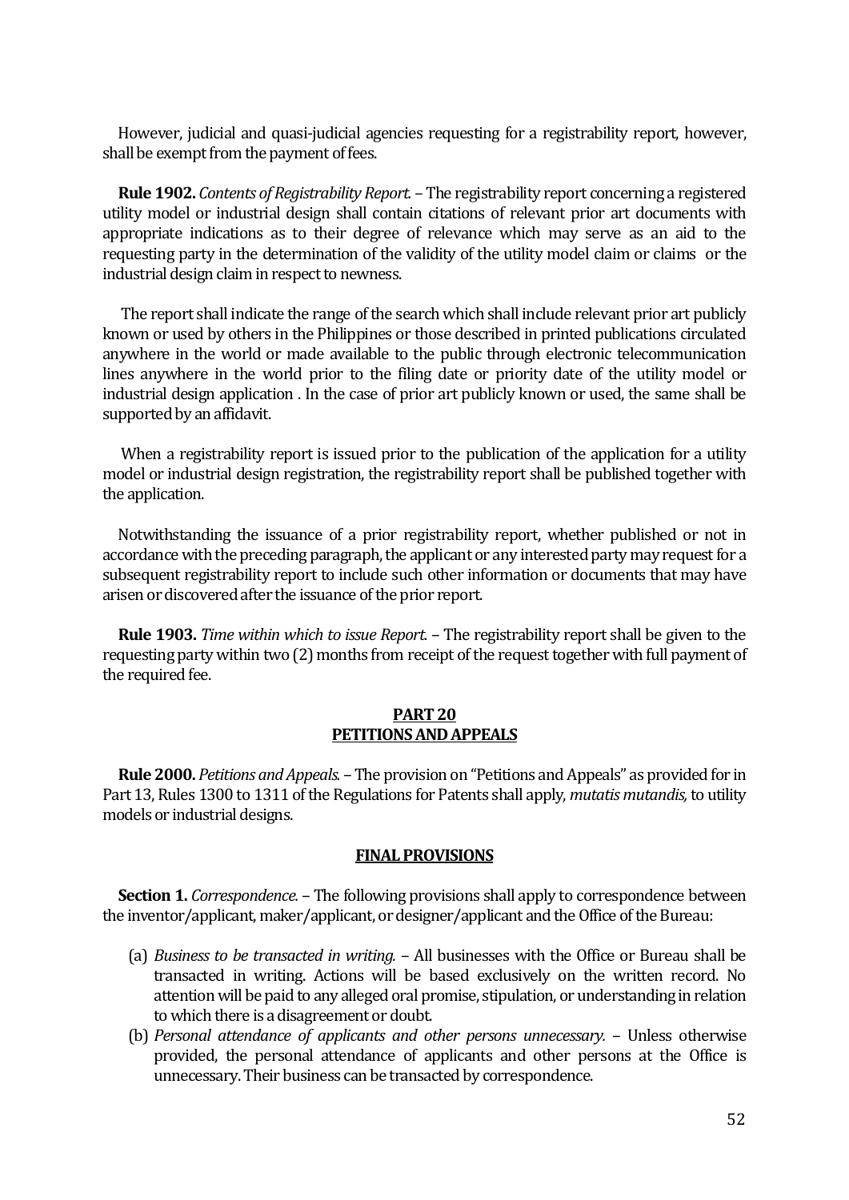However, judicial and quasi-judicial agencies requesting for a registrability report, however, shall be exempt from the payment of fees.

**Rule 1902.** *Contents of Registrability Report.* – The registrability report concerning a registered utility model or industrial design shall contain citations of relevant prior art documents with appropriate indications as to their degree of relevance which may serve as an aid to the requesting party in the determination of the validity of the utility model claim or claims or the industrial design claim in respect to newness.

The report shall indicate the range of the search which shall include relevant prior art publicly known or used by others in the Philippines or those described in printed publications circulated anywhere in the world or made available to the public through electronic telecommunication lines anywhere in the world prior to the filing date or priority date of the utility model or industrial design application . In the case of prior art publicly known or used, the same shall be supported by an affidavit.

When a registrability report is issued prior to the publication of the application for a utility model or industrial design registration, the registrability report shall be published together with the application.

Notwithstanding the issuance of a prior registrability report, whether published or not in accordance with the preceding paragraph, the applicant or any interested party may request for a subsequent registrability report to include such other information or documents that may have arisen or discovered after the issuance of the prior report.

**Rule 1903.** *Time within which to issue Report.* – The registrability report shall be given to the requesting party within two (2) months from receipt of the request together with full payment of the required fee.

## PART 20
## PETITIONS AND APPEALS

**Rule 2000.** *Petitions and Appeals.* – The provision on "Petitions and Appeals" as provided for in Part 13, Rules 1300 to 1311 of the Regulations for Patents shall apply, *mutatis mutandis,* to utility models or industrial designs.

## FINAL PROVISIONS

**Section 1.** *Correspondence.* – The following provisions shall apply to correspondence between the inventor/applicant, maker/applicant, or designer/applicant and the Office of the Bureau:

(a) *Business to be transacted in writing.* – All businesses with the Office or Bureau shall be transacted in writing. Actions will be based exclusively on the written record. No attention will be paid to any alleged oral promise, stipulation, or understanding in relation to which there is a disagreement or doubt.

(b) *Personal attendance of applicants and other persons unnecessary.* – Unless otherwise provided, the personal attendance of applicants and other persons at the Office is unnecessary. Their business can be transacted by correspondence.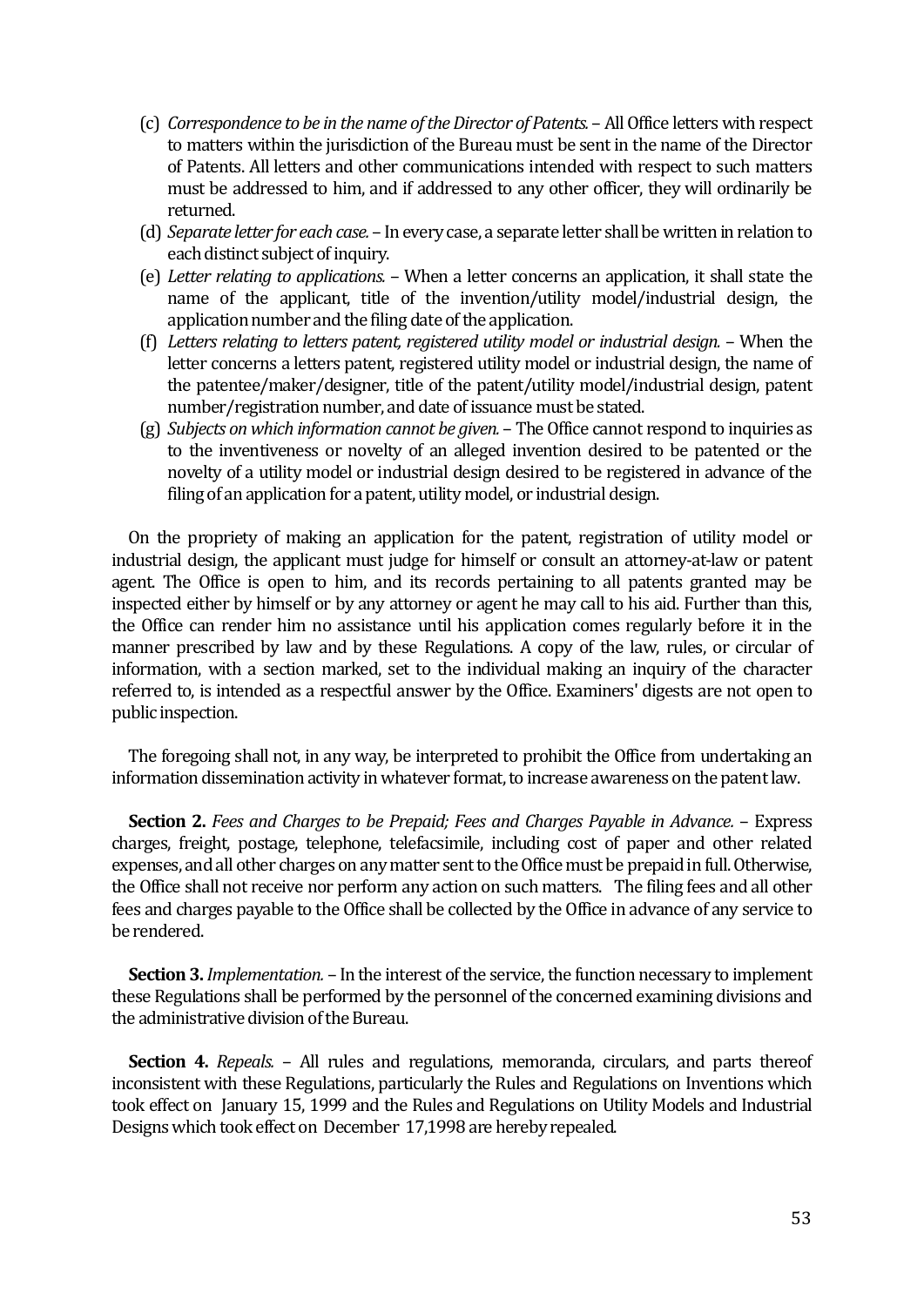(c) *Correspondence to be in the name of the Director of Patents.* – All Office letters with respect to matters within the jurisdiction of the Bureau must be sent in the name of the Director of Patents. All letters and other communications intended with respect to such matters must be addressed to him, and if addressed to any other officer, they will ordinarily be returned.

(d) *Separate letter for each case.* – In every case, a separate letter shall be written in relation to each distinct subject of inquiry.

(e) *Letter relating to applications.* – When a letter concerns an application, it shall state the name of the applicant, title of the invention/utility model/industrial design, the application number and the filing date of the application.

(f) *Letters relating to letters patent, registered utility model or industrial design.* – When the letter concerns a letters patent, registered utility model or industrial design, the name of the patentee/maker/designer, title of the patent/utility model/industrial design, patent number/registration number, and date of issuance must be stated.

(g) *Subjects on which information cannot be given.* – The Office cannot respond to inquiries as to the inventiveness or novelty of an alleged invention desired to be patented or the novelty of a utility model or industrial design desired to be registered in advance of the filing of an application for a patent, utility model, or industrial design.

On the propriety of making an application for the patent, registration of utility model or industrial design, the applicant must judge for himself or consult an attorney-at-law or patent agent. The Office is open to him, and its records pertaining to all patents granted may be inspected either by himself or by any attorney or agent he may call to his aid. Further than this, the Office can render him no assistance until his application comes regularly before it in the manner prescribed by law and by these Regulations. A copy of the law, rules, or circular of information, with a section marked, set to the individual making an inquiry of the character referred to, is intended as a respectful answer by the Office. Examiners' digests are not open to public inspection.

The foregoing shall not, in any way, be interpreted to prohibit the Office from undertaking an information dissemination activity in whatever format, to increase awareness on the patent law.

**Section 2.** *Fees and Charges to be Prepaid; Fees and Charges Payable in Advance.* – Express charges, freight, postage, telephone, telefacsimile, including cost of paper and other related expenses, and all other charges on any matter sent to the Office must be prepaid in full. Otherwise, the Office shall not receive nor perform any action on such matters. The filing fees and all other fees and charges payable to the Office shall be collected by the Office in advance of any service to be rendered.

**Section 3.** *Implementation.* – In the interest of the service, the function necessary to implement these Regulations shall be performed by the personnel of the concerned examining divisions and the administrative division of the Bureau.

**Section 4.** *Repeals.* – All rules and regulations, memoranda, circulars, and parts thereof inconsistent with these Regulations, particularly the Rules and Regulations on Inventions which took effect on January 15, 1999 and the Rules and Regulations on Utility Models and Industrial Designs which took effect on December 17,1998 are hereby repealed.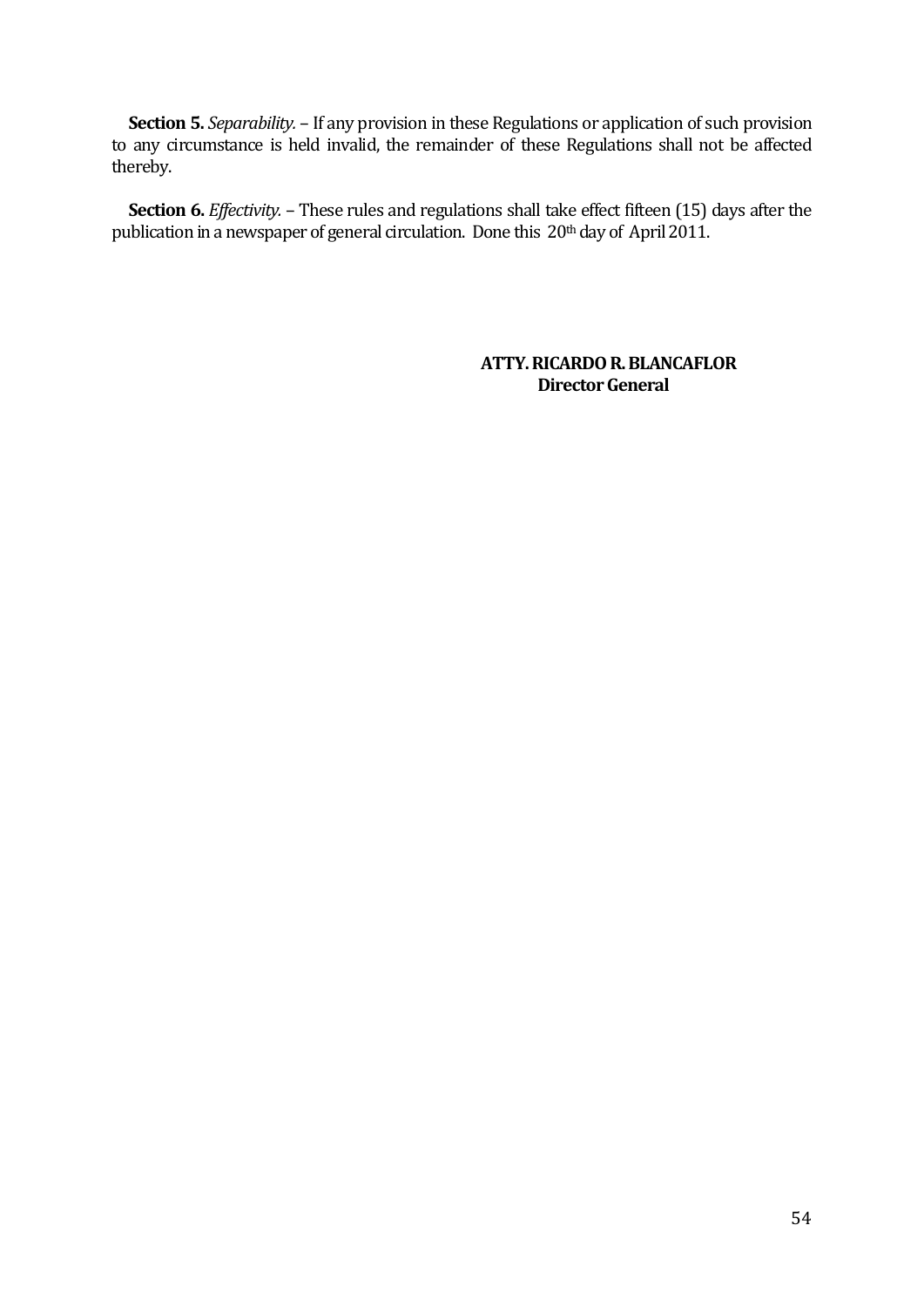**Section 5.** *Separability.* – If any provision in these Regulations or application of such provision to any circumstance is held invalid, the remainder of these Regulations shall not be affected thereby.

**Section 6.** *Effectivity.* – These rules and regulations shall take effect fifteen (15) days after the publication in a newspaper of general circulation. Done this 20th day of April 2011.

**ATTY. RICARDO R. BLANCAFLOR**
**Director General**